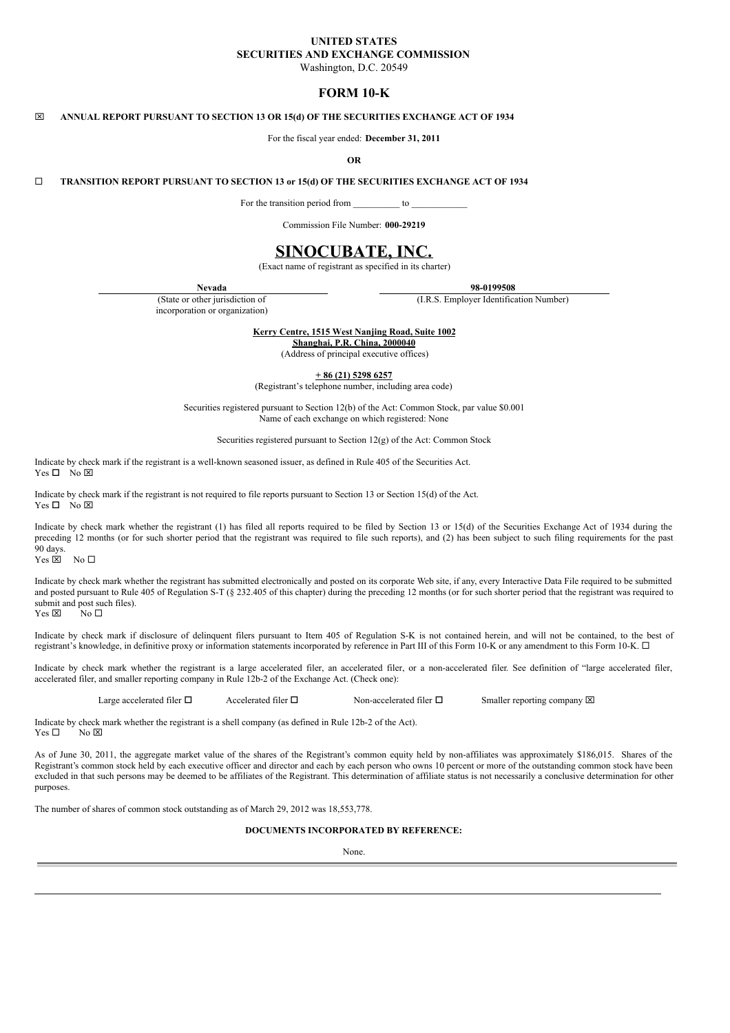**UNITED STATES**
**SECURITIES AND EXCHANGE COMMISSION**
Washington, D.C. 20549

# FORM 10-K

☒ **ANNUAL REPORT PURSUANT TO SECTION 13 OR 15(d) OF THE SECURITIES EXCHANGE ACT OF 1934**

For the fiscal year ended: **December 31, 2011**

**OR**

☐ **TRANSITION REPORT PURSUANT TO SECTION 13 or 15(d) OF THE SECURITIES EXCHANGE ACT OF 1934**

For the transition period from __________ to ____________

Commission File Number: **000-29219**

# SINOCUBATE, INC.

(Exact name of registrant as specified in its charter)

| **Nevada** | **98-0199508** |
|---|---|
| (State or other jurisdiction of incorporation or organization) | (I.R.S. Employer Identification Number) |

**Kerry Centre, 1515 West Nanjing Road, Suite 1002**
**Shanghai, P.R. China, 2000040**
(Address of principal executive offices)

**+ 86 (21) 5298 6257**
(Registrant's telephone number, including area code)

Securities registered pursuant to Section 12(b) of the Act: Common Stock, par value $0.001
Name of each exchange on which registered: None

Securities registered pursuant to Section 12(g) of the Act: Common Stock

Indicate by check mark if the registrant is a well-known seasoned issuer, as defined in Rule 405 of the Securities Act.
Yes ☐ No ☒

Indicate by check mark if the registrant is not required to file reports pursuant to Section 13 or Section 15(d) of the Act.
Yes ☐ No ☒

Indicate by check mark whether the registrant (1) has filed all reports required to be filed by Section 13 or 15(d) of the Securities Exchange Act of 1934 during the preceding 12 months (or for such shorter period that the registrant was required to file such reports), and (2) has been subject to such filing requirements for the past 90 days.
Yes ☒ No ☐

Indicate by check mark whether the registrant has submitted electronically and posted on its corporate Web site, if any, every Interactive Data File required to be submitted and posted pursuant to Rule 405 of Regulation S-T (§ 232.405 of this chapter) during the preceding 12 months (or for such shorter period that the registrant was required to submit and post such files).
Yes ☒ No ☐

Indicate by check mark if disclosure of delinquent filers pursuant to Item 405 of Regulation S-K is not contained herein, and will not be contained, to the best of registrant's knowledge, in definitive proxy or information statements incorporated by reference in Part III of this Form 10-K or any amendment to this Form 10-K. ☐

Indicate by check mark whether the registrant is a large accelerated filer, an accelerated filer, or a non-accelerated filer. See definition of "large accelerated filer, accelerated filer, and smaller reporting company in Rule 12b-2 of the Exchange Act. (Check one):

Large accelerated filer ☐ Accelerated filer ☐ Non-accelerated filer ☐ Smaller reporting company ☒

Indicate by check mark whether the registrant is a shell company (as defined in Rule 12b-2 of the Act).
Yes ☐ No ☒

As of June 30, 2011, the aggregate market value of the shares of the Registrant's common equity held by non-affiliates was approximately $186,015. Shares of the Registrant's common stock held by each executive officer and director and each by each person who owns 10 percent or more of the outstanding common stock have been excluded in that such persons may be deemed to be affiliates of the Registrant. This determination of affiliate status is not necessarily a conclusive determination for other purposes.

The number of shares of common stock outstanding as of March 29, 2012 was 18,553,778.

**DOCUMENTS INCORPORATED BY REFERENCE:**

None.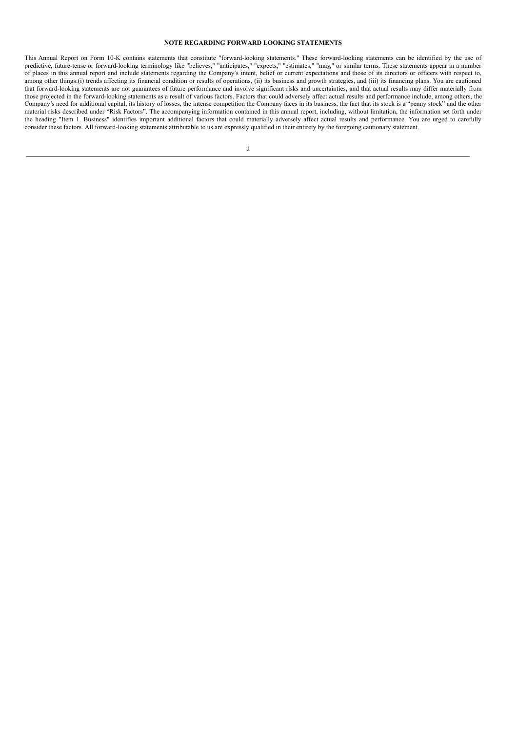**NOTE REGARDING FORWARD LOOKING STATEMENTS**

This Annual Report on Form 10-K contains statements that constitute "forward-looking statements." These forward-looking statements can be identified by the use of predictive, future-tense or forward-looking terminology like "believes," "anticipates," "expects," "estimates," "may," or similar terms. These statements appear in a number of places in this annual report and include statements regarding the Company's intent, belief or current expectations and those of its directors or officers with respect to, among other things:(i) trends affecting its financial condition or results of operations, (ii) its business and growth strategies, and (iii) its financing plans. You are cautioned that forward-looking statements are not guarantees of future performance and involve significant risks and uncertainties, and that actual results may differ materially from those projected in the forward-looking statements as a result of various factors. Factors that could adversely affect actual results and performance include, among others, the Company's need for additional capital, its history of losses, the intense competition the Company faces in its business, the fact that its stock is a "penny stock" and the other material risks described under "Risk Factors". The accompanying information contained in this annual report, including, without limitation, the information set forth under the heading "Item 1. Business" identifies important additional factors that could materially adversely affect actual results and performance. You are urged to carefully consider these factors. All forward-looking statements attributable to us are expressly qualified in their entirety by the foregoing cautionary statement.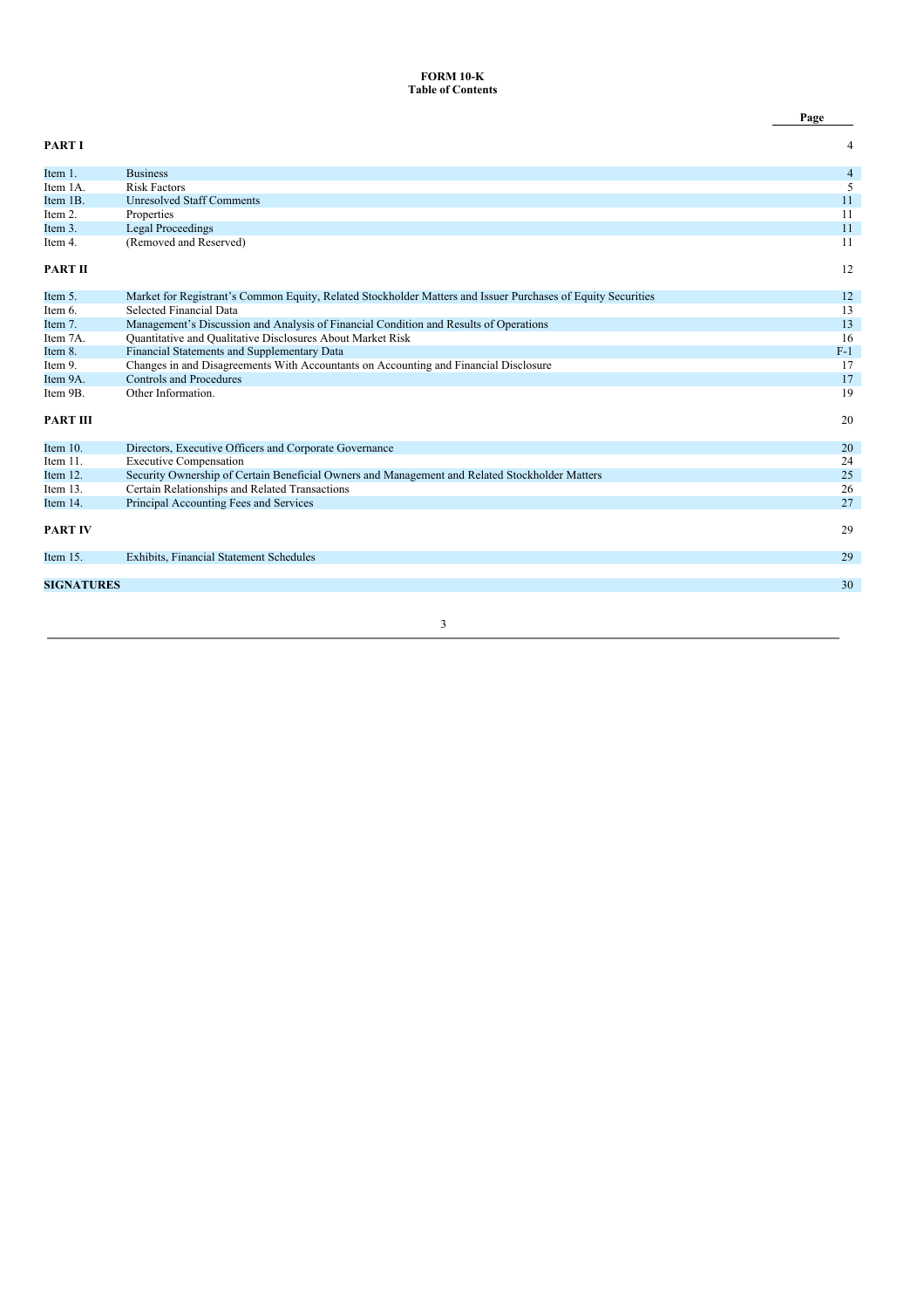# FORM 10-K
## Table of Contents

| | | Page |
|---|---|---|
| **PART I** | | 4 |
| Item 1. | Business | 4 |
| Item 1A. | Risk Factors | 5 |
| Item 1B. | Unresolved Staff Comments | 11 |
| Item 2. | Properties | 11 |
| Item 3. | Legal Proceedings | 11 |
| Item 4. | (Removed and Reserved) | 11 |
| **PART II** | | 12 |
| Item 5. | Market for Registrant's Common Equity, Related Stockholder Matters and Issuer Purchases of Equity Securities | 12 |
| Item 6. | Selected Financial Data | 13 |
| Item 7. | Management's Discussion and Analysis of Financial Condition and Results of Operations | 13 |
| Item 7A. | Quantitative and Qualitative Disclosures About Market Risk | 16 |
| Item 8. | Financial Statements and Supplementary Data | F-1 |
| Item 9. | Changes in and Disagreements With Accountants on Accounting and Financial Disclosure | 17 |
| Item 9A. | Controls and Procedures | 17 |
| Item 9B. | Other Information. | 19 |
| **PART III** | | 20 |
| Item 10. | Directors, Executive Officers and Corporate Governance | 20 |
| Item 11. | Executive Compensation | 24 |
| Item 12. | Security Ownership of Certain Beneficial Owners and Management and Related Stockholder Matters | 25 |
| Item 13. | Certain Relationships and Related Transactions | 26 |
| Item 14. | Principal Accounting Fees and Services | 27 |
| **PART IV** | | 29 |
| Item 15. | Exhibits, Financial Statement Schedules | 29 |
| **SIGNATURES** | | 30 |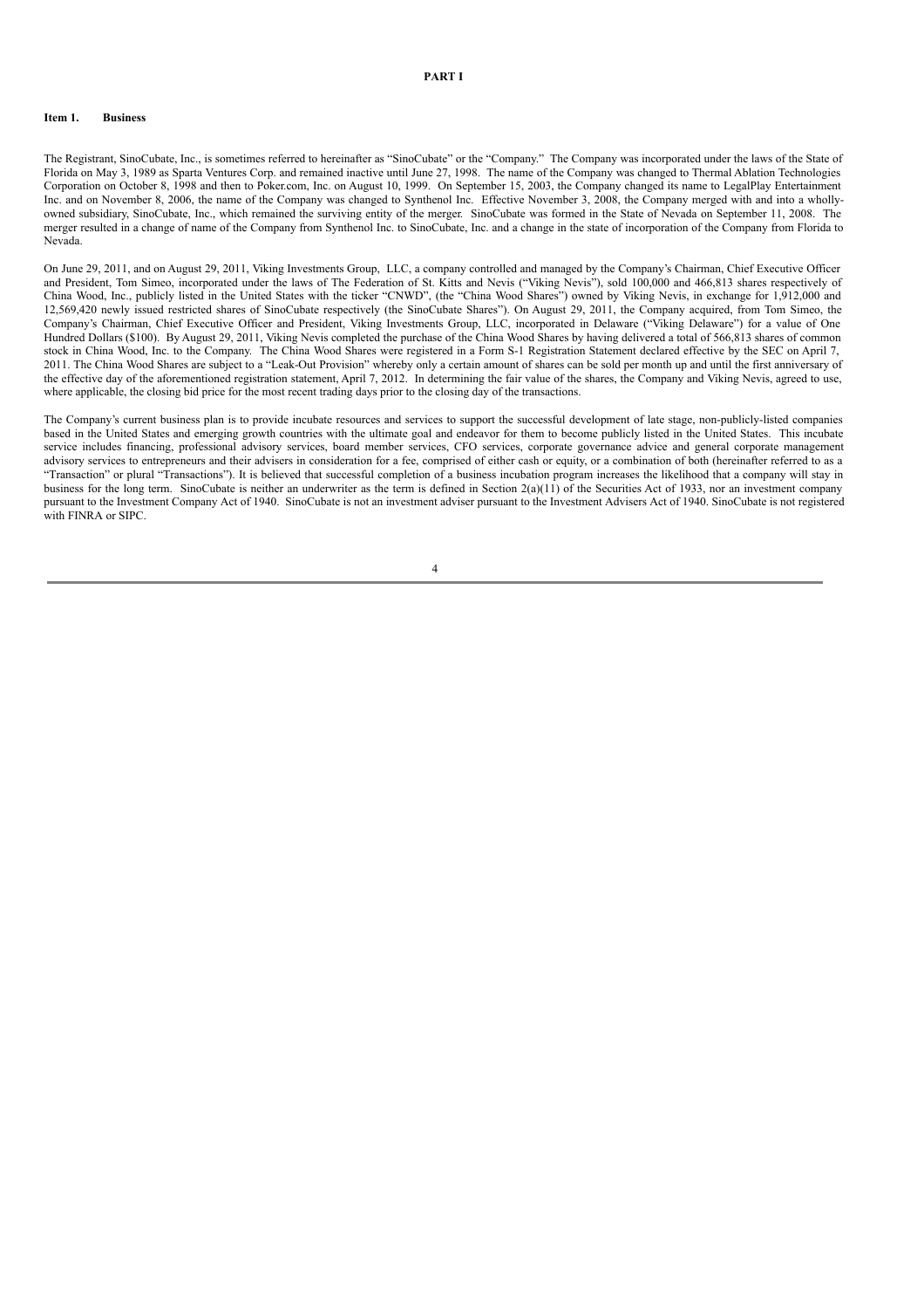# PART I

## Item 1. Business

The Registrant, SinoCubate, Inc., is sometimes referred to hereinafter as "SinoCubate" or the "Company." The Company was incorporated under the laws of the State of Florida on May 3, 1989 as Sparta Ventures Corp. and remained inactive until June 27, 1998. The name of the Company was changed to Thermal Ablation Technologies Corporation on October 8, 1998 and then to Poker.com, Inc. on August 10, 1999. On September 15, 2003, the Company changed its name to LegalPlay Entertainment Inc. and on November 8, 2006, the name of the Company was changed to Synthenol Inc. Effective November 3, 2008, the Company merged with and into a wholly-owned subsidiary, SinoCubate, Inc., which remained the surviving entity of the merger. SinoCubate was formed in the State of Nevada on September 11, 2008. The merger resulted in a change of name of the Company from Synthenol Inc. to SinoCubate, Inc. and a change in the state of incorporation of the Company from Florida to Nevada.

On June 29, 2011, and on August 29, 2011, Viking Investments Group, LLC, a company controlled and managed by the Company's Chairman, Chief Executive Officer and President, Tom Simeo, incorporated under the laws of The Federation of St. Kitts and Nevis ("Viking Nevis"), sold 100,000 and 466,813 shares respectively of China Wood, Inc., publicly listed in the United States with the ticker "CNWD", (the "China Wood Shares") owned by Viking Nevis, in exchange for 1,912,000 and 12,569,420 newly issued restricted shares of SinoCubate respectively (the SinoCubate Shares"). On August 29, 2011, the Company acquired, from Tom Simeo, the Company's Chairman, Chief Executive Officer and President, Viking Investments Group, LLC, incorporated in Delaware ("Viking Delaware") for a value of One Hundred Dollars ($100). By August 29, 2011, Viking Nevis completed the purchase of the China Wood Shares by having delivered a total of 566,813 shares of common stock in China Wood, Inc. to the Company. The China Wood Shares were registered in a Form S-1 Registration Statement declared effective by the SEC on April 7, 2011. The China Wood Shares are subject to a "Leak-Out Provision" whereby only a certain amount of shares can be sold per month up and until the first anniversary of the effective day of the aforementioned registration statement, April 7, 2012. In determining the fair value of the shares, the Company and Viking Nevis, agreed to use, where applicable, the closing bid price for the most recent trading days prior to the closing day of the transactions.

The Company's current business plan is to provide incubate resources and services to support the successful development of late stage, non-publicly-listed companies based in the United States and emerging growth countries with the ultimate goal and endeavor for them to become publicly listed in the United States. This incubate service includes financing, professional advisory services, board member services, CFO services, corporate governance advice and general corporate management advisory services to entrepreneurs and their advisers in consideration for a fee, comprised of either cash or equity, or a combination of both (hereinafter referred to as a "Transaction" or plural "Transactions"). It is believed that successful completion of a business incubation program increases the likelihood that a company will stay in business for the long term. SinoCubate is neither an underwriter as the term is defined in Section 2(a)(11) of the Securities Act of 1933, nor an investment company pursuant to the Investment Company Act of 1940. SinoCubate is not an investment adviser pursuant to the Investment Advisers Act of 1940. SinoCubate is not registered with FINRA or SIPC.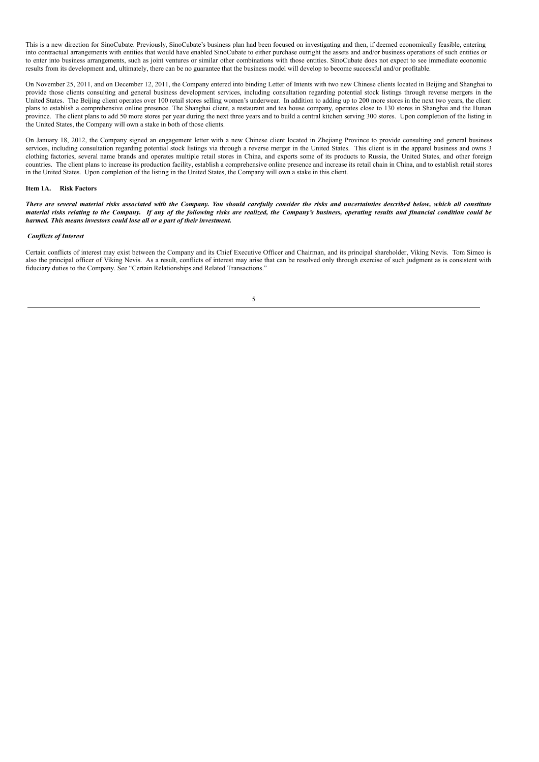This is a new direction for SinoCubate. Previously, SinoCubate's business plan had been focused on investigating and then, if deemed economically feasible, entering into contractual arrangements with entities that would have enabled SinoCubate to either purchase outright the assets and and/or business operations of such entities or to enter into business arrangements, such as joint ventures or similar other combinations with those entities. SinoCubate does not expect to see immediate economic results from its development and, ultimately, there can be no guarantee that the business model will develop to become successful and/or profitable.

On November 25, 2011, and on December 12, 2011, the Company entered into binding Letter of Intents with two new Chinese clients located in Beijing and Shanghai to provide those clients consulting and general business development services, including consultation regarding potential stock listings through reverse mergers in the United States. The Beijing client operates over 100 retail stores selling women's underwear. In addition to adding up to 200 more stores in the next two years, the client plans to establish a comprehensive online presence. The Shanghai client, a restaurant and tea house company, operates close to 130 stores in Shanghai and the Hunan province. The client plans to add 50 more stores per year during the next three years and to build a central kitchen serving 300 stores. Upon completion of the listing in the United States, the Company will own a stake in both of those clients.

On January 18, 2012, the Company signed an engagement letter with a new Chinese client located in Zhejiang Province to provide consulting and general business services, including consultation regarding potential stock listings via through a reverse merger in the United States. This client is in the apparel business and owns 3 clothing factories, several name brands and operates multiple retail stores in China, and exports some of its products to Russia, the United States, and other foreign countries. The client plans to increase its production facility, establish a comprehensive online presence and increase its retail chain in China, and to establish retail stores in the United States. Upon completion of the listing in the United States, the Company will own a stake in this client.

## Item 1A. Risk Factors

***There are several material risks associated with the Company. You should carefully consider the risks and uncertainties described below, which all constitute material risks relating to the Company. If any of the following risks are realized, the Company's business, operating results and financial condition could be harmed. This means investors could lose all or a part of their investment.***

***Conflicts of Interest***

Certain conflicts of interest may exist between the Company and its Chief Executive Officer and Chairman, and its principal shareholder, Viking Nevis. Tom Simeo is also the principal officer of Viking Nevis. As a result, conflicts of interest may arise that can be resolved only through exercise of such judgment as is consistent with fiduciary duties to the Company. See "Certain Relationships and Related Transactions."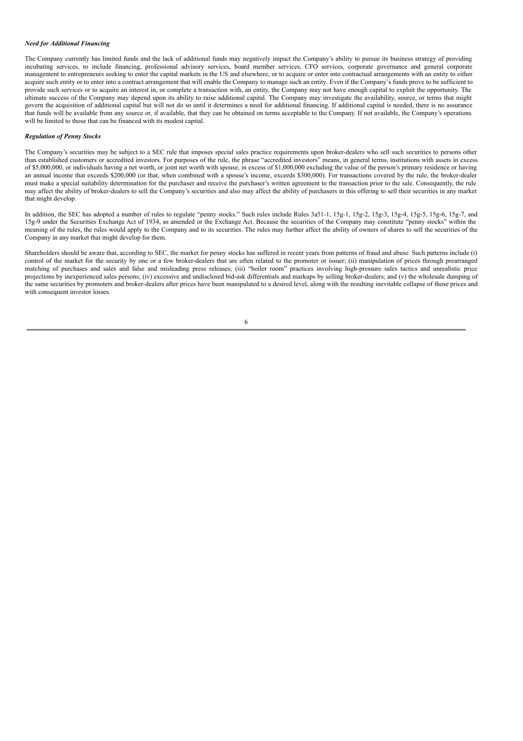***Need for Additional Financing***

The Company currently has limited funds and the lack of additional funds may negatively impact the Company's ability to pursue its business strategy of providing incubating services, to include financing, professional advisory services, board member services, CFO services, corporate governance and general corporate management to entrepreneurs seeking to enter the capital markets in the US and elsewhere, or to acquire or enter into contractual arrangements with an entity to either acquire such entity or to enter into a contract arrangement that will enable the Company to manage such an entity. Even if the Company's funds prove to be sufficient to provide such services or to acquire an interest in, or complete a transaction with, an entity, the Company may not have enough capital to exploit the opportunity. The ultimate success of the Company may depend upon its ability to raise additional capital. The Company may investigate the availability, source, or terms that might govern the acquisition of additional capital but will not do so until it determines a need for additional financing. If additional capital is needed, there is no assurance that funds will be available from any source or, if available, that they can be obtained on terms acceptable to the Company. If not available, the Company's operations will be limited to those that can be financed with its modest capital.

***Regulation of Penny Stocks***

The Company's securities may be subject to a SEC rule that imposes special sales practice requirements upon broker-dealers who sell such securities to persons other than established customers or accredited investors. For purposes of the rule, the phrase "accredited investors" means, in general terms, institutions with assets in excess of $5,000,000, or individuals having a net worth, or joint net worth with spouse, in excess of $1,000,000 excluding the value of the person's primary residence or having an annual income that exceeds $200,000 (or that, when combined with a spouse's income, exceeds $300,000). For transactions covered by the rule, the broker-dealer must make a special suitability determination for the purchaser and receive the purchaser's written agreement to the transaction prior to the sale. Consequently, the rule may affect the ability of broker-dealers to sell the Company's securities and also may affect the ability of purchasers in this offering to sell their securities in any market that might develop.

In addition, the SEC has adopted a number of rules to regulate "penny stocks." Such rules include Rules 3a51-1, 15g-1, 15g-2, 15g-3, 15g-4, 15g-5, 15g-6, 15g-7, and 15g-9 under the Securities Exchange Act of 1934, as amended or the Exchange Act. Because the securities of the Company may constitute "penny stocks" within the meaning of the rules, the rules would apply to the Company and to its securities. The rules may further affect the ability of owners of shares to sell the securities of the Company in any market that might develop for them.

Shareholders should be aware that, according to SEC, the market for penny stocks has suffered in recent years from patterns of fraud and abuse. Such patterns include (i) control of the market for the security by one or a few broker-dealers that are often related to the promoter or issuer; (ii) manipulation of prices through prearranged matching of purchases and sales and false and misleading press releases; (iii) "boiler room" practices involving high-pressure sales tactics and unrealistic price projections by inexperienced sales persons; (iv) excessive and undisclosed bid-ask differentials and markups by selling broker-dealers; and (v) the wholesale dumping of the same securities by promoters and broker-dealers after prices have been manipulated to a desired level, along with the resulting inevitable collapse of those prices and with consequent investor losses.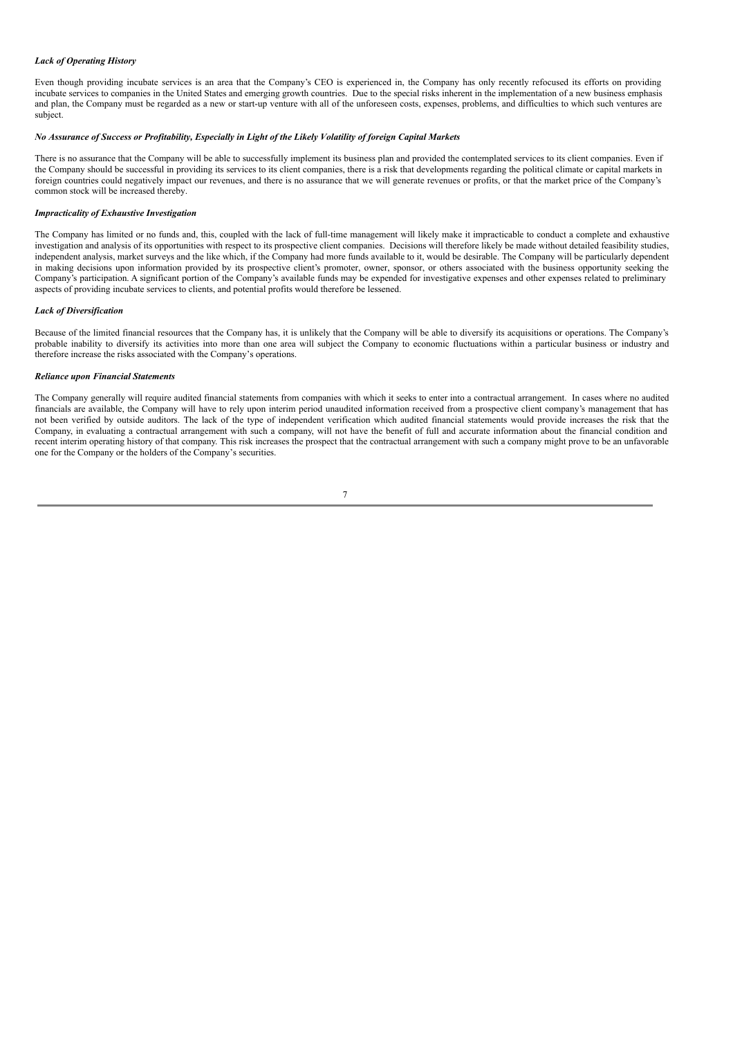***Lack of Operating History***

Even though providing incubate services is an area that the Company's CEO is experienced in, the Company has only recently refocused its efforts on providing incubate services to companies in the United States and emerging growth countries. Due to the special risks inherent in the implementation of a new business emphasis and plan, the Company must be regarded as a new or start-up venture with all of the unforeseen costs, expenses, problems, and difficulties to which such ventures are subject.

***No Assurance of Success or Profitability, Especially in Light of the Likely Volatility of foreign Capital Markets***

There is no assurance that the Company will be able to successfully implement its business plan and provided the contemplated services to its client companies. Even if the Company should be successful in providing its services to its client companies, there is a risk that developments regarding the political climate or capital markets in foreign countries could negatively impact our revenues, and there is no assurance that we will generate revenues or profits, or that the market price of the Company's common stock will be increased thereby.

***Impracticality of Exhaustive Investigation***

The Company has limited or no funds and, this, coupled with the lack of full-time management will likely make it impracticable to conduct a complete and exhaustive investigation and analysis of its opportunities with respect to its prospective client companies. Decisions will therefore likely be made without detailed feasibility studies, independent analysis, market surveys and the like which, if the Company had more funds available to it, would be desirable. The Company will be particularly dependent in making decisions upon information provided by its prospective client's promoter, owner, sponsor, or others associated with the business opportunity seeking the Company's participation. A significant portion of the Company's available funds may be expended for investigative expenses and other expenses related to preliminary aspects of providing incubate services to clients, and potential profits would therefore be lessened.

***Lack of Diversification***

Because of the limited financial resources that the Company has, it is unlikely that the Company will be able to diversify its acquisitions or operations. The Company's probable inability to diversify its activities into more than one area will subject the Company to economic fluctuations within a particular business or industry and therefore increase the risks associated with the Company's operations.

***Reliance upon Financial Statements***

The Company generally will require audited financial statements from companies with which it seeks to enter into a contractual arrangement. In cases where no audited financials are available, the Company will have to rely upon interim period unaudited information received from a prospective client company's management that has not been verified by outside auditors. The lack of the type of independent verification which audited financial statements would provide increases the risk that the Company, in evaluating a contractual arrangement with such a company, will not have the benefit of full and accurate information about the financial condition and recent interim operating history of that company. This risk increases the prospect that the contractual arrangement with such a company might prove to be an unfavorable one for the Company or the holders of the Company's securities.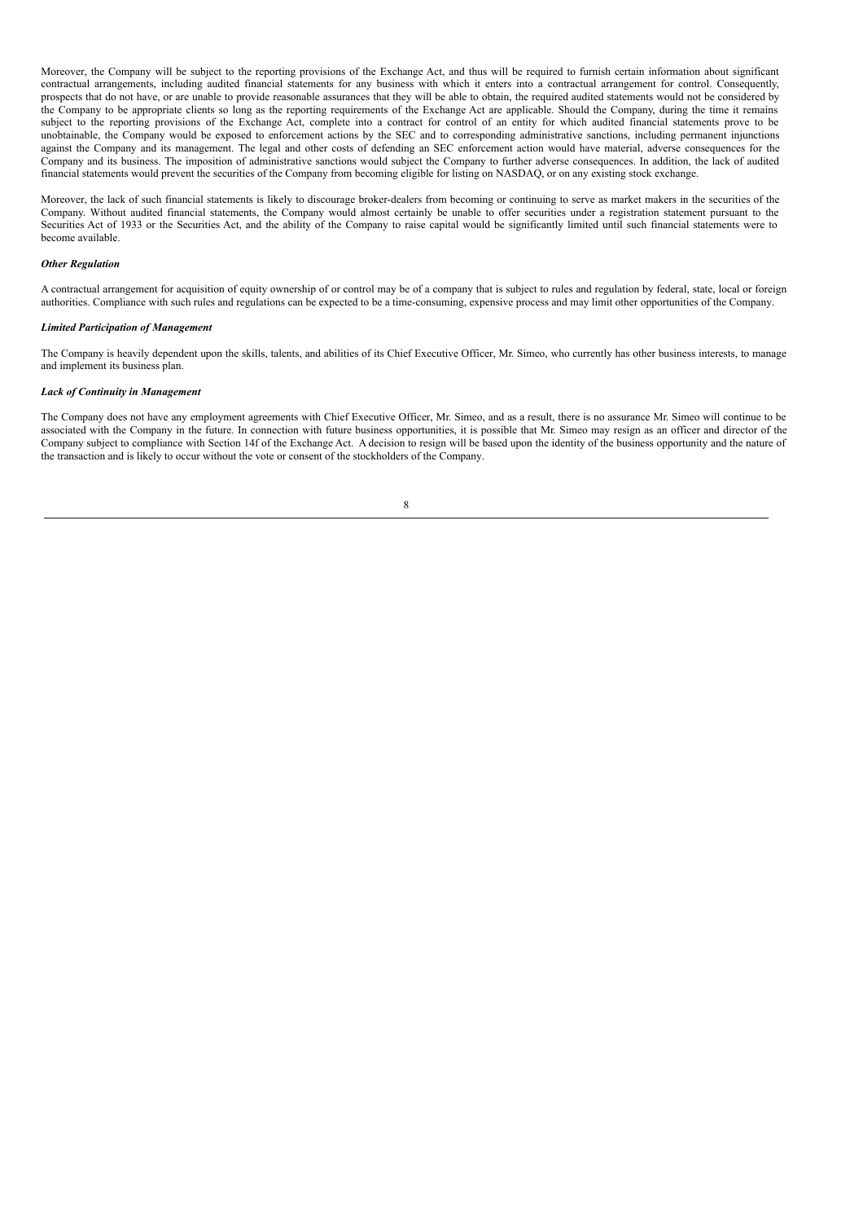Moreover, the Company will be subject to the reporting provisions of the Exchange Act, and thus will be required to furnish certain information about significant contractual arrangements, including audited financial statements for any business with which it enters into a contractual arrangement for control. Consequently, prospects that do not have, or are unable to provide reasonable assurances that they will be able to obtain, the required audited statements would not be considered by the Company to be appropriate clients so long as the reporting requirements of the Exchange Act are applicable. Should the Company, during the time it remains subject to the reporting provisions of the Exchange Act, complete into a contract for control of an entity for which audited financial statements prove to be unobtainable, the Company would be exposed to enforcement actions by the SEC and to corresponding administrative sanctions, including permanent injunctions against the Company and its management. The legal and other costs of defending an SEC enforcement action would have material, adverse consequences for the Company and its business. The imposition of administrative sanctions would subject the Company to further adverse consequences. In addition, the lack of audited financial statements would prevent the securities of the Company from becoming eligible for listing on NASDAQ, or on any existing stock exchange.

Moreover, the lack of such financial statements is likely to discourage broker-dealers from becoming or continuing to serve as market makers in the securities of the Company. Without audited financial statements, the Company would almost certainly be unable to offer securities under a registration statement pursuant to the Securities Act of 1933 or the Securities Act, and the ability of the Company to raise capital would be significantly limited until such financial statements were to become available.

***Other Regulation***

A contractual arrangement for acquisition of equity ownership of or control may be of a company that is subject to rules and regulation by federal, state, local or foreign authorities. Compliance with such rules and regulations can be expected to be a time-consuming, expensive process and may limit other opportunities of the Company.

***Limited Participation of Management***

The Company is heavily dependent upon the skills, talents, and abilities of its Chief Executive Officer, Mr. Simeo, who currently has other business interests, to manage and implement its business plan.

***Lack of Continuity in Management***

The Company does not have any employment agreements with Chief Executive Officer, Mr. Simeo, and as a result, there is no assurance Mr. Simeo will continue to be associated with the Company in the future. In connection with future business opportunities, it is possible that Mr. Simeo may resign as an officer and director of the Company subject to compliance with Section 14f of the Exchange Act. A decision to resign will be based upon the identity of the business opportunity and the nature of the transaction and is likely to occur without the vote or consent of the stockholders of the Company.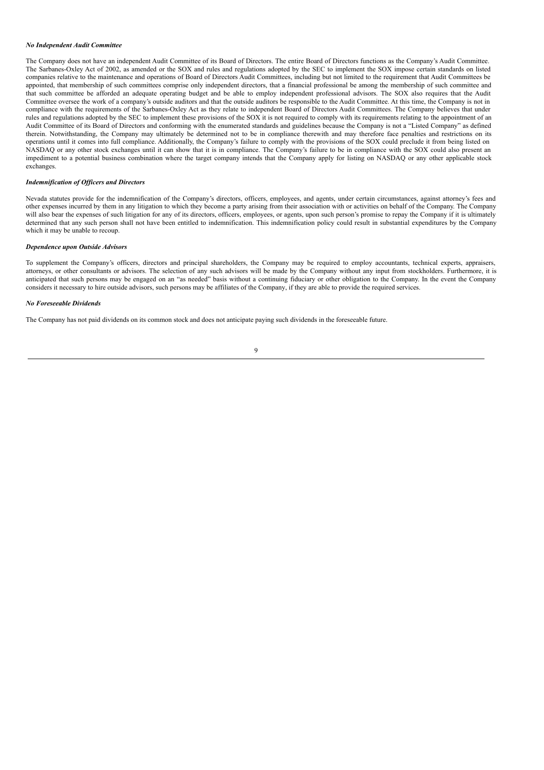***No Independent Audit Committee***

The Company does not have an independent Audit Committee of its Board of Directors. The entire Board of Directors functions as the Company's Audit Committee. The Sarbanes-Oxley Act of 2002, as amended or the SOX and rules and regulations adopted by the SEC to implement the SOX impose certain standards on listed companies relative to the maintenance and operations of Board of Directors Audit Committees, including but not limited to the requirement that Audit Committees be appointed, that membership of such committees comprise only independent directors, that a financial professional be among the membership of such committee and that such committee be afforded an adequate operating budget and be able to employ independent professional advisors. The SOX also requires that the Audit Committee oversee the work of a company's outside auditors and that the outside auditors be responsible to the Audit Committee. At this time, the Company is not in compliance with the requirements of the Sarbanes-Oxley Act as they relate to independent Board of Directors Audit Committees. The Company believes that under rules and regulations adopted by the SEC to implement these provisions of the SOX it is not required to comply with its requirements relating to the appointment of an Audit Committee of its Board of Directors and conforming with the enumerated standards and guidelines because the Company is not a "Listed Company" as defined therein. Notwithstanding, the Company may ultimately be determined not to be in compliance therewith and may therefore face penalties and restrictions on its operations until it comes into full compliance. Additionally, the Company's failure to comply with the provisions of the SOX could preclude it from being listed on NASDAQ or any other stock exchanges until it can show that it is in compliance. The Company's failure to be in compliance with the SOX could also present an impediment to a potential business combination where the target company intends that the Company apply for listing on NASDAQ or any other applicable stock exchanges.

***Indemnification of Officers and Directors***

Nevada statutes provide for the indemnification of the Company's directors, officers, employees, and agents, under certain circumstances, against attorney's fees and other expenses incurred by them in any litigation to which they become a party arising from their association with or activities on behalf of the Company. The Company will also bear the expenses of such litigation for any of its directors, officers, employees, or agents, upon such person's promise to repay the Company if it is ultimately determined that any such person shall not have been entitled to indemnification. This indemnification policy could result in substantial expenditures by the Company which it may be unable to recoup.

***Dependence upon Outside Advisors***

To supplement the Company's officers, directors and principal shareholders, the Company may be required to employ accountants, technical experts, appraisers, attorneys, or other consultants or advisors. The selection of any such advisors will be made by the Company without any input from stockholders. Furthermore, it is anticipated that such persons may be engaged on an "as needed" basis without a continuing fiduciary or other obligation to the Company. In the event the Company considers it necessary to hire outside advisors, such persons may be affiliates of the Company, if they are able to provide the required services.

***No Foreseeable Dividends***

The Company has not paid dividends on its common stock and does not anticipate paying such dividends in the foreseeable future.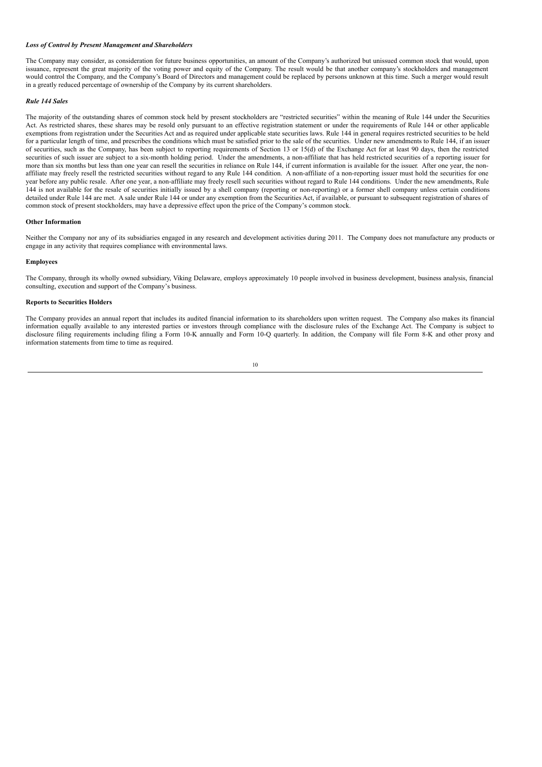***Loss of Control by Present Management and Shareholders***

The Company may consider, as consideration for future business opportunities, an amount of the Company's authorized but unissued common stock that would, upon issuance, represent the great majority of the voting power and equity of the Company. The result would be that another company's stockholders and management would control the Company, and the Company's Board of Directors and management could be replaced by persons unknown at this time. Such a merger would result in a greatly reduced percentage of ownership of the Company by its current shareholders.

***Rule 144 Sales***

The majority of the outstanding shares of common stock held by present stockholders are "restricted securities" within the meaning of Rule 144 under the Securities Act. As restricted shares, these shares may be resold only pursuant to an effective registration statement or under the requirements of Rule 144 or other applicable exemptions from registration under the Securities Act and as required under applicable state securities laws. Rule 144 in general requires restricted securities to be held for a particular length of time, and prescribes the conditions which must be satisfied prior to the sale of the securities. Under new amendments to Rule 144, if an issuer of securities, such as the Company, has been subject to reporting requirements of Section 13 or 15(d) of the Exchange Act for at least 90 days, then the restricted securities of such issuer are subject to a six-month holding period. Under the amendments, a non-affiliate that has held restricted securities of a reporting issuer for more than six months but less than one year can resell the securities in reliance on Rule 144, if current information is available for the issuer. After one year, the non-affiliate may freely resell the restricted securities without regard to any Rule 144 condition. A non-affiliate of a non-reporting issuer must hold the securities for one year before any public resale. After one year, a non-affiliate may freely resell such securities without regard to Rule 144 conditions. Under the new amendments, Rule 144 is not available for the resale of securities initially issued by a shell company (reporting or non-reporting) or a former shell company unless certain conditions detailed under Rule 144 are met. A sale under Rule 144 or under any exemption from the Securities Act, if available, or pursuant to subsequent registration of shares of common stock of present stockholders, may have a depressive effect upon the price of the Company's common stock.

**Other Information**

Neither the Company nor any of its subsidiaries engaged in any research and development activities during 2011. The Company does not manufacture any products or engage in any activity that requires compliance with environmental laws.

**Employees**

The Company, through its wholly owned subsidiary, Viking Delaware, employs approximately 10 people involved in business development, business analysis, financial consulting, execution and support of the Company's business.

**Reports to Securities Holders**

The Company provides an annual report that includes its audited financial information to its shareholders upon written request. The Company also makes its financial information equally available to any interested parties or investors through compliance with the disclosure rules of the Exchange Act. The Company is subject to disclosure filing requirements including filing a Form 10-K annually and Form 10-Q quarterly. In addition, the Company will file Form 8-K and other proxy and information statements from time to time as required.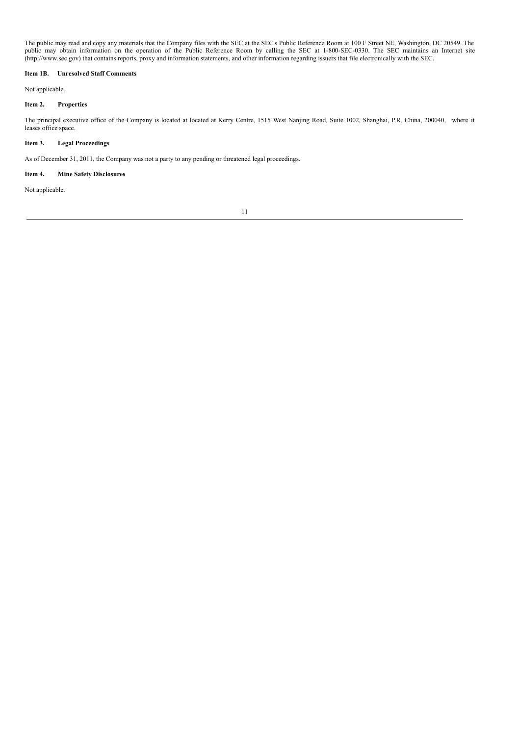The public may read and copy any materials that the Company files with the SEC at the SEC's Public Reference Room at 100 F Street NE, Washington, DC 20549. The public may obtain information on the operation of the Public Reference Room by calling the SEC at 1-800-SEC-0330. The SEC maintains an Internet site (http://www.sec.gov) that contains reports, proxy and information statements, and other information regarding issuers that file electronically with the SEC.

**Item 1B. Unresolved Staff Comments**

Not applicable.

**Item 2. Properties**

The principal executive office of the Company is located at located at Kerry Centre, 1515 West Nanjing Road, Suite 1002, Shanghai, P.R. China, 200040, where it leases office space.

**Item 3. Legal Proceedings**

As of December 31, 2011, the Company was not a party to any pending or threatened legal proceedings.

**Item 4. Mine Safety Disclosures**

Not applicable.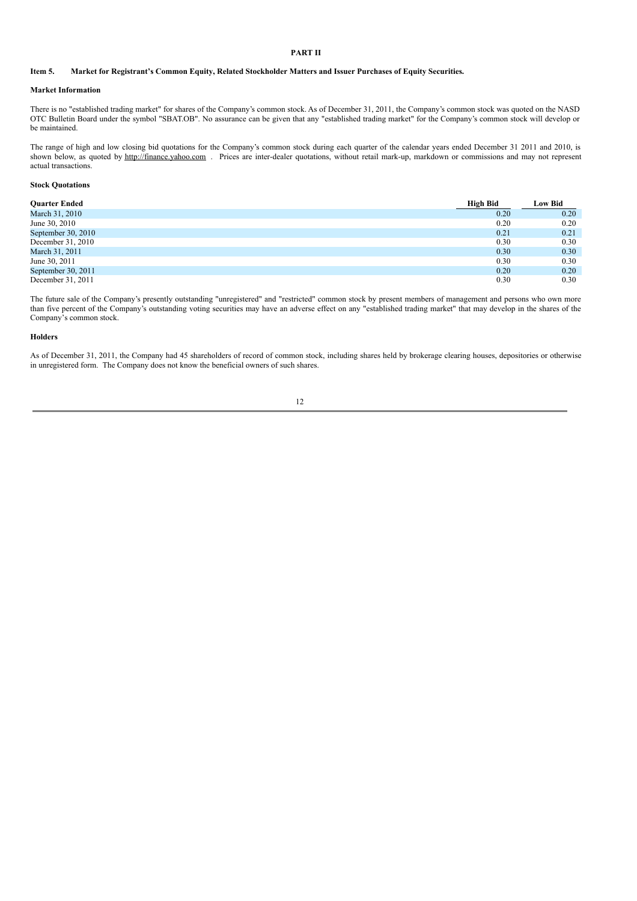**PART II**

### Item 5. Market for Registrant's Common Equity, Related Stockholder Matters and Issuer Purchases of Equity Securities.

**Market Information**

There is no "established trading market" for shares of the Company's common stock. As of December 31, 2011, the Company's common stock was quoted on the NASD OTC Bulletin Board under the symbol "SBAT.OB". No assurance can be given that any "established trading market" for the Company's common stock will develop or be maintained.

The range of high and low closing bid quotations for the Company's common stock during each quarter of the calendar years ended December 31 2011 and 2010, is shown below, as quoted by http://finance.yahoo.com . Prices are inter-dealer quotations, without retail mark-up, markdown or commissions and may not represent actual transactions.

**Stock Quotations**

| Quarter Ended | High Bid | Low Bid |
|---|---|---|
| March 31, 2010 | 0.20 | 0.20 |
| June 30, 2010 | 0.20 | 0.20 |
| September 30, 2010 | 0.21 | 0.21 |
| December 31, 2010 | 0.30 | 0.30 |
| March 31, 2011 | 0.30 | 0.30 |
| June 30, 2011 | 0.30 | 0.30 |
| September 30, 2011 | 0.20 | 0.20 |
| December 31, 2011 | 0.30 | 0.30 |

The future sale of the Company's presently outstanding "unregistered" and "restricted" common stock by present members of management and persons who own more than five percent of the Company's outstanding voting securities may have an adverse effect on any "established trading market" that may develop in the shares of the Company's common stock.

**Holders**

As of December 31, 2011, the Company had 45 shareholders of record of common stock, including shares held by brokerage clearing houses, depositories or otherwise in unregistered form. The Company does not know the beneficial owners of such shares.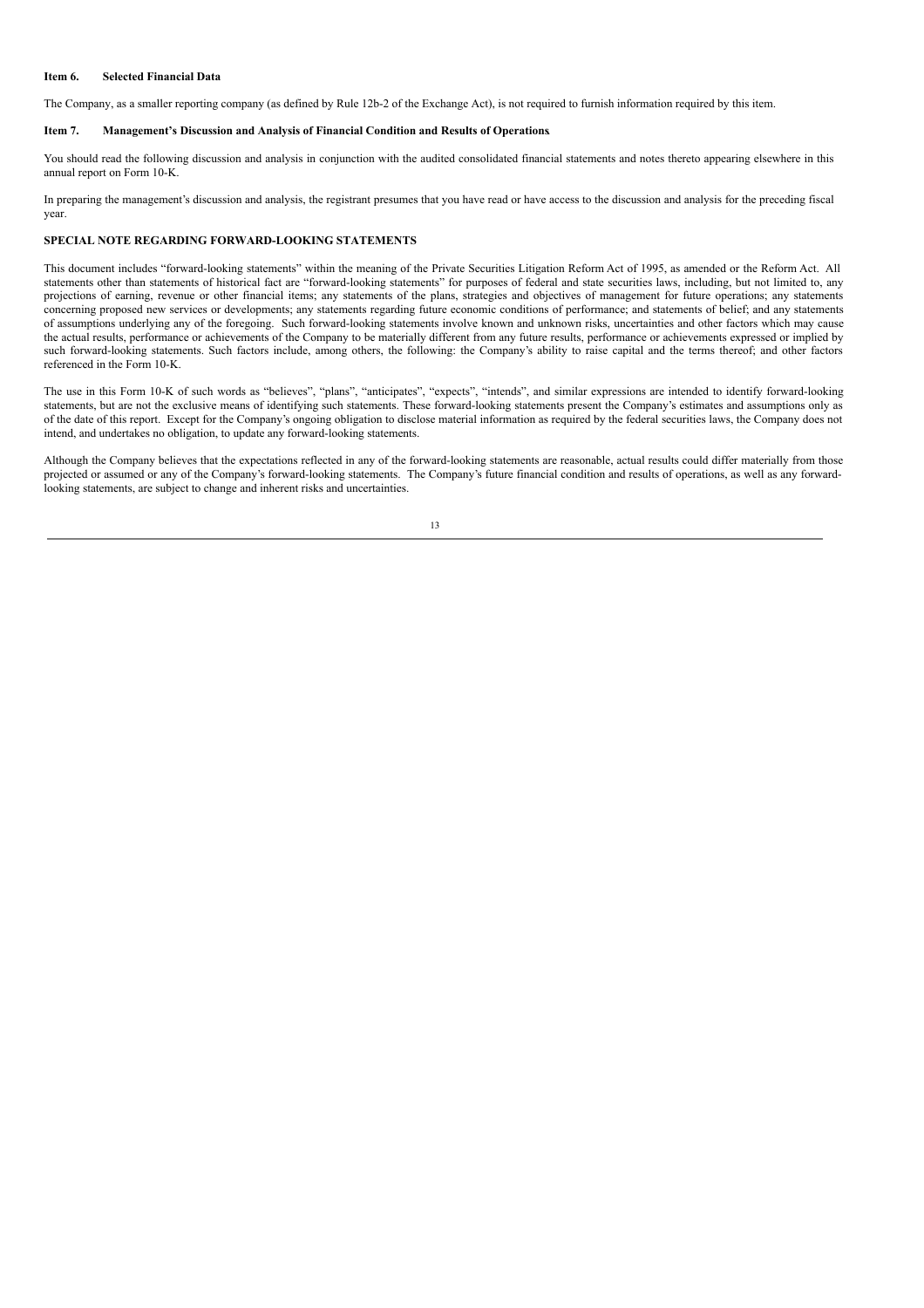**Item 6. Selected Financial Data**

The Company, as a smaller reporting company (as defined by Rule 12b-2 of the Exchange Act), is not required to furnish information required by this item.

**Item 7. Management's Discussion and Analysis of Financial Condition and Results of Operations.**

You should read the following discussion and analysis in conjunction with the audited consolidated financial statements and notes thereto appearing elsewhere in this annual report on Form 10-K.

In preparing the management's discussion and analysis, the registrant presumes that you have read or have access to the discussion and analysis for the preceding fiscal year.

**SPECIAL NOTE REGARDING FORWARD-LOOKING STATEMENTS**

This document includes "forward-looking statements" within the meaning of the Private Securities Litigation Reform Act of 1995, as amended or the Reform Act. All statements other than statements of historical fact are "forward-looking statements" for purposes of federal and state securities laws, including, but not limited to, any projections of earning, revenue or other financial items; any statements of the plans, strategies and objectives of management for future operations; any statements concerning proposed new services or developments; any statements regarding future economic conditions of performance; and statements of belief; and any statements of assumptions underlying any of the foregoing. Such forward-looking statements involve known and unknown risks, uncertainties and other factors which may cause the actual results, performance or achievements of the Company to be materially different from any future results, performance or achievements expressed or implied by such forward-looking statements. Such factors include, among others, the following: the Company's ability to raise capital and the terms thereof; and other factors referenced in the Form 10-K.

The use in this Form 10-K of such words as "believes", "plans", "anticipates", "expects", "intends", and similar expressions are intended to identify forward-looking statements, but are not the exclusive means of identifying such statements. These forward-looking statements present the Company's estimates and assumptions only as of the date of this report. Except for the Company's ongoing obligation to disclose material information as required by the federal securities laws, the Company does not intend, and undertakes no obligation, to update any forward-looking statements.

Although the Company believes that the expectations reflected in any of the forward-looking statements are reasonable, actual results could differ materially from those projected or assumed or any of the Company's forward-looking statements. The Company's future financial condition and results of operations, as well as any forward-looking statements, are subject to change and inherent risks and uncertainties.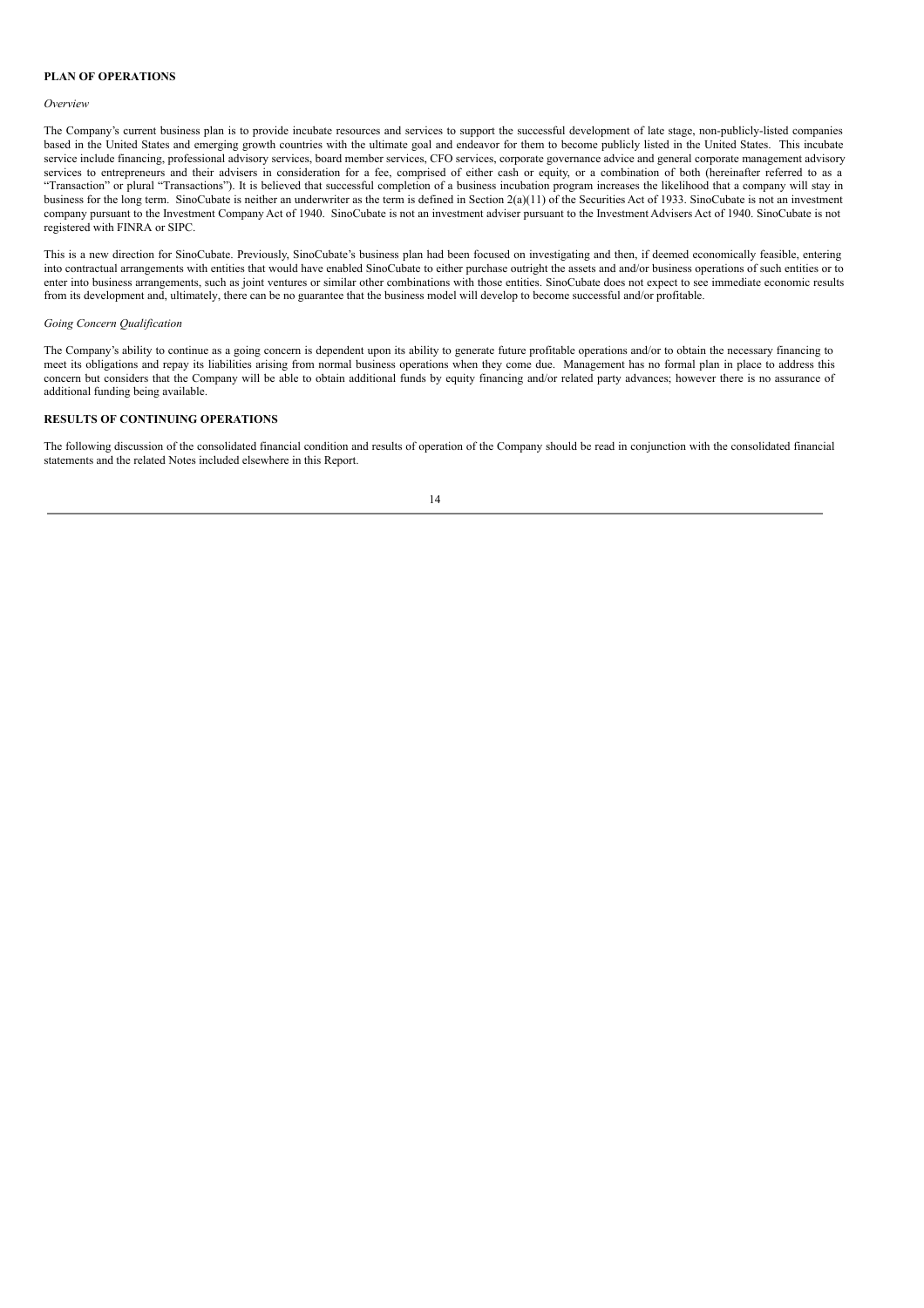## PLAN OF OPERATIONS

*Overview*

The Company's current business plan is to provide incubate resources and services to support the successful development of late stage, non-publicly-listed companies based in the United States and emerging growth countries with the ultimate goal and endeavor for them to become publicly listed in the United States. This incubate service include financing, professional advisory services, board member services, CFO services, corporate governance advice and general corporate management advisory services to entrepreneurs and their advisers in consideration for a fee, comprised of either cash or equity, or a combination of both (hereinafter referred to as a "Transaction" or plural "Transactions"). It is believed that successful completion of a business incubation program increases the likelihood that a company will stay in business for the long term. SinoCubate is neither an underwriter as the term is defined in Section 2(a)(11) of the Securities Act of 1933. SinoCubate is not an investment company pursuant to the Investment Company Act of 1940. SinoCubate is not an investment adviser pursuant to the Investment Advisers Act of 1940. SinoCubate is not registered with FINRA or SIPC.

This is a new direction for SinoCubate. Previously, SinoCubate's business plan had been focused on investigating and then, if deemed economically feasible, entering into contractual arrangements with entities that would have enabled SinoCubate to either purchase outright the assets and and/or business operations of such entities or to enter into business arrangements, such as joint ventures or similar other combinations with those entities. SinoCubate does not expect to see immediate economic results from its development and, ultimately, there can be no guarantee that the business model will develop to become successful and/or profitable.

*Going Concern Qualification*

The Company's ability to continue as a going concern is dependent upon its ability to generate future profitable operations and/or to obtain the necessary financing to meet its obligations and repay its liabilities arising from normal business operations when they come due. Management has no formal plan in place to address this concern but considers that the Company will be able to obtain additional funds by equity financing and/or related party advances; however there is no assurance of additional funding being available.

## RESULTS OF CONTINUING OPERATIONS

The following discussion of the consolidated financial condition and results of operation of the Company should be read in conjunction with the consolidated financial statements and the related Notes included elsewhere in this Report.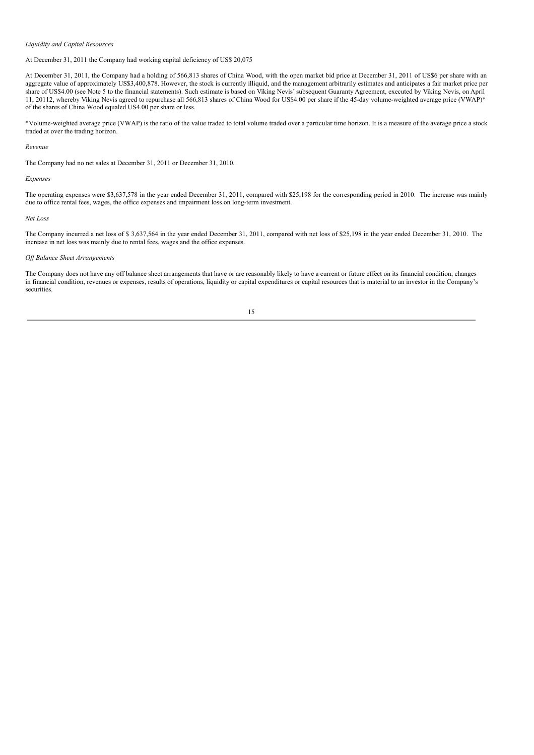*Liquidity and Capital Resources*

At December 31, 2011 the Company had working capital deficiency of US$ 20,075

At December 31, 2011, the Company had a holding of 566,813 shares of China Wood, with the open market bid price at December 31, 2011 of US$6 per share with an aggregate value of approximately US$3,400,878. However, the stock is currently illiquid, and the management arbitrarily estimates and anticipates a fair market price per share of US$4.00 (see Note 5 to the financial statements). Such estimate is based on Viking Nevis' subsequent Guaranty Agreement, executed by Viking Nevis, on April 11, 20112, whereby Viking Nevis agreed to repurchase all 566,813 shares of China Wood for US$4.00 per share if the 45-day volume-weighted average price (VWAP)* of the shares of China Wood equaled US4.00 per share or less.

*Volume-weighted average price (VWAP) is the ratio of the value traded to total volume traded over a particular time horizon. It is a measure of the average price a stock traded at over the trading horizon.

*Revenue*

The Company had no net sales at December 31, 2011 or December 31, 2010.

*Expenses*

The operating expenses were $3,637,578 in the year ended December 31, 2011, compared with $25,198 for the corresponding period in 2010. The increase was mainly due to office rental fees, wages, the office expenses and impairment loss on long-term investment.

*Net Loss*

The Company incurred a net loss of $ 3,637,564 in the year ended December 31, 2011, compared with net loss of $25,198 in the year ended December 31, 2010. The increase in net loss was mainly due to rental fees, wages and the office expenses.

*Off Balance Sheet Arrangements*

The Company does not have any off balance sheet arrangements that have or are reasonably likely to have a current or future effect on its financial condition, changes in financial condition, revenues or expenses, results of operations, liquidity or capital expenditures or capital resources that is material to an investor in the Company's securities.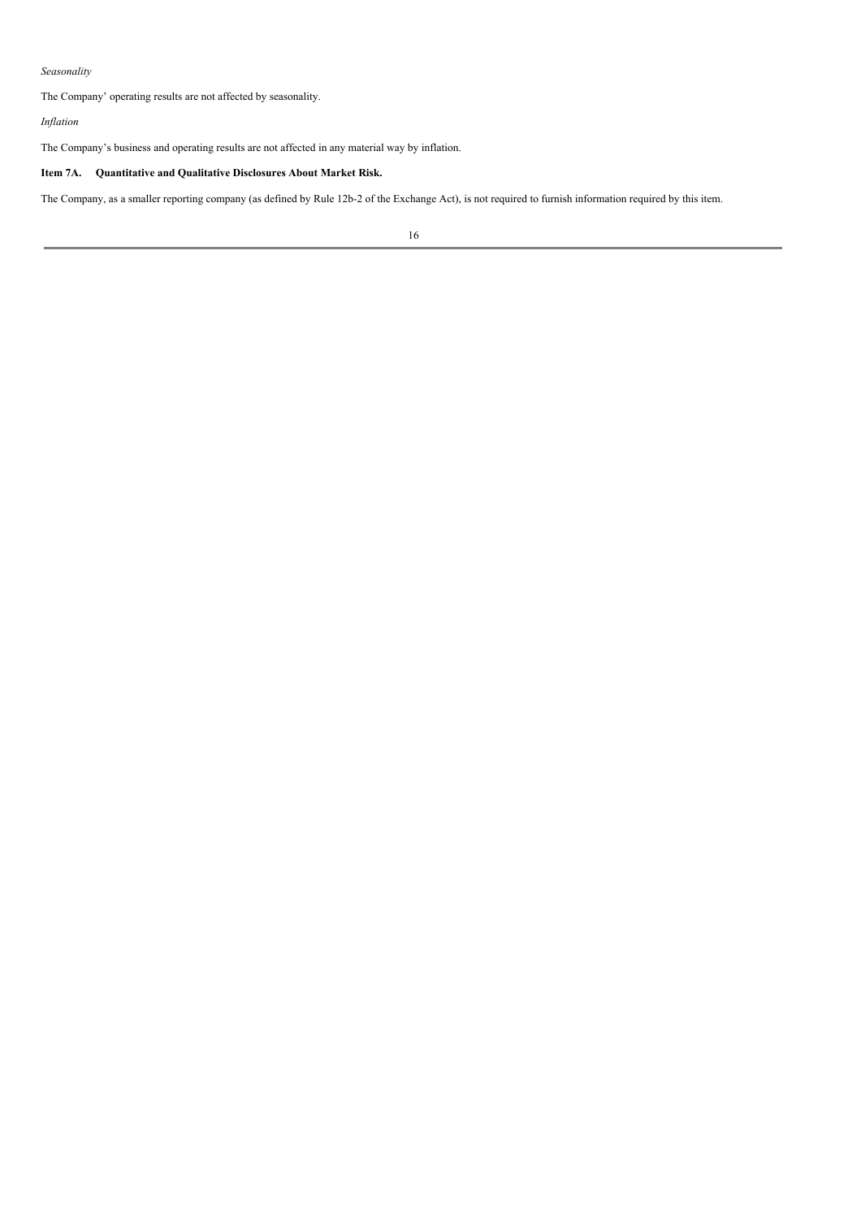*Seasonality*

The Company' operating results are not affected by seasonality.

*Inflation*

The Company's business and operating results are not affected in any material way by inflation.

**Item 7A. Quantitative and Qualitative Disclosures About Market Risk.**

The Company, as a smaller reporting company (as defined by Rule 12b-2 of the Exchange Act), is not required to furnish information required by this item.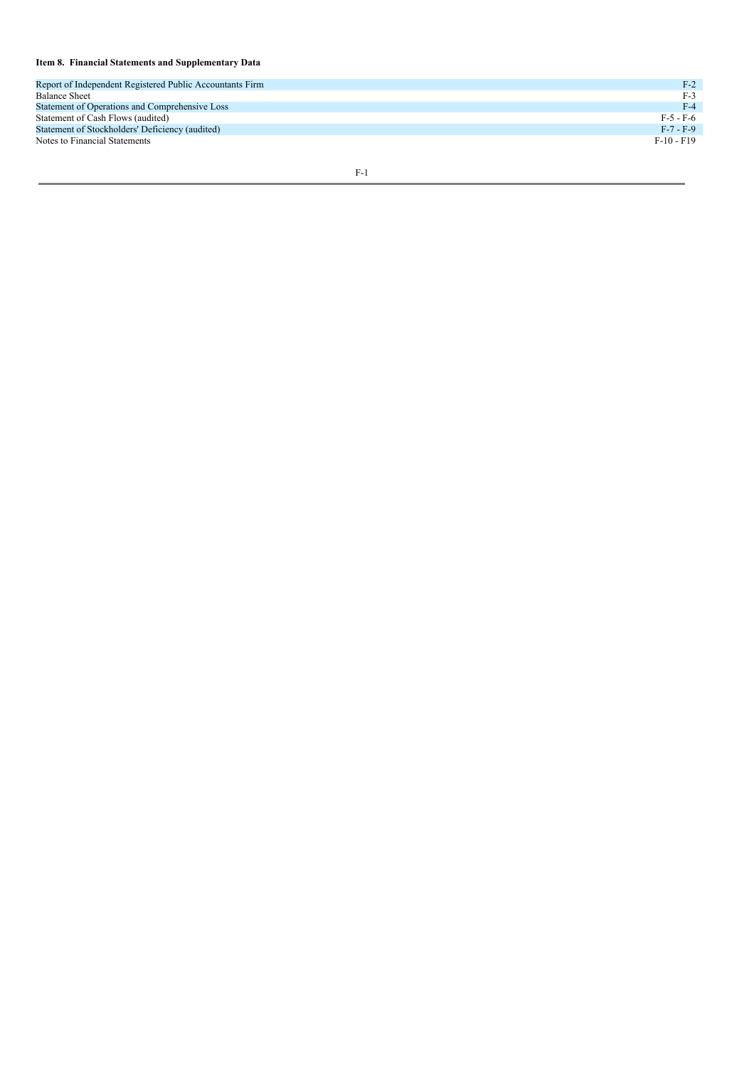**Item 8. Financial Statements and Supplementary Data**

| | |
|---|---|
| Report of Independent Registered Public Accountants Firm | F-2 |
| Balance Sheet | F-3 |
| Statement of Operations and Comprehensive Loss | F-4 |
| Statement of Cash Flows (audited) | F-5 - F-6 |
| Statement of Stockholders' Deficiency (audited) | F-7 - F-9 |
| Notes to Financial Statements | F-10 - F19 |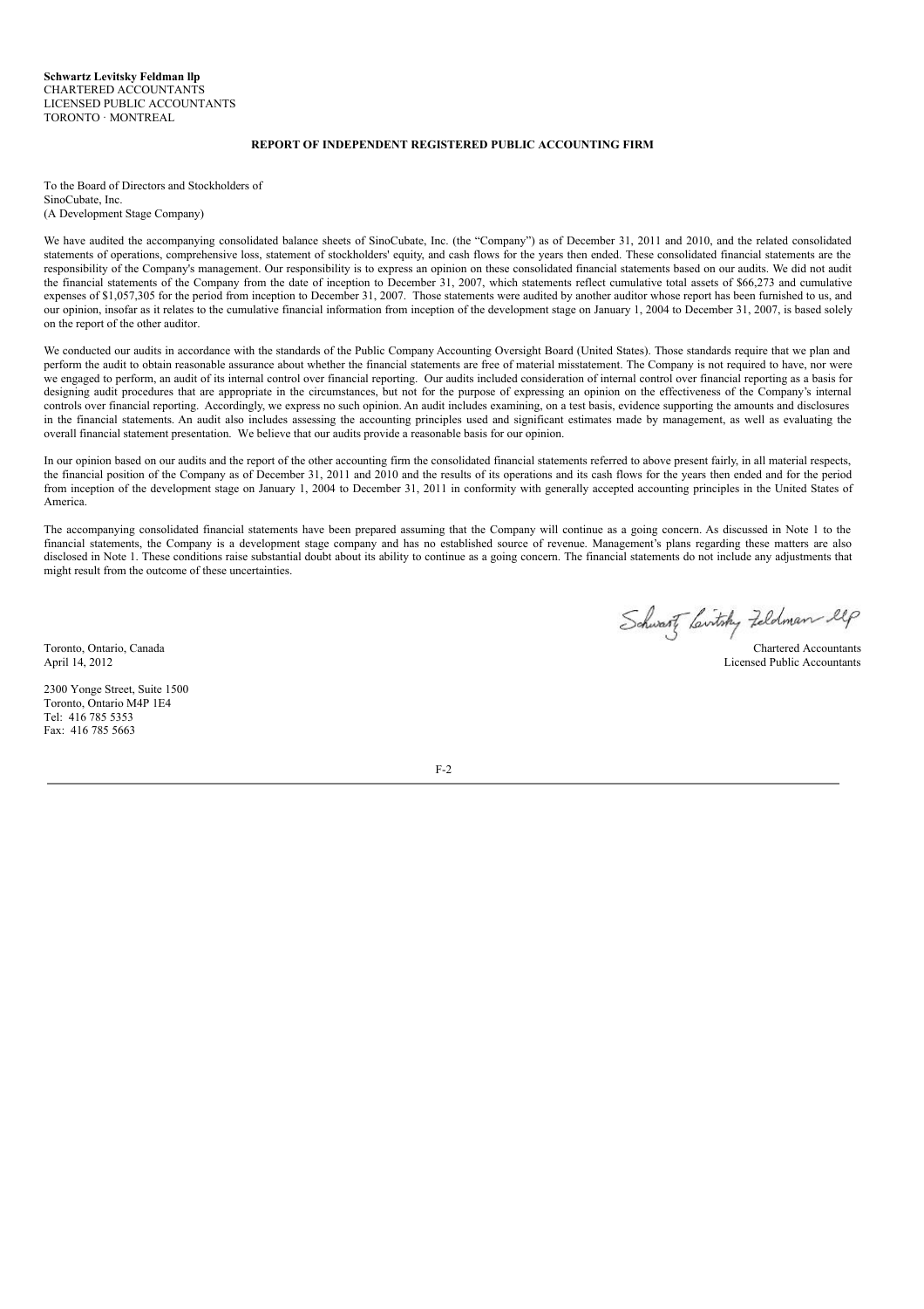**Schwartz Levitsky Feldman llp**
CHARTERED ACCOUNTANTS
LICENSED PUBLIC ACCOUNTANTS
TORONTO · MONTREAL

**REPORT OF INDEPENDENT REGISTERED PUBLIC ACCOUNTING FIRM**

To the Board of Directors and Stockholders of
SinoCubate, Inc.
(A Development Stage Company)

We have audited the accompanying consolidated balance sheets of SinoCubate, Inc. (the "Company") as of December 31, 2011 and 2010, and the related consolidated statements of operations, comprehensive loss, statement of stockholders' equity, and cash flows for the years then ended. These consolidated financial statements are the responsibility of the Company's management. Our responsibility is to express an opinion on these consolidated financial statements based on our audits. We did not audit the financial statements of the Company from the date of inception to December 31, 2007, which statements reflect cumulative total assets of $66,273 and cumulative expenses of $1,057,305 for the period from inception to December 31, 2007. Those statements were audited by another auditor whose report has been furnished to us, and our opinion, insofar as it relates to the cumulative financial information from inception of the development stage on January 1, 2004 to December 31, 2007, is based solely on the report of the other auditor.

We conducted our audits in accordance with the standards of the Public Company Accounting Oversight Board (United States). Those standards require that we plan and perform the audit to obtain reasonable assurance about whether the financial statements are free of material misstatement. The Company is not required to have, nor were we engaged to perform, an audit of its internal control over financial reporting. Our audits included consideration of internal control over financial reporting as a basis for designing audit procedures that are appropriate in the circumstances, but not for the purpose of expressing an opinion on the effectiveness of the Company's internal controls over financial reporting. Accordingly, we express no such opinion. An audit includes examining, on a test basis, evidence supporting the amounts and disclosures in the financial statements. An audit also includes assessing the accounting principles used and significant estimates made by management, as well as evaluating the overall financial statement presentation. We believe that our audits provide a reasonable basis for our opinion.

In our opinion based on our audits and the report of the other accounting firm the consolidated financial statements referred to above present fairly, in all material respects, the financial position of the Company as of December 31, 2011 and 2010 and the results of its operations and its cash flows for the years then ended and for the period from inception of the development stage on January 1, 2004 to December 31, 2011 in conformity with generally accepted accounting principles in the United States of America.

The accompanying consolidated financial statements have been prepared assuming that the Company will continue as a going concern. As discussed in Note 1 to the financial statements, the Company is a development stage company and has no established source of revenue. Management's plans regarding these matters are also disclosed in Note 1. These conditions raise substantial doubt about its ability to continue as a going concern. The financial statements do not include any adjustments that might result from the outcome of these uncertainties.

Schwartz Levitsky Feldman llp

Toronto, Ontario, Canada
April 14, 2012

Chartered Accountants
Licensed Public Accountants

2300 Yonge Street, Suite 1500
Toronto, Ontario M4P 1E4
Tel: 416 785 5353
Fax: 416 785 5663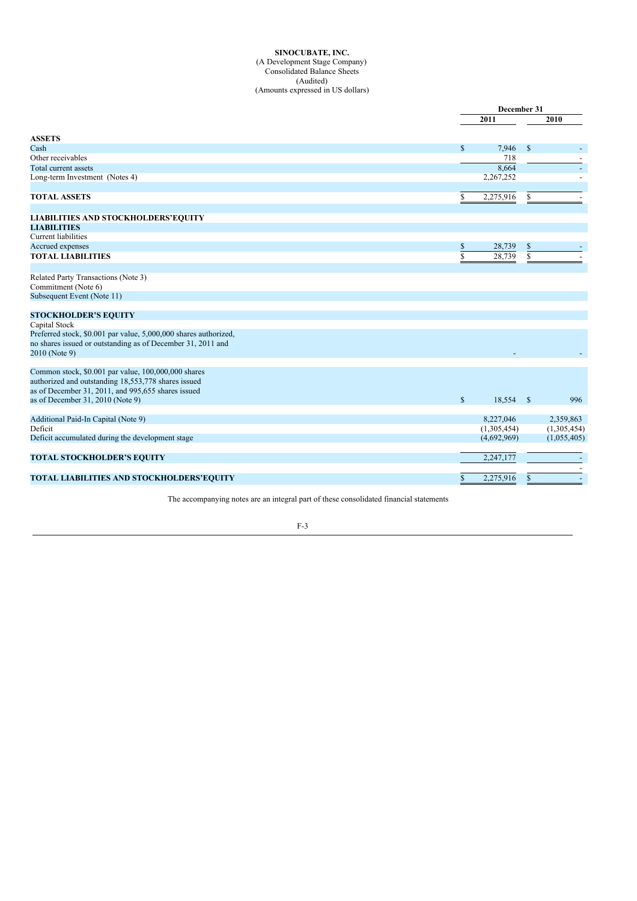**SINOCUBATE, INC.**
(A Development Stage Company)
Consolidated Balance Sheets
(Audited)
(Amounts expressed in US dollars)

| | December 31 | |
|---|---|---|
| | **2011** | **2010** |
| **ASSETS** | | |
| Cash | $ 7,946 | $ - |
| Other receivables | 718 | - |
| Total current assets | 8,664 | - |
| Long-term Investment (Notes 4) | 2,267,252 | - |
| | | |
| **TOTAL ASSETS** | $ 2,275,916 | $ - |
| | | |
| **LIABILITIES AND STOCKHOLDERS'EQUITY** | | |
| **LIABILITIES** | | |
| Current liabilities | | |
| Accrued expenses | $ 28,739 | $ - |
| **TOTAL LIABILITIES** | $ 28,739 | $ - |
| | | |
| Related Party Transactions (Note 3) | | |
| Commitment (Note 6) | | |
| Subsequent Event (Note 11) | | |
| | | |
| **STOCKHOLDER'S EQUITY** | | |
| Capital Stock | | |
| Preferred stock, $0.001 par value, 5,000,000 shares authorized, no shares issued or outstanding as of December 31, 2011 and 2010 (Note 9) | - | - |
| | | |
| Common stock, $0.001 par value, 100,000,000 shares authorized and outstanding 18,553,778 shares issued as of December 31, 2011, and 995,655 shares issued as of December 31, 2010 (Note 9) | $ 18,554 | $ 996 |
| | | |
| Additional Paid-In Capital (Note 9) | 8,227,046 | 2,359,863 |
| Deficit | (1,305,454) | (1,305,454) |
| Deficit accumulated during the development stage | (4,692,969) | (1,055,405) |
| | | |
| **TOTAL STOCKHOLDER'S EQUITY** | 2,247,177 | - |
| | | - |
| **TOTAL LIABILITIES AND STOCKHOLDERS'EQUITY** | $ 2,275,916 | $ - |

The accompanying notes are an integral part of these consolidated financial statements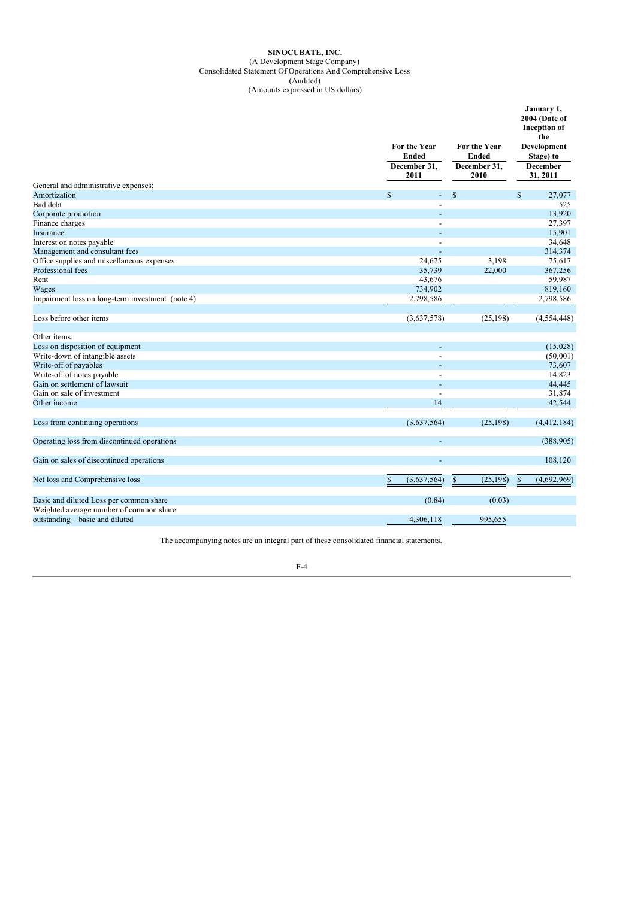**SINOCUBATE, INC.**
(A Development Stage Company)
Consolidated Statement Of Operations And Comprehensive Loss
(Audited)
(Amounts expressed in US dollars)

| | For the Year Ended December 31, 2011 | For the Year Ended December 31, 2010 | January 1, 2004 (Date of Inception of the Development Stage) to December 31, 2011 |
|---|---|---|---|
| General and administrative expenses: | | | |
| Amortization | $ - | $ | $ 27,077 |
| Bad debt | - | | 525 |
| Corporate promotion | - | | 13,920 |
| Finance charges | - | | 27,397 |
| Insurance | - | | 15,901 |
| Interest on notes payable | - | | 34,648 |
| Management and consultant fees | - | | 314,374 |
| Office supplies and miscellaneous expenses | 24,675 | 3,198 | 75,617 |
| Professional fees | 35,739 | 22,000 | 367,256 |
| Rent | 43,676 | | 59,987 |
| Wages | 734,902 | | 819,160 |
| Impairment loss on long-term investment (note 4) | 2,798,586 | | 2,798,586 |
| Loss before other items | (3,637,578) | (25,198) | (4,554,448) |
| Other items: | | | |
| Loss on disposition of equipment | - | | (15,028) |
| Write-down of intangible assets | - | | (50,001) |
| Write-off of payables | - | | 73,607 |
| Write-off of notes payable | - | | 14,823 |
| Gain on settlement of lawsuit | - | | 44,445 |
| Gain on sale of investment | - | | 31,874 |
| Other income | 14 | | 42,544 |
| Loss from continuing operations | (3,637,564) | (25,198) | (4,412,184) |
| Operating loss from discontinued operations | - | | (388,905) |
| Gain on sales of discontinued operations | - | | 108,120 |
| Net loss and Comprehensive loss | $ (3,637,564) | $ (25,198) | $ (4,692,969) |
| Basic and diluted Loss per common share | (0.84) | (0.03) | |
| Weighted average number of common share outstanding – basic and diluted | 4,306,118 | 995,655 | |

The accompanying notes are an integral part of these consolidated financial statements.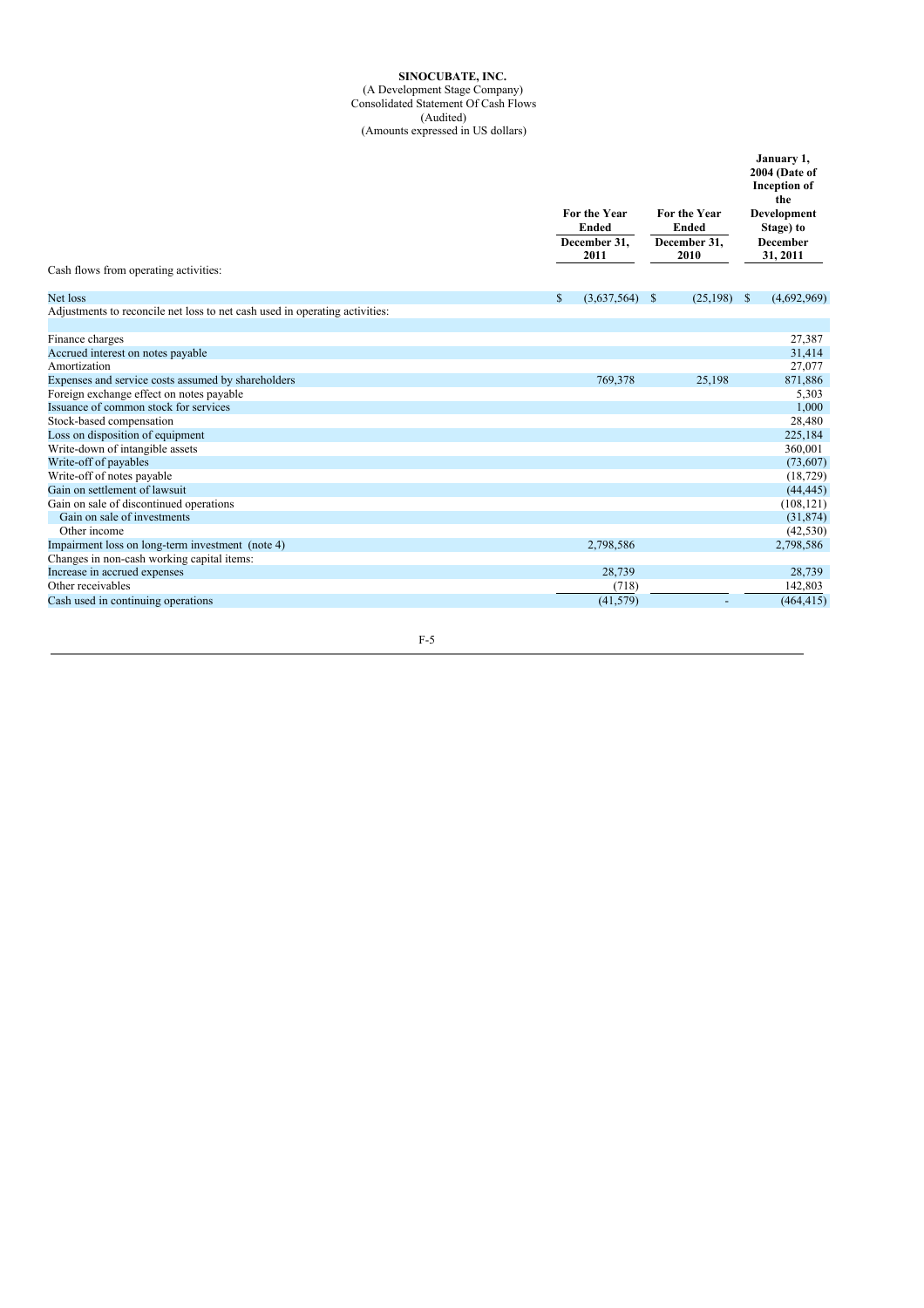**SINOCUBATE, INC.**
(A Development Stage Company)
Consolidated Statement Of Cash Flows
(Audited)
(Amounts expressed in US dollars)

| | For the Year Ended December 31, 2011 | For the Year Ended December 31, 2010 | January 1, 2004 (Date of Inception of the Development Stage) to December 31, 2011 |
|---|---|---|---|
| Cash flows from operating activities: | | | |
| Net loss | $ (3,637,564) | $ (25,198) | $ (4,692,969) |
| Adjustments to reconcile net loss to net cash used in operating activities: | | | |
| Finance charges | | | 27,387 |
| Accrued interest on notes payable | | | 31,414 |
| Amortization | | | 27,077 |
| Expenses and service costs assumed by shareholders | 769,378 | 25,198 | 871,886 |
| Foreign exchange effect on notes payable | | | 5,303 |
| Issuance of common stock for services | | | 1,000 |
| Stock-based compensation | | | 28,480 |
| Loss on disposition of equipment | | | 225,184 |
| Write-down of intangible assets | | | 360,001 |
| Write-off of payables | | | (73,607) |
| Write-off of notes payable | | | (18,729) |
| Gain on settlement of lawsuit | | | (44,445) |
| Gain on sale of discontinued operations | | | (108,121) |
| Gain on sale of investments | | | (31,874) |
| Other income | | | (42,530) |
| Impairment loss on long-term investment (note 4) | 2,798,586 | | 2,798,586 |
| Changes in non-cash working capital items: | | | |
| Increase in accrued expenses | 28,739 | | 28,739 |
| Other receivables | (718) | | 142,803 |
| Cash used in continuing operations | (41,579) | - | (464,415) |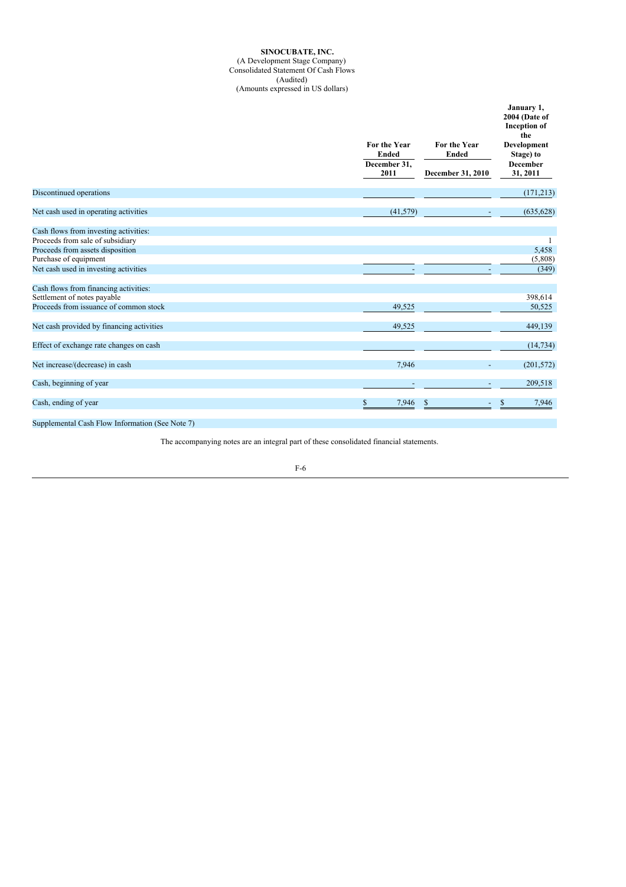**SINOCUBATE, INC.**
(A Development Stage Company)
Consolidated Statement Of Cash Flows
(Audited)
(Amounts expressed in US dollars)

| | For the Year Ended December 31, 2011 | For the Year Ended December 31, 2010 | January 1, 2004 (Date of Inception of the Development Stage) to December 31, 2011 |
|---|---|---|---|
| Discontinued operations | | | (171,213) |
| Net cash used in operating activities | (41,579) | - | (635,628) |
| Cash flows from investing activities: | | | |
| Proceeds from sale of subsidiary | | | 1 |
| Proceeds from assets disposition | | | 5,458 |
| Purchase of equipment | | | (5,808) |
| Net cash used in investing activities | - | - | (349) |
| Cash flows from financing activities: | | | |
| Settlement of notes payable | | | 398,614 |
| Proceeds from issuance of common stock | 49,525 | | 50,525 |
| Net cash provided by financing activities | 49,525 | | 449,139 |
| Effect of exchange rate changes on cash | | | (14,734) |
| Net increase/(decrease) in cash | 7,946 | - | (201,572) |
| Cash, beginning of year | - | - | 209,518 |
| Cash, ending of year | $ 7,946 | $ - | $ 7,946 |
| Supplemental Cash Flow Information (See Note 7) | | | |

The accompanying notes are an integral part of these consolidated financial statements.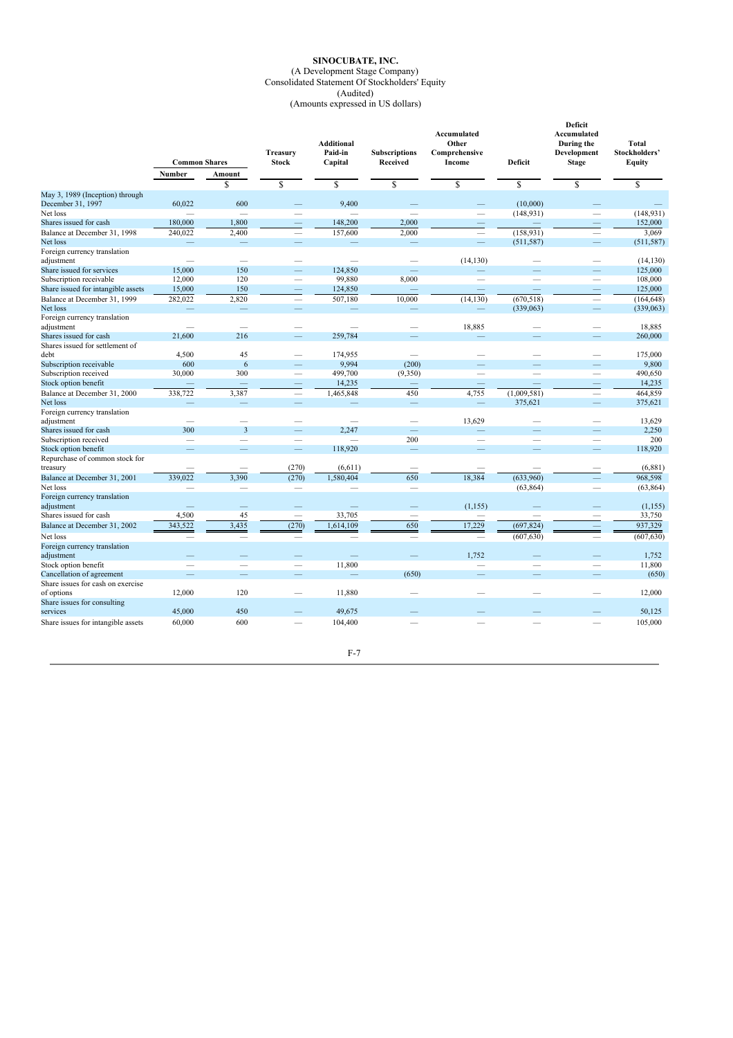**SINOCUBATE, INC.**
(A Development Stage Company)
Consolidated Statement Of Stockholders' Equity
(Audited)
(Amounts expressed in US dollars)

| | Common Shares | | Treasury Stock | Additional Paid-in Capital | Subscriptions Received | Accumulated Other Comprehensive Income | Deficit | Deficit Accumulated During the Development Stage | Total Stockholders' Equity |
|---|---|---|---|---|---|---|---|---|---|
| | Number | Amount | | | | | | | |
| | | $ | $ | $ | $ | $ | $ | $ | $ |
| May 3, 1989 (Inception) through December 31, 1997 | 60,022 | 600 | — | 9,400 | — | — | (10,000) | — | — |
| Net loss | — | — | — | — | — | — | (148,931) | — | (148,931) |
| Shares issued for cash | 180,000 | 1,800 | — | 148,200 | 2,000 | — | — | — | 152,000 |
| Balance at December 31, 1998 | 240,022 | 2,400 | — | 157,600 | 2,000 | — | (158,931) | — | 3,069 |
| Net loss | — | — | — | — | — | — | (511,587) | — | (511,587) |
| Foreign currency translation adjustment | — | — | — | — | — | (14,130) | — | — | (14,130) |
| Share issued for services | 15,000 | 150 | — | 124,850 | — | — | — | — | 125,000 |
| Subscription receivable | 12,000 | 120 | — | 99,880 | 8,000 | — | — | — | 108,000 |
| Share issued for intangible assets | 15,000 | 150 | — | 124,850 | — | — | — | — | 125,000 |
| Balance at December 31, 1999 | 282,022 | 2,820 | — | 507,180 | 10,000 | (14,130) | (670,518) | — | (164,648) |
| Net loss | — | — | — | — | — | — | (339,063) | — | (339,063) |
| Foreign currency translation adjustment | — | — | — | — | — | 18,885 | — | — | 18,885 |
| Shares issued for cash | 21,600 | 216 | — | 259,784 | — | — | — | — | 260,000 |
| Shares issued for settlement of debt | 4,500 | 45 | — | 174,955 | — | — | — | — | 175,000 |
| Subscription receivable | 600 | 6 | — | 9,994 | (200) | — | — | — | 9,800 |
| Subscription received | 30,000 | 300 | — | 499,700 | (9,350) | — | — | — | 490,650 |
| Stock option benefit | — | — | — | 14,235 | — | — | — | — | 14,235 |
| Balance at December 31, 2000 | 338,722 | 3,387 | — | 1,465,848 | 450 | 4,755 | (1,009,581) | — | 464,859 |
| Net loss | — | — | — | — | — | — | 375,621 | — | 375,621 |
| Foreign currency translation adjustment | — | — | — | — | — | 13,629 | — | — | 13,629 |
| Shares issued for cash | 300 | 3 | — | 2,247 | — | — | — | — | 2,250 |
| Subscription received | — | — | — | — | 200 | — | — | — | 200 |
| Stock option benefit | — | — | — | 118,920 | — | — | — | — | 118,920 |
| Repurchase of common stock for treasury | — | — | (270) | (6,611) | — | — | — | — | (6,881) |
| Balance at December 31, 2001 | 339,022 | 3,390 | (270) | 1,580,404 | 650 | 18,384 | (633,960) | — | 968,598 |
| Net loss | — | — | — | — | — | — | (63,864) | — | (63,864) |
| Foreign currency translation adjustment | — | — | — | — | — | (1,155) | — | — | (1,155) |
| Shares issued for cash | 4,500 | 45 | — | 33,705 | — | — | — | — | 33,750 |
| Balance at December 31, 2002 | 343,522 | 3,435 | (270) | 1,614,109 | 650 | 17,229 | (697,824) | — | 937,329 |
| Net loss | — | — | — | — | — | — | (607,630) | — | (607,630) |
| Foreign currency translation adjustment | — | — | — | — | — | 1,752 | — | — | 1,752 |
| Stock option benefit | — | — | — | 11,800 | — | — | — | — | 11,800 |
| Cancellation of agreement | — | — | — | — | (650) | — | — | — | (650) |
| Share issues for cash on exercise of options | 12,000 | 120 | — | 11,880 | — | — | — | — | 12,000 |
| Share issues for consulting services | 45,000 | 450 | — | 49,675 | — | — | — | — | 50,125 |
| Share issues for intangible assets | 60,000 | 600 | — | 104,400 | — | — | — | — | 105,000 |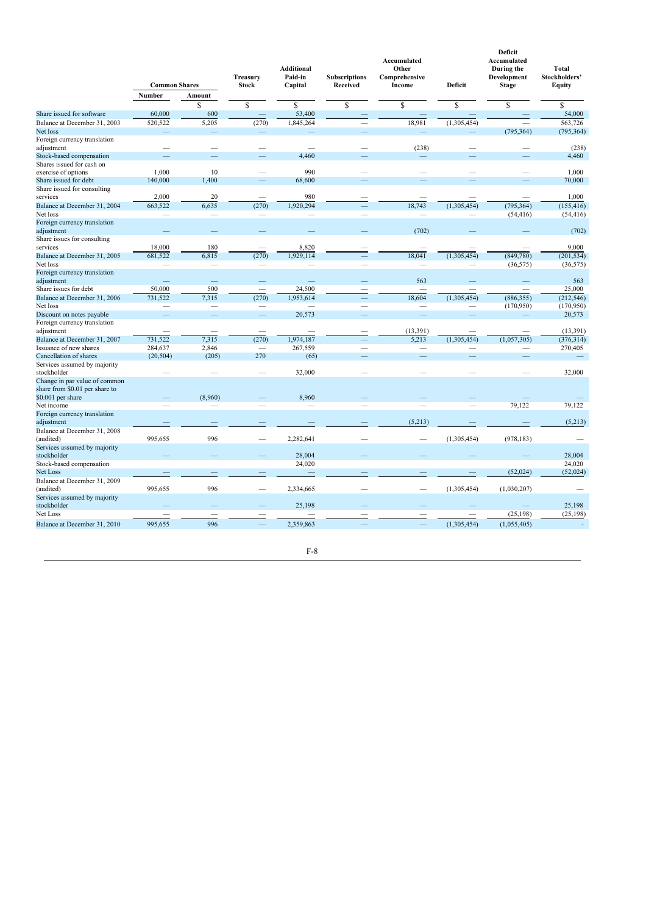| | Common Shares | | Treasury Stock | Additional Paid-in Capital | Subscriptions Received | Accumulated Other Comprehensive Income | Deficit | Deficit Accumulated During the Development Stage | Total Stockholders' Equity |
|---|---|---|---|---|---|---|---|---|---|
| | Number | Amount | | | | | | | |
| | | $ | $ | $ | $ | $ | $ | $ | $ |
| Share issued for software | 60,000 | 600 | — | 53,400 | — | — | — | — | 54,000 |
| Balance at December 31, 2003 | 520,522 | 5,205 | (270) | 1,845,264 | — | 18,981 | (1,305,454) | — | 563,726 |
| Net loss | — | — | — | — | — | — | — | (795,364) | (795,364) |
| Foreign currency translation adjustment | — | — | — | — | — | (238) | — | — | (238) |
| Stock-based compensation | — | — | — | 4,460 | — | — | — | — | 4,460 |
| Shares issued for cash on exercise of options | 1,000 | 10 | — | 990 | — | — | — | — | 1,000 |
| Share issued for debt | 140,000 | 1,400 | — | 68,600 | — | — | — | — | 70,000 |
| Share issued for consulting services | 2,000 | 20 | — | 980 | — | — | — | — | 1,000 |
| Balance at December 31, 2004 | 663,522 | 6,635 | (270) | 1,920,294 | — | 18,743 | (1,305,454) | (795,364) | (155,416) |
| Net loss | — | — | — | — | — | — | — | (54,416) | (54,416) |
| Foreign currency translation adjustment | — | — | — | — | — | (702) | — | — | (702) |
| Share issues for consulting services | 18,000 | 180 | — | 8,820 | — | — | — | — | 9,000 |
| Balance at December 31, 2005 | 681,522 | 6,815 | (270) | 1,929,114 | — | 18,041 | (1,305,454) | (849,780) | (201,534) |
| Net loss | — | — | — | — | — | — | — | (36,575) | (36,575) |
| Foreign currency translation adjustment | — | — | — | — | — | 563 | — | — | 563 |
| Share issues for debt | 50,000 | 500 | — | 24,500 | — | — | — | — | 25,000 |
| Balance at December 31, 2006 | 731,522 | 7,315 | (270) | 1,953,614 | — | 18,604 | (1,305,454) | (886,355) | (212,546) |
| Net loss | — | — | — | — | — | — | — | (170,950) | (170,950) |
| Discount on notes payable | — | — | — | 20,573 | — | — | — | — | 20,573 |
| Foreign currency translation adjustment | — | — | — | — | — | (13,391) | — | — | (13,391) |
| Balance at December 31, 2007 | 731,522 | 7,315 | (270) | 1,974,187 | — | 5,213 | (1,305,454) | (1,057,305) | (376,314) |
| Issuance of new shares | 284,637 | 2,846 | — | 267,559 | — | — | — | — | 270,405 |
| Cancellation of shares | (20,504) | (205) | 270 | (65) | — | — | — | — | — |
| Services assumed by majority stockholder | — | — | — | 32,000 | — | — | — | — | 32,000 |
| Change in par value of common share from $0.01 per share to $0.001 per share | — | (8,960) | — | 8,960 | — | — | — | — | — |
| Net income | — | — | — | — | — | — | — | 79,122 | 79,122 |
| Foreign currency translation adjustment | — | — | — | — | — | (5,213) | — | — | (5,213) |
| Balance at December 31, 2008 (audited) | 995,655 | 996 | — | 2,282,641 | — | — | (1,305,454) | (978,183) | — |
| Services assumed by majority stockholder | — | — | — | 28,004 | — | — | — | — | 28,004 |
| Stock-based compensation | | | | 24,020 | | | | | 24,020 |
| Net Loss | — | — | — | — | — | — | — | (52,024) | (52,024) |
| Balance at December 31, 2009 (audited) | 995,655 | 996 | — | 2,334,665 | — | — | (1,305,454) | (1,030,207) | — |
| Services assumed by majority stockholder | — | — | — | 25,198 | — | — | — | — | 25,198 |
| Net Loss | — | — | — | — | — | — | — | (25,198) | (25,198) |
| Balance at December 31, 2010 | 995,655 | 996 | — | 2,359,863 | — | — | (1,305,454) | (1,055,405) | - |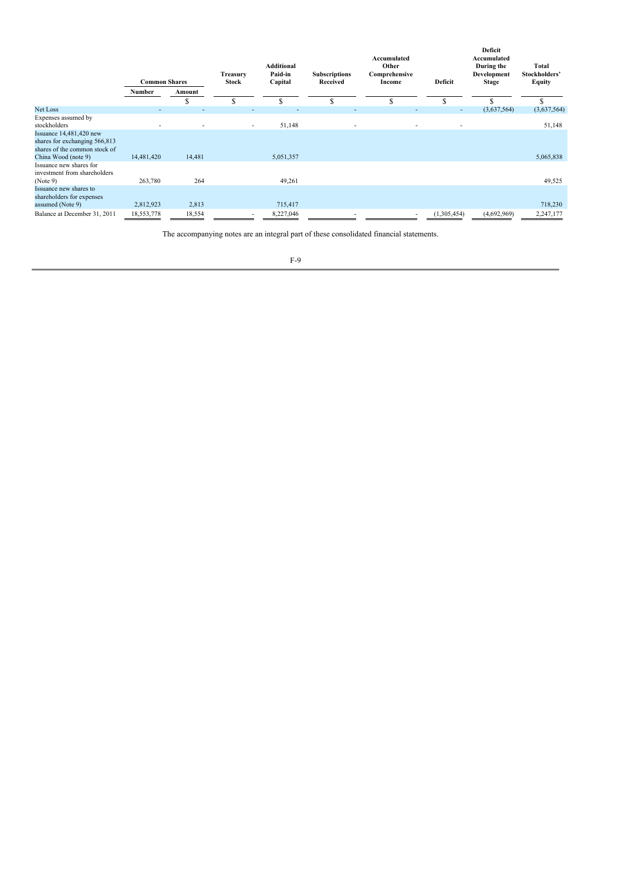| | Common Shares | | Treasury Stock | Additional Paid-in Capital | Subscriptions Received | Accumulated Other Comprehensive Income | Deficit | Deficit Accumulated During the Development Stage | Total Stockholders' Equity |
|---|---|---|---|---|---|---|---|---|---|
| | Number | Amount | | | | | | | |
| | | $ | $ | $ | $ | $ | $ | $ | $ |
| Net Loss | - | - | - | - | - | - | - | (3,637,564) | (3,637,564) |
| Expenses assumed by stockholders | - | - | - | 51,148 | - | - | - | | 51,148 |
| Issuance 14,481,420 new shares for exchanging 566,813 shares of the common stock of China Wood (note 9) | 14,481,420 | 14,481 | | 5,051,357 | | | | | 5,065,838 |
| Issuance new shares for investment from shareholders (Note 9) | 263,780 | 264 | | 49,261 | | | | | 49,525 |
| Issuance new shares to shareholders for expenses assumed (Note 9) | 2,812,923 | 2,813 | | 715,417 | | | | | 718,230 |
| Balance at December 31, 2011 | 18,553,778 | 18,554 | - | 8,227,046 | - | - | (1,305,454) | (4,692,969) | 2,247,177 |

The accompanying notes are an integral part of these consolidated financial statements.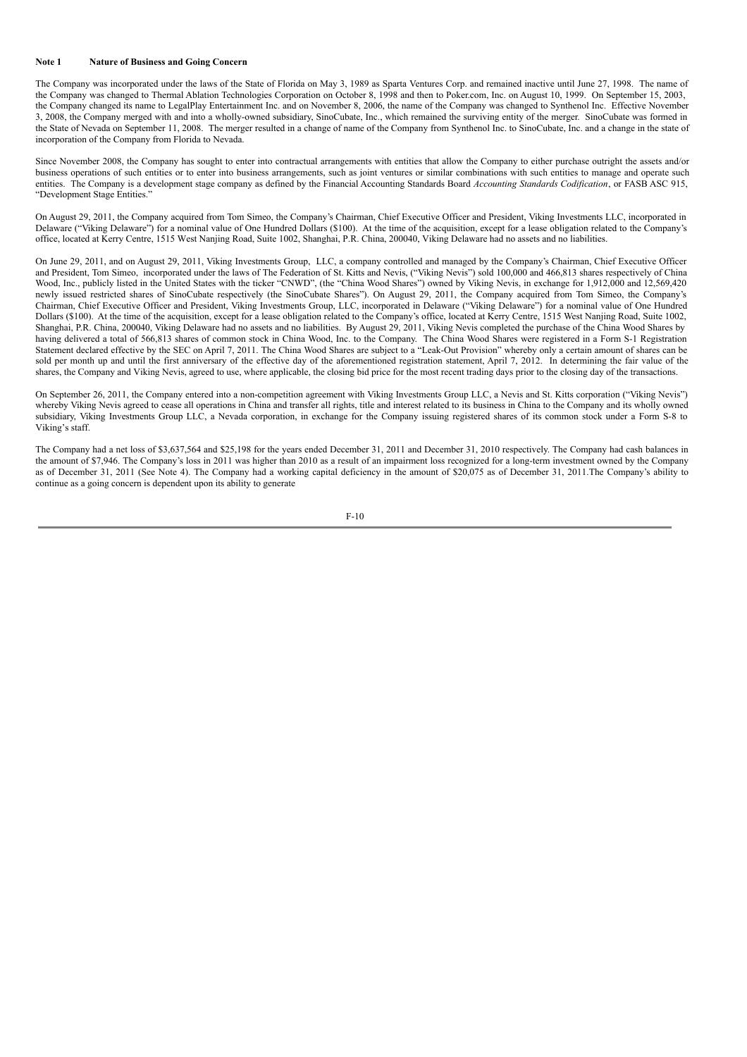**Note 1 Nature of Business and Going Concern**

The Company was incorporated under the laws of the State of Florida on May 3, 1989 as Sparta Ventures Corp. and remained inactive until June 27, 1998. The name of the Company was changed to Thermal Ablation Technologies Corporation on October 8, 1998 and then to Poker.com, Inc. on August 10, 1999. On September 15, 2003, the Company changed its name to LegalPlay Entertainment Inc. and on November 8, 2006, the name of the Company was changed to Synthenol Inc. Effective November 3, 2008, the Company merged with and into a wholly-owned subsidiary, SinoCubate, Inc., which remained the surviving entity of the merger. SinoCubate was formed in the State of Nevada on September 11, 2008. The merger resulted in a change of name of the Company from Synthenol Inc. to SinoCubate, Inc. and a change in the state of incorporation of the Company from Florida to Nevada.

Since November 2008, the Company has sought to enter into contractual arrangements with entities that allow the Company to either purchase outright the assets and/or business operations of such entities or to enter into business arrangements, such as joint ventures or similar combinations with such entities to manage and operate such entities. The Company is a development stage company as defined by the Financial Accounting Standards Board *Accounting Standards Codification*, or FASB ASC 915, "Development Stage Entities."

On August 29, 2011, the Company acquired from Tom Simeo, the Company's Chairman, Chief Executive Officer and President, Viking Investments LLC, incorporated in Delaware ("Viking Delaware") for a nominal value of One Hundred Dollars ($100). At the time of the acquisition, except for a lease obligation related to the Company's office, located at Kerry Centre, 1515 West Nanjing Road, Suite 1002, Shanghai, P.R. China, 200040, Viking Delaware had no assets and no liabilities.

On June 29, 2011, and on August 29, 2011, Viking Investments Group, LLC, a company controlled and managed by the Company's Chairman, Chief Executive Officer and President, Tom Simeo, incorporated under the laws of The Federation of St. Kitts and Nevis, ("Viking Nevis") sold 100,000 and 466,813 shares respectively of China Wood, Inc., publicly listed in the United States with the ticker "CNWD", (the "China Wood Shares") owned by Viking Nevis, in exchange for 1,912,000 and 12,569,420 newly issued restricted shares of SinoCubate respectively (the SinoCubate Shares"). On August 29, 2011, the Company acquired from Tom Simeo, the Company's Chairman, Chief Executive Officer and President, Viking Investments Group, LLC, incorporated in Delaware ("Viking Delaware") for a nominal value of One Hundred Dollars ($100). At the time of the acquisition, except for a lease obligation related to the Company's office, located at Kerry Centre, 1515 West Nanjing Road, Suite 1002, Shanghai, P.R. China, 200040, Viking Delaware had no assets and no liabilities. By August 29, 2011, Viking Nevis completed the purchase of the China Wood Shares by having delivered a total of 566,813 shares of common stock in China Wood, Inc. to the Company. The China Wood Shares were registered in a Form S-1 Registration Statement declared effective by the SEC on April 7, 2011. The China Wood Shares are subject to a "Leak-Out Provision" whereby only a certain amount of shares can be sold per month up and until the first anniversary of the effective day of the aforementioned registration statement, April 7, 2012. In determining the fair value of the shares, the Company and Viking Nevis, agreed to use, where applicable, the closing bid price for the most recent trading days prior to the closing day of the transactions.

On September 26, 2011, the Company entered into a non-competition agreement with Viking Investments Group LLC, a Nevis and St. Kitts corporation ("Viking Nevis") whereby Viking Nevis agreed to cease all operations in China and transfer all rights, title and interest related to its business in China to the Company and its wholly owned subsidiary, Viking Investments Group LLC, a Nevada corporation, in exchange for the Company issuing registered shares of its common stock under a Form S-8 to Viking's staff.

The Company had a net loss of $3,637,564 and $25,198 for the years ended December 31, 2011 and December 31, 2010 respectively. The Company had cash balances in the amount of $7,946. The Company's loss in 2011 was higher than 2010 as a result of an impairment loss recognized for a long-term investment owned by the Company as of December 31, 2011 (See Note 4). The Company had a working capital deficiency in the amount of $20,075 as of December 31, 2011.The Company's ability to continue as a going concern is dependent upon its ability to generate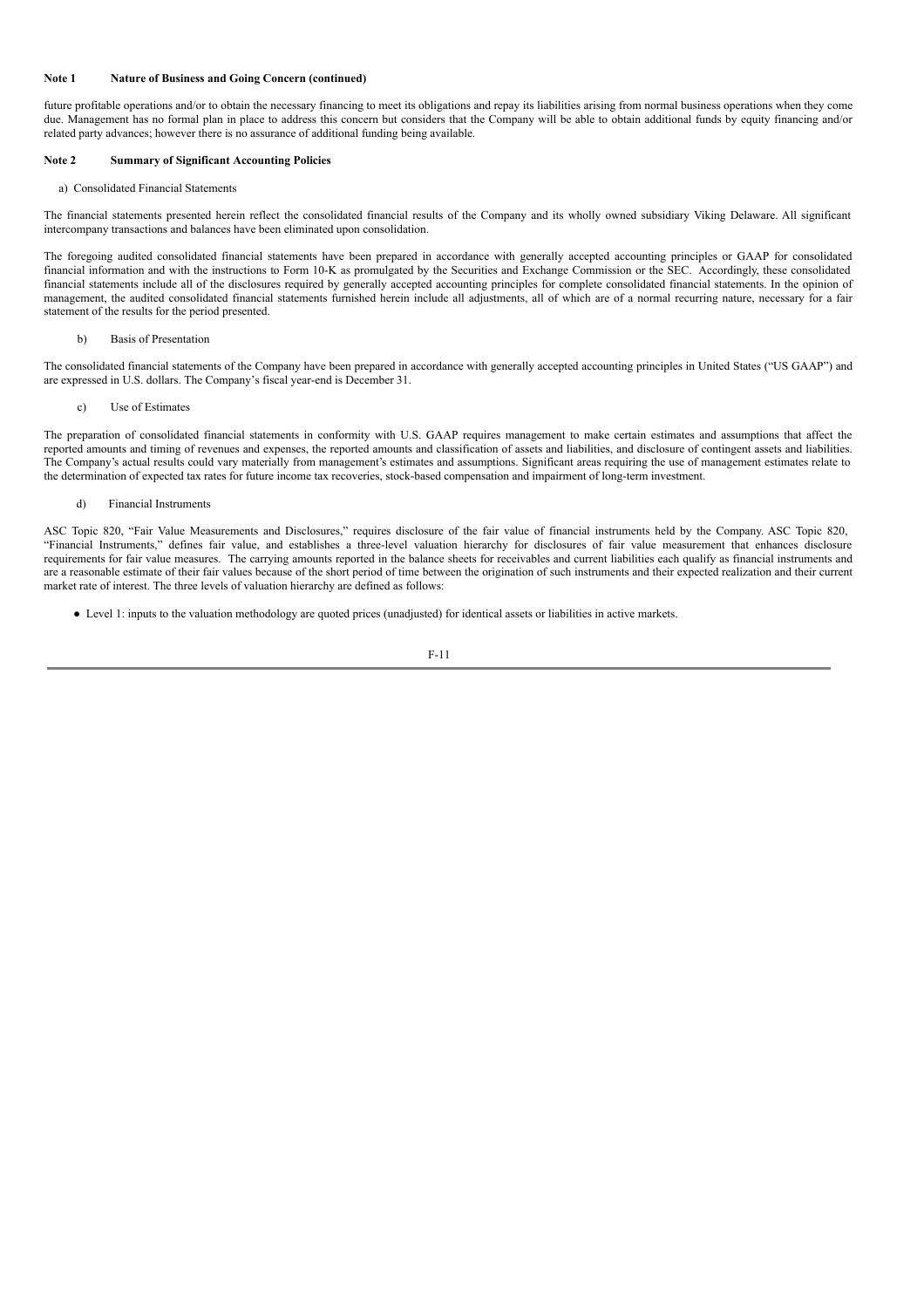**Note 1 Nature of Business and Going Concern (continued)**

future profitable operations and/or to obtain the necessary financing to meet its obligations and repay its liabilities arising from normal business operations when they come due. Management has no formal plan in place to address this concern but considers that the Company will be able to obtain additional funds by equity financing and/or related party advances; however there is no assurance of additional funding being available.

**Note 2 Summary of Significant Accounting Policies**

a) Consolidated Financial Statements

The financial statements presented herein reflect the consolidated financial results of the Company and its wholly owned subsidiary Viking Delaware. All significant intercompany transactions and balances have been eliminated upon consolidation.

The foregoing audited consolidated financial statements have been prepared in accordance with generally accepted accounting principles or GAAP for consolidated financial information and with the instructions to Form 10-K as promulgated by the Securities and Exchange Commission or the SEC. Accordingly, these consolidated financial statements include all of the disclosures required by generally accepted accounting principles for complete consolidated financial statements. In the opinion of management, the audited consolidated financial statements furnished herein include all adjustments, all of which are of a normal recurring nature, necessary for a fair statement of the results for the period presented.

b) Basis of Presentation

The consolidated financial statements of the Company have been prepared in accordance with generally accepted accounting principles in United States ("US GAAP") and are expressed in U.S. dollars. The Company's fiscal year-end is December 31.

c) Use of Estimates

The preparation of consolidated financial statements in conformity with U.S. GAAP requires management to make certain estimates and assumptions that affect the reported amounts and timing of revenues and expenses, the reported amounts and classification of assets and liabilities, and disclosure of contingent assets and liabilities. The Company's actual results could vary materially from management's estimates and assumptions. Significant areas requiring the use of management estimates relate to the determination of expected tax rates for future income tax recoveries, stock-based compensation and impairment of long-term investment.

d) Financial Instruments

ASC Topic 820, "Fair Value Measurements and Disclosures," requires disclosure of the fair value of financial instruments held by the Company. ASC Topic 820, "Financial Instruments," defines fair value, and establishes a three-level valuation hierarchy for disclosures of fair value measurement that enhances disclosure requirements for fair value measures. The carrying amounts reported in the balance sheets for receivables and current liabilities each qualify as financial instruments and are a reasonable estimate of their fair values because of the short period of time between the origination of such instruments and their expected realization and their current market rate of interest. The three levels of valuation hierarchy are defined as follows:

- Level 1: inputs to the valuation methodology are quoted prices (unadjusted) for identical assets or liabilities in active markets.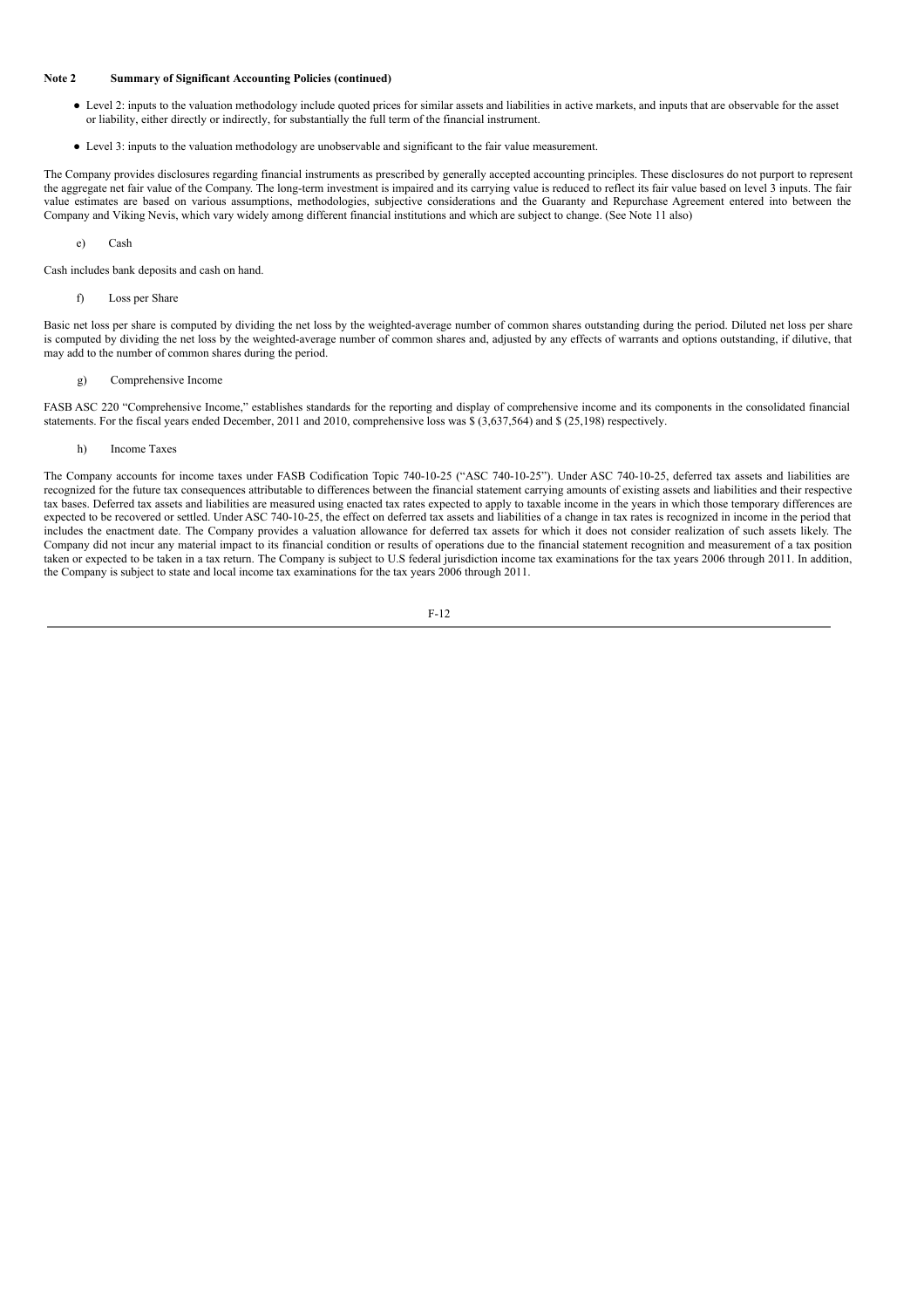**Note 2 Summary of Significant Accounting Policies (continued)**

- Level 2: inputs to the valuation methodology include quoted prices for similar assets and liabilities in active markets, and inputs that are observable for the asset or liability, either directly or indirectly, for substantially the full term of the financial instrument.
- Level 3: inputs to the valuation methodology are unobservable and significant to the fair value measurement.

The Company provides disclosures regarding financial instruments as prescribed by generally accepted accounting principles. These disclosures do not purport to represent the aggregate net fair value of the Company. The long-term investment is impaired and its carrying value is reduced to reflect its fair value based on level 3 inputs. The fair value estimates are based on various assumptions, methodologies, subjective considerations and the Guaranty and Repurchase Agreement entered into between the Company and Viking Nevis, which vary widely among different financial institutions and which are subject to change. (See Note 11 also)

e) Cash

Cash includes bank deposits and cash on hand.

f) Loss per Share

Basic net loss per share is computed by dividing the net loss by the weighted-average number of common shares outstanding during the period. Diluted net loss per share is computed by dividing the net loss by the weighted-average number of common shares and, adjusted by any effects of warrants and options outstanding, if dilutive, that may add to the number of common shares during the period.

g) Comprehensive Income

FASB ASC 220 "Comprehensive Income," establishes standards for the reporting and display of comprehensive income and its components in the consolidated financial statements. For the fiscal years ended December, 2011 and 2010, comprehensive loss was $ (3,637,564) and $ (25,198) respectively.

h) Income Taxes

The Company accounts for income taxes under FASB Codification Topic 740-10-25 ("ASC 740-10-25"). Under ASC 740-10-25, deferred tax assets and liabilities are recognized for the future tax consequences attributable to differences between the financial statement carrying amounts of existing assets and liabilities and their respective tax bases. Deferred tax assets and liabilities are measured using enacted tax rates expected to apply to taxable income in the years in which those temporary differences are expected to be recovered or settled. Under ASC 740-10-25, the effect on deferred tax assets and liabilities of a change in tax rates is recognized in income in the period that includes the enactment date. The Company provides a valuation allowance for deferred tax assets for which it does not consider realization of such assets likely. The Company did not incur any material impact to its financial condition or results of operations due to the financial statement recognition and measurement of a tax position taken or expected to be taken in a tax return. The Company is subject to U.S federal jurisdiction income tax examinations for the tax years 2006 through 2011. In addition, the Company is subject to state and local income tax examinations for the tax years 2006 through 2011.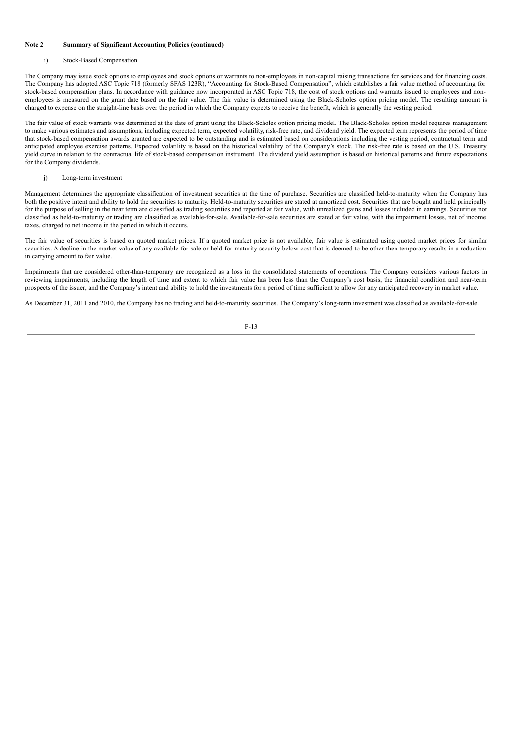**Note 2 Summary of Significant Accounting Policies (continued)**

i) Stock-Based Compensation

The Company may issue stock options to employees and stock options or warrants to non-employees in non-capital raising transactions for services and for financing costs. The Company has adopted ASC Topic 718 (formerly SFAS 123R), "Accounting for Stock-Based Compensation", which establishes a fair value method of accounting for stock-based compensation plans. In accordance with guidance now incorporated in ASC Topic 718, the cost of stock options and warrants issued to employees and non-employees is measured on the grant date based on the fair value. The fair value is determined using the Black-Scholes option pricing model. The resulting amount is charged to expense on the straight-line basis over the period in which the Company expects to receive the benefit, which is generally the vesting period.

The fair value of stock warrants was determined at the date of grant using the Black-Scholes option pricing model. The Black-Scholes option model requires management to make various estimates and assumptions, including expected term, expected volatility, risk-free rate, and dividend yield. The expected term represents the period of time that stock-based compensation awards granted are expected to be outstanding and is estimated based on considerations including the vesting period, contractual term and anticipated employee exercise patterns. Expected volatility is based on the historical volatility of the Company's stock. The risk-free rate is based on the U.S. Treasury yield curve in relation to the contractual life of stock-based compensation instrument. The dividend yield assumption is based on historical patterns and future expectations for the Company dividends.

j) Long-term investment

Management determines the appropriate classification of investment securities at the time of purchase. Securities are classified held-to-maturity when the Company has both the positive intent and ability to hold the securities to maturity. Held-to-maturity securities are stated at amortized cost. Securities that are bought and held principally for the purpose of selling in the near term are classified as trading securities and reported at fair value, with unrealized gains and losses included in earnings. Securities not classified as held-to-maturity or trading are classified as available-for-sale. Available-for-sale securities are stated at fair value, with the impairment losses, net of income taxes, charged to net income in the period in which it occurs.

The fair value of securities is based on quoted market prices. If a quoted market price is not available, fair value is estimated using quoted market prices for similar securities. A decline in the market value of any available-for-sale or held-for-maturity security below cost that is deemed to be other-then-temporary results in a reduction in carrying amount to fair value.

Impairments that are considered other-than-temporary are recognized as a loss in the consolidated statements of operations. The Company considers various factors in reviewing impairments, including the length of time and extent to which fair value has been less than the Company's cost basis, the financial condition and near-term prospects of the issuer, and the Company's intent and ability to hold the investments for a period of time sufficient to allow for any anticipated recovery in market value.

As December 31, 2011 and 2010, the Company has no trading and held-to-maturity securities. The Company's long-term investment was classified as available-for-sale.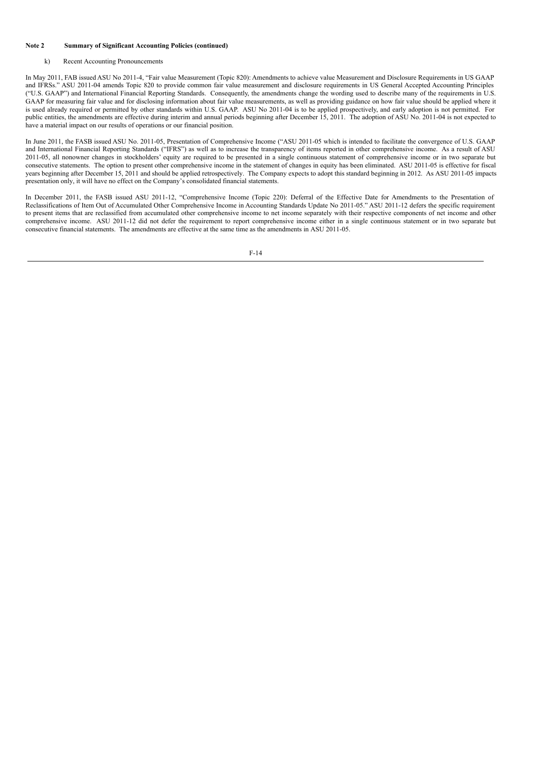**Note 2 Summary of Significant Accounting Policies (continued)**

k) Recent Accounting Pronouncements

In May 2011, FAB issued ASU No 2011-4, "Fair value Measurement (Topic 820): Amendments to achieve value Measurement and Disclosure Requirements in US GAAP and IFRSs." ASU 2011-04 amends Topic 820 to provide common fair value measurement and disclosure requirements in US General Accepted Accounting Principles ("U.S. GAAP") and International Financial Reporting Standards. Consequently, the amendments change the wording used to describe many of the requirements in U.S. GAAP for measuring fair value and for disclosing information about fair value measurements, as well as providing guidance on how fair value should be applied where it is used already required or permitted by other standards within U.S. GAAP. ASU No 2011-04 is to be applied prospectively, and early adoption is not permitted. For public entities, the amendments are effective during interim and annual periods beginning after December 15, 2011. The adoption of ASU No. 2011-04 is not expected to have a material impact on our results of operations or our financial position.

In June 2011, the FASB issued ASU No. 2011-05, Presentation of Comprehensive Income ("ASU 2011-05 which is intended to facilitate the convergence of U.S. GAAP and International Financial Reporting Standards ("IFRS") as well as to increase the transparency of items reported in other comprehensive income. As a result of ASU 2011-05, all nonowner changes in stockholders' equity are required to be presented in a single continuous statement of comprehensive income or in two separate but consecutive statements. The option to present other comprehensive income in the statement of changes in equity has been eliminated. ASU 2011-05 is effective for fiscal years beginning after December 15, 2011 and should be applied retrospectively. The Company expects to adopt this standard beginning in 2012. As ASU 2011-05 impacts presentation only, it will have no effect on the Company's consolidated financial statements.

In December 2011, the FASB issued ASU 2011-12, "Comprehensive Income (Topic 220): Deferral of the Effective Date for Amendments to the Presentation of Reclassifications of Item Out of Accumulated Other Comprehensive Income in Accounting Standards Update No 2011-05." ASU 2011-12 defers the specific requirement to present items that are reclassified from accumulated other comprehensive income to net income separately with their respective components of net income and other comprehensive income. ASU 2011-12 did not defer the requirement to report comprehensive income either in a single continuous statement or in two separate but consecutive financial statements. The amendments are effective at the same time as the amendments in ASU 2011-05.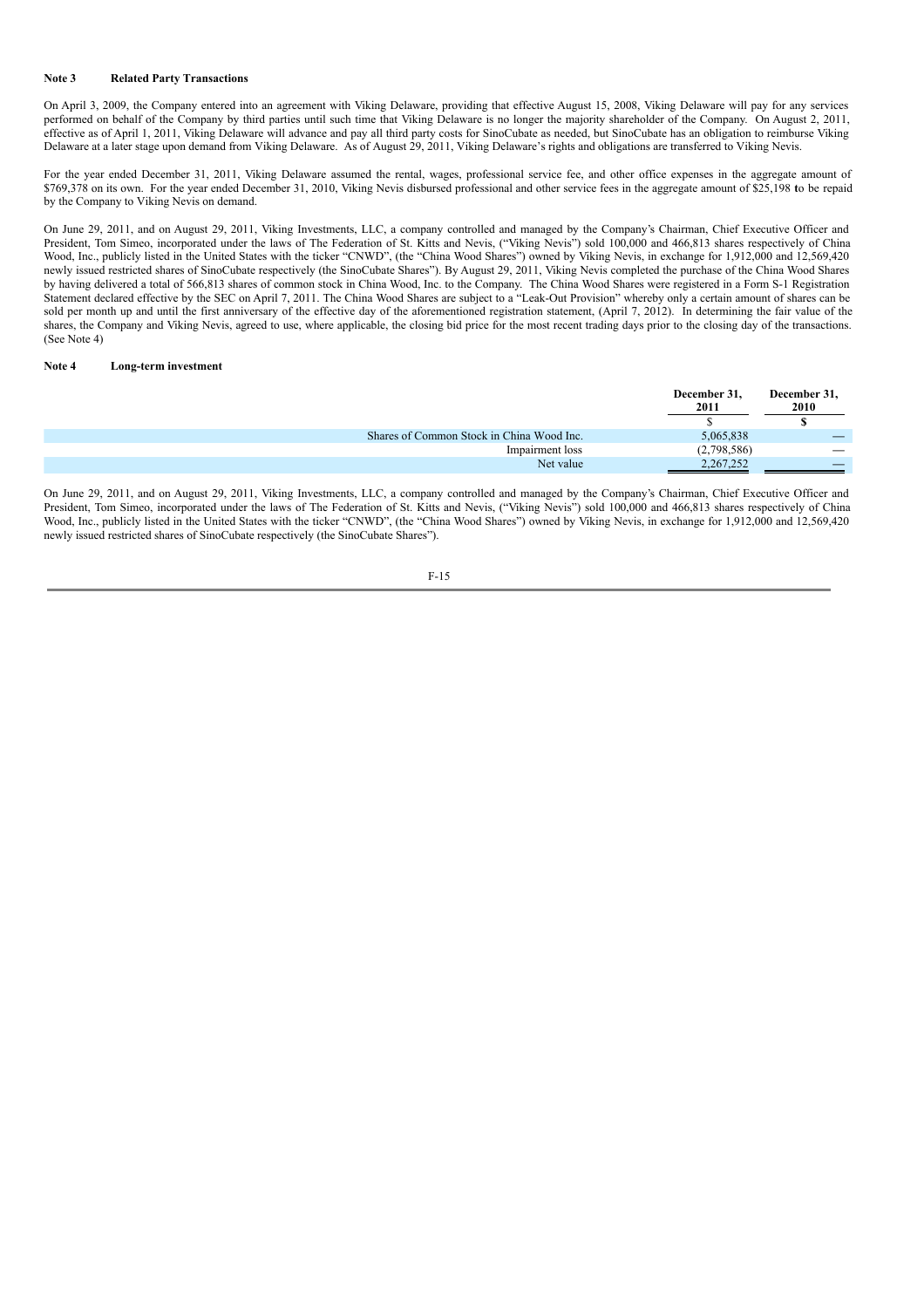**Note 3 Related Party Transactions**

On April 3, 2009, the Company entered into an agreement with Viking Delaware, providing that effective August 15, 2008, Viking Delaware will pay for any services performed on behalf of the Company by third parties until such time that Viking Delaware is no longer the majority shareholder of the Company. On August 2, 2011, effective as of April 1, 2011, Viking Delaware will advance and pay all third party costs for SinoCubate as needed, but SinoCubate has an obligation to reimburse Viking Delaware at a later stage upon demand from Viking Delaware. As of August 29, 2011, Viking Delaware's rights and obligations are transferred to Viking Nevis.

For the year ended December 31, 2011, Viking Delaware assumed the rental, wages, professional service fee, and other office expenses in the aggregate amount of $769,378 on its own. For the year ended December 31, 2010, Viking Nevis disbursed professional and other service fees in the aggregate amount of $25,198 to be repaid by the Company to Viking Nevis on demand.

On June 29, 2011, and on August 29, 2011, Viking Investments, LLC, a company controlled and managed by the Company's Chairman, Chief Executive Officer and President, Tom Simeo, incorporated under the laws of The Federation of St. Kitts and Nevis, ("Viking Nevis") sold 100,000 and 466,813 shares respectively of China Wood, Inc., publicly listed in the United States with the ticker "CNWD", (the "China Wood Shares") owned by Viking Nevis, in exchange for 1,912,000 and 12,569,420 newly issued restricted shares of SinoCubate respectively (the SinoCubate Shares"). By August 29, 2011, Viking Nevis completed the purchase of the China Wood Shares by having delivered a total of 566,813 shares of common stock in China Wood, Inc. to the Company. The China Wood Shares were registered in a Form S-1 Registration Statement declared effective by the SEC on April 7, 2011. The China Wood Shares are subject to a "Leak-Out Provision" whereby only a certain amount of shares can be sold per month up and until the first anniversary of the effective day of the aforementioned registration statement, (April 7, 2012). In determining the fair value of the shares, the Company and Viking Nevis, agreed to use, where applicable, the closing bid price for the most recent trading days prior to the closing day of the transactions. (See Note 4)

**Note 4 Long-term investment**

| | December 31, 2011 | December 31, 2010 |
|---|---|---|
| | $ | $ |
| Shares of Common Stock in China Wood Inc. | 5,065,838 | — |
| Impairment loss | (2,798,586) | — |
| Net value | 2,267,252 | — |

On June 29, 2011, and on August 29, 2011, Viking Investments, LLC, a company controlled and managed by the Company's Chairman, Chief Executive Officer and President, Tom Simeo, incorporated under the laws of The Federation of St. Kitts and Nevis, ("Viking Nevis") sold 100,000 and 466,813 shares respectively of China Wood, Inc., publicly listed in the United States with the ticker "CNWD", (the "China Wood Shares") owned by Viking Nevis, in exchange for 1,912,000 and 12,569,420 newly issued restricted shares of SinoCubate respectively (the SinoCubate Shares").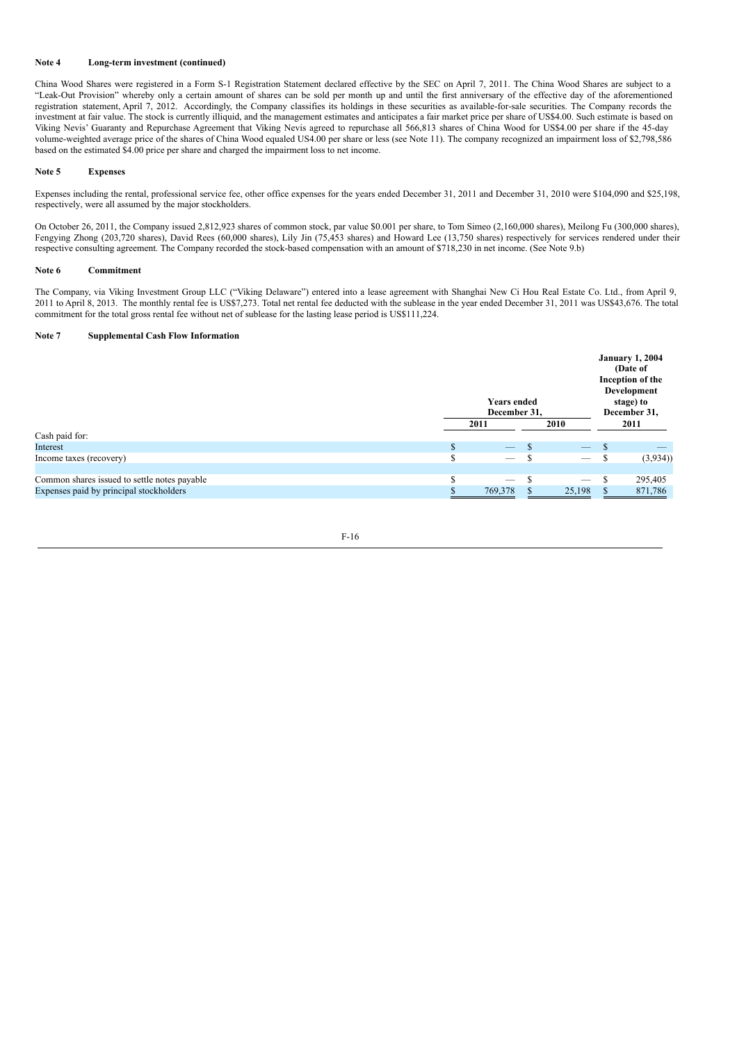**Note 4 Long-term investment (continued)**

China Wood Shares were registered in a Form S-1 Registration Statement declared effective by the SEC on April 7, 2011. The China Wood Shares are subject to a "Leak-Out Provision" whereby only a certain amount of shares can be sold per month up and until the first anniversary of the effective day of the aforementioned registration statement, April 7, 2012. Accordingly, the Company classifies its holdings in these securities as available-for-sale securities. The Company records the investment at fair value. The stock is currently illiquid, and the management estimates and anticipates a fair market price per share of US$4.00. Such estimate is based on Viking Nevis' Guaranty and Repurchase Agreement that Viking Nevis agreed to repurchase all 566,813 shares of China Wood for US$4.00 per share if the 45-day volume-weighted average price of the shares of China Wood equaled US4.00 per share or less (see Note 11). The company recognized an impairment loss of $2,798,586 based on the estimated $4.00 price per share and charged the impairment loss to net income.

**Note 5 Expenses**

Expenses including the rental, professional service fee, other office expenses for the years ended December 31, 2011 and December 31, 2010 were $104,090 and $25,198, respectively, were all assumed by the major stockholders.

On October 26, 2011, the Company issued 2,812,923 shares of common stock, par value $0.001 per share, to Tom Simeo (2,160,000 shares), Meilong Fu (300,000 shares), Fengying Zhong (203,720 shares), David Rees (60,000 shares), Lily Jin (75,453 shares) and Howard Lee (13,750 shares) respectively for services rendered under their respective consulting agreement. The Company recorded the stock-based compensation with an amount of $718,230 in net income. (See Note 9.b)

**Note 6 Commitment**

The Company, via Viking Investment Group LLC ("Viking Delaware") entered into a lease agreement with Shanghai New Ci Hou Real Estate Co. Ltd., from April 9, 2011 to April 8, 2013. The monthly rental fee is US$7,273. Total net rental fee deducted with the sublease in the year ended December 31, 2011 was US$43,676. The total commitment for the total gross rental fee without net of sublease for the lasting lease period is US$111,224.

**Note 7 Supplemental Cash Flow Information**

| | Years ended December 31, 2011 | Years ended December 31, 2010 | January 1, 2004 (Date of Inception of the Development stage) to December 31, 2011 |
|---|---|---|---|
| Cash paid for: | | | |
| Interest | $ — | $ — | $ — |
| Income taxes (recovery) | $ — | $ — | $ (3,934)) |
| | | | |
| Common shares issued to settle notes payable | $ — | $ — | $ 295,405 |
| Expenses paid by principal stockholders | $ 769,378 | $ 25,198 | $ 871,786 |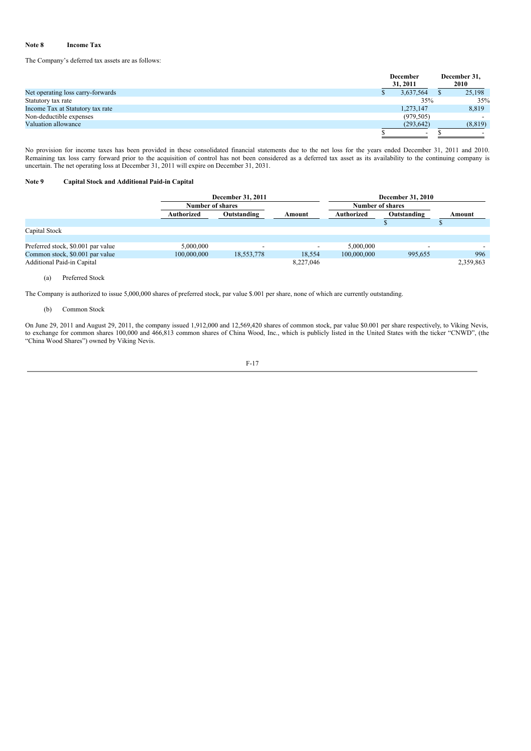## Note 8 Income Tax

The Company's deferred tax assets are as follows:

| | December 31, 2011 | December 31, 2010 |
|---|---|---|
| Net operating loss carry-forwards | $ 3,637,564 | $ 25,198 |
| Statutory tax rate | 35% | 35% |
| Income Tax at Statutory tax rate | 1,273,147 | 8,819 |
| Non-deductible expenses | (979,505) | - |
| Valuation allowance | (293,642) | (8,819) |
| | $ - | $ - |

No provision for income taxes has been provided in these consolidated financial statements due to the net loss for the years ended December 31, 2011 and 2010. Remaining tax loss carry forward prior to the acquisition of control has not been considered as a deferred tax asset as its availability to the continuing company is uncertain. The net operating loss at December 31, 2011 will expire on December 31, 2031.

## Note 9 Capital Stock and Additional Paid-in Capital

| | December 31, 2011 | | | December 31, 2010 | | |
|---|---|---|---|---|---|---|
| | Number of shares | | | Number of shares | | |
| | Authorized | Outstanding | Amount | Authorized | Outstanding | Amount |
| | | | | | $ | $ |
| Capital Stock | | | | | | |
| Preferred stock, $0.001 par value | 5,000,000 | - | - | 5,000,000 | - | - |
| Common stock, $0.001 par value | 100,000,000 | 18,553,778 | 18,554 | 100,000,000 | 995,655 | 996 |
| Additional Paid-in Capital | | | 8,227,046 | | | 2,359,863 |

(a) Preferred Stock

The Company is authorized to issue 5,000,000 shares of preferred stock, par value $.001 per share, none of which are currently outstanding.

(b) Common Stock

On June 29, 2011 and August 29, 2011, the company issued 1,912,000 and 12,569,420 shares of common stock, par value $0.001 per share respectively, to Viking Nevis, to exchange for common shares 100,000 and 466,813 common shares of China Wood, Inc., which is publicly listed in the United States with the ticker "CNWD", (the "China Wood Shares") owned by Viking Nevis.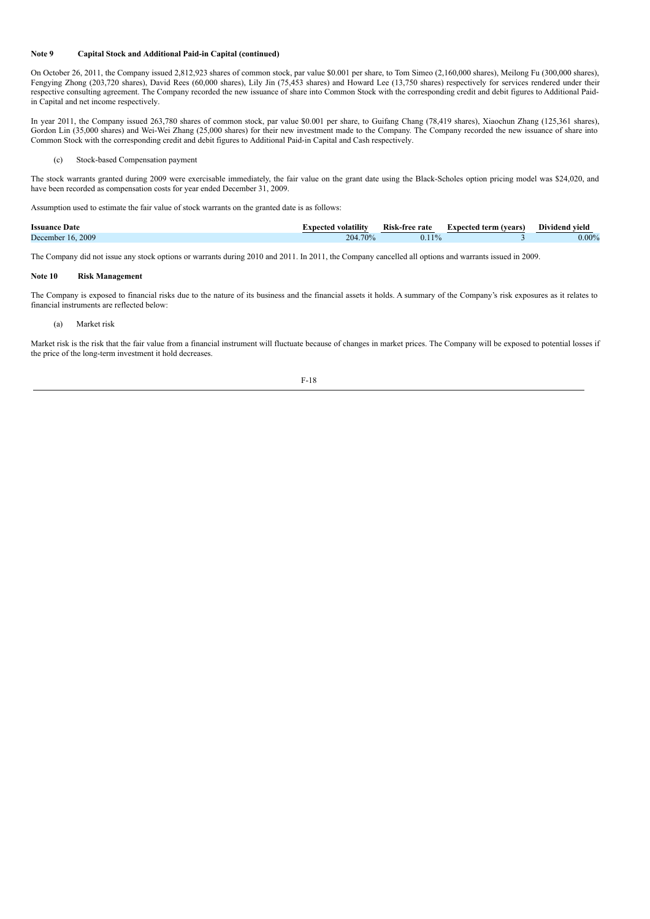**Note 9 Capital Stock and Additional Paid-in Capital (continued)**

On October 26, 2011, the Company issued 2,812,923 shares of common stock, par value $0.001 per share, to Tom Simeo (2,160,000 shares), Meilong Fu (300,000 shares), Fengying Zhong (203,720 shares), David Rees (60,000 shares), Lily Jin (75,453 shares) and Howard Lee (13,750 shares) respectively for services rendered under their respective consulting agreement. The Company recorded the new issuance of share into Common Stock with the corresponding credit and debit figures to Additional Paid-in Capital and net income respectively.

In year 2011, the Company issued 263,780 shares of common stock, par value $0.001 per share, to Guifang Chang (78,419 shares), Xiaochun Zhang (125,361 shares), Gordon Lin (35,000 shares) and Wei-Wei Zhang (25,000 shares) for their new investment made to the Company. The Company recorded the new issuance of share into Common Stock with the corresponding credit and debit figures to Additional Paid-in Capital and Cash respectively.

(c) Stock-based Compensation payment

The stock warrants granted during 2009 were exercisable immediately, the fair value on the grant date using the Black-Scholes option pricing model was $24,020, and have been recorded as compensation costs for year ended December 31, 2009.

Assumption used to estimate the fair value of stock warrants on the granted date is as follows:

| Issuance Date | Expected volatility | Risk-free rate | Expected term (years) | Dividend yield |
|---|---|---|---|---|
| December 16, 2009 | 204.70% | 0.11% | 3 | 0.00% |

The Company did not issue any stock options or warrants during 2010 and 2011. In 2011, the Company cancelled all options and warrants issued in 2009.

**Note 10 Risk Management**

The Company is exposed to financial risks due to the nature of its business and the financial assets it holds. A summary of the Company's risk exposures as it relates to financial instruments are reflected below:

(a) Market risk

Market risk is the risk that the fair value from a financial instrument will fluctuate because of changes in market prices. The Company will be exposed to potential losses if the price of the long-term investment it hold decreases.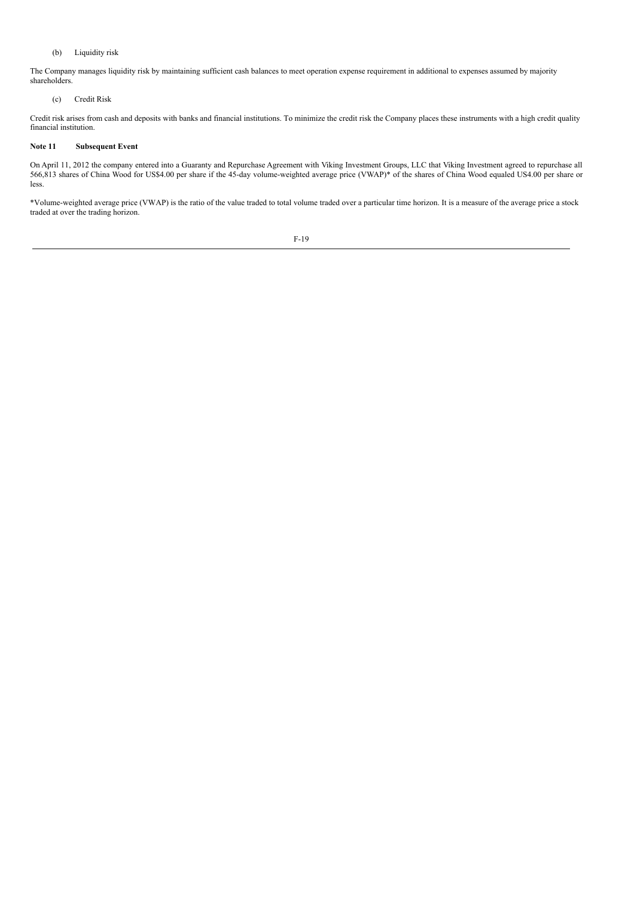(b) Liquidity risk

The Company manages liquidity risk by maintaining sufficient cash balances to meet operation expense requirement in additional to expenses assumed by majority shareholders.

(c) Credit Risk

Credit risk arises from cash and deposits with banks and financial institutions. To minimize the credit risk the Company places these instruments with a high credit quality financial institution.

**Note 11 Subsequent Event**

On April 11, 2012 the company entered into a Guaranty and Repurchase Agreement with Viking Investment Groups, LLC that Viking Investment agreed to repurchase all 566,813 shares of China Wood for US$4.00 per share if the 45-day volume-weighted average price (VWAP)* of the shares of China Wood equaled US4.00 per share or less.

*Volume-weighted average price (VWAP) is the ratio of the value traded to total volume traded over a particular time horizon. It is a measure of the average price a stock traded at over the trading horizon.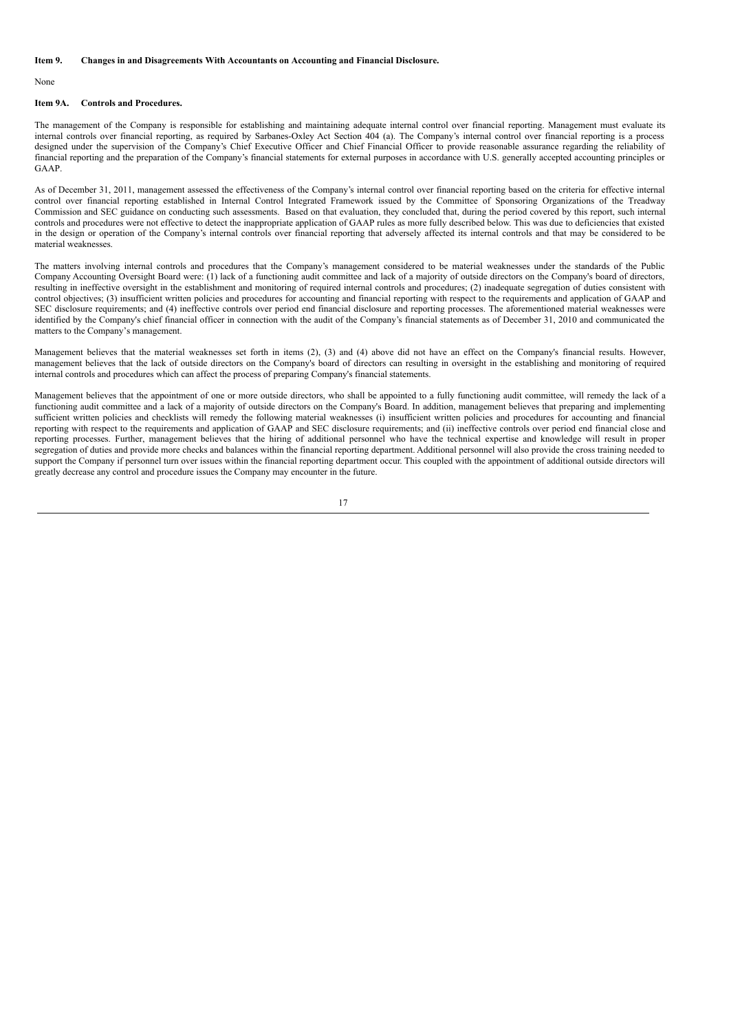### Item 9. Changes in and Disagreements With Accountants on Accounting and Financial Disclosure.

None

### Item 9A. Controls and Procedures.

The management of the Company is responsible for establishing and maintaining adequate internal control over financial reporting. Management must evaluate its internal controls over financial reporting, as required by Sarbanes-Oxley Act Section 404 (a). The Company's internal control over financial reporting is a process designed under the supervision of the Company's Chief Executive Officer and Chief Financial Officer to provide reasonable assurance regarding the reliability of financial reporting and the preparation of the Company's financial statements for external purposes in accordance with U.S. generally accepted accounting principles or GAAP.

As of December 31, 2011, management assessed the effectiveness of the Company's internal control over financial reporting based on the criteria for effective internal control over financial reporting established in Internal Control Integrated Framework issued by the Committee of Sponsoring Organizations of the Treadway Commission and SEC guidance on conducting such assessments. Based on that evaluation, they concluded that, during the period covered by this report, such internal controls and procedures were not effective to detect the inappropriate application of GAAP rules as more fully described below. This was due to deficiencies that existed in the design or operation of the Company's internal controls over financial reporting that adversely affected its internal controls and that may be considered to be material weaknesses.

The matters involving internal controls and procedures that the Company's management considered to be material weaknesses under the standards of the Public Company Accounting Oversight Board were: (1) lack of a functioning audit committee and lack of a majority of outside directors on the Company's board of directors, resulting in ineffective oversight in the establishment and monitoring of required internal controls and procedures; (2) inadequate segregation of duties consistent with control objectives; (3) insufficient written policies and procedures for accounting and financial reporting with respect to the requirements and application of GAAP and SEC disclosure requirements; and (4) ineffective controls over period end financial disclosure and reporting processes. The aforementioned material weaknesses were identified by the Company's chief financial officer in connection with the audit of the Company's financial statements as of December 31, 2010 and communicated the matters to the Company's management.

Management believes that the material weaknesses set forth in items (2), (3) and (4) above did not have an effect on the Company's financial results. However, management believes that the lack of outside directors on the Company's board of directors can resulting in oversight in the establishing and monitoring of required internal controls and procedures which can affect the process of preparing Company's financial statements.

Management believes that the appointment of one or more outside directors, who shall be appointed to a fully functioning audit committee, will remedy the lack of a functioning audit committee and a lack of a majority of outside directors on the Company's Board. In addition, management believes that preparing and implementing sufficient written policies and checklists will remedy the following material weaknesses (i) insufficient written policies and procedures for accounting and financial reporting with respect to the requirements and application of GAAP and SEC disclosure requirements; and (ii) ineffective controls over period end financial close and reporting processes. Further, management believes that the hiring of additional personnel who have the technical expertise and knowledge will result in proper segregation of duties and provide more checks and balances within the financial reporting department. Additional personnel will also provide the cross training needed to support the Company if personnel turn over issues within the financial reporting department occur. This coupled with the appointment of additional outside directors will greatly decrease any control and procedure issues the Company may encounter in the future.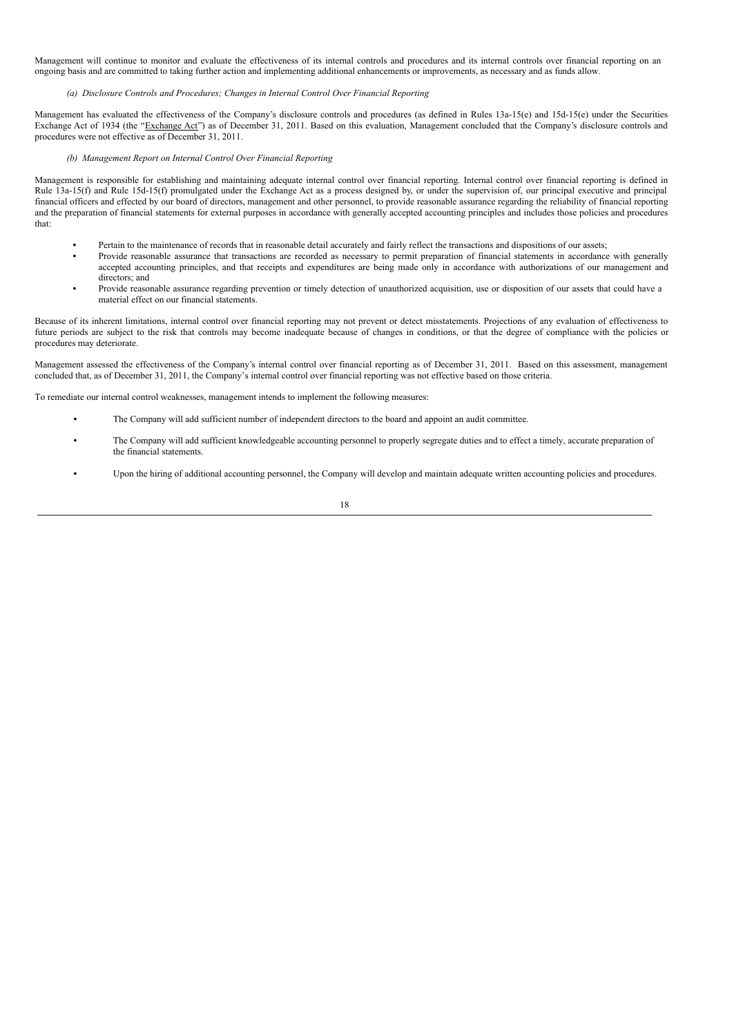Management will continue to monitor and evaluate the effectiveness of its internal controls and procedures and its internal controls over financial reporting on an ongoing basis and are committed to taking further action and implementing additional enhancements or improvements, as necessary and as funds allow.

*(a) Disclosure Controls and Procedures; Changes in Internal Control Over Financial Reporting*

Management has evaluated the effectiveness of the Company's disclosure controls and procedures (as defined in Rules 13a-15(e) and 15d-15(e) under the Securities Exchange Act of 1934 (the "Exchange Act") as of December 31, 2011. Based on this evaluation, Management concluded that the Company's disclosure controls and procedures were not effective as of December 31, 2011.

*(b) Management Report on Internal Control Over Financial Reporting*

Management is responsible for establishing and maintaining adequate internal control over financial reporting. Internal control over financial reporting is defined in Rule 13a-15(f) and Rule 15d-15(f) promulgated under the Exchange Act as a process designed by, or under the supervision of, our principal executive and principal financial officers and effected by our board of directors, management and other personnel, to provide reasonable assurance regarding the reliability of financial reporting and the preparation of financial statements for external purposes in accordance with generally accepted accounting principles and includes those policies and procedures that:

- Pertain to the maintenance of records that in reasonable detail accurately and fairly reflect the transactions and dispositions of our assets;
- Provide reasonable assurance that transactions are recorded as necessary to permit preparation of financial statements in accordance with generally accepted accounting principles, and that receipts and expenditures are being made only in accordance with authorizations of our management and directors; and
- Provide reasonable assurance regarding prevention or timely detection of unauthorized acquisition, use or disposition of our assets that could have a material effect on our financial statements.

Because of its inherent limitations, internal control over financial reporting may not prevent or detect misstatements. Projections of any evaluation of effectiveness to future periods are subject to the risk that controls may become inadequate because of changes in conditions, or that the degree of compliance with the policies or procedures may deteriorate.

Management assessed the effectiveness of the Company's internal control over financial reporting as of December 31, 2011. Based on this assessment, management concluded that, as of December 31, 2011, the Company's internal control over financial reporting was not effective based on those criteria.

To remediate our internal control weaknesses, management intends to implement the following measures:

- The Company will add sufficient number of independent directors to the board and appoint an audit committee.
- The Company will add sufficient knowledgeable accounting personnel to properly segregate duties and to effect a timely, accurate preparation of the financial statements.
- Upon the hiring of additional accounting personnel, the Company will develop and maintain adequate written accounting policies and procedures.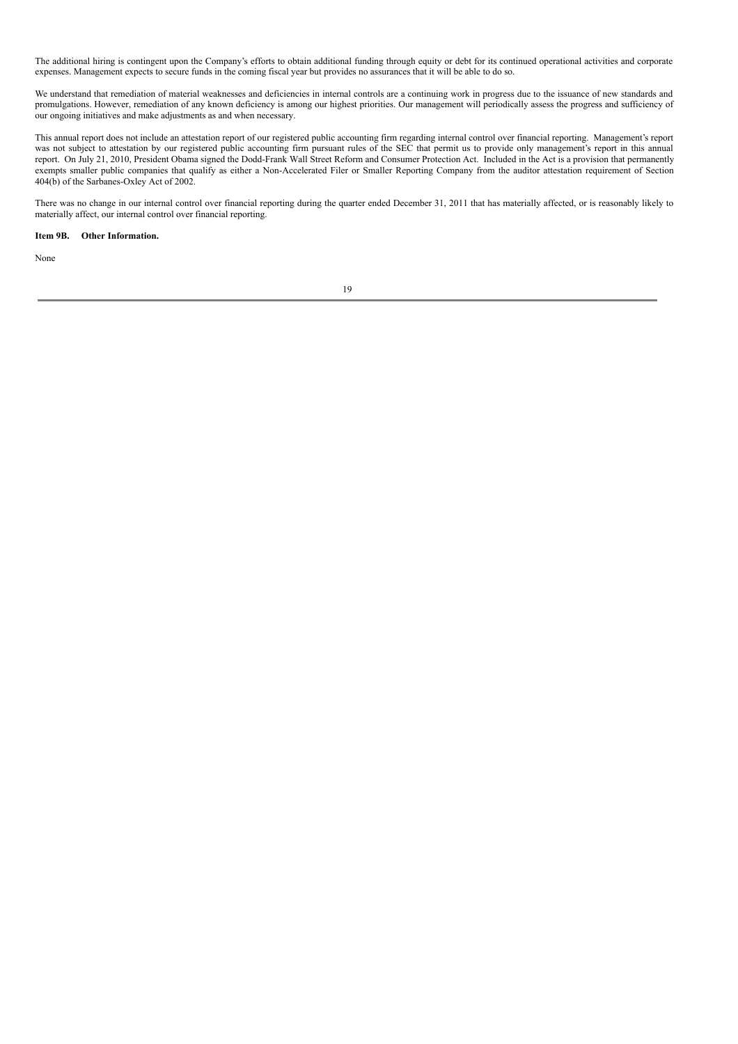The additional hiring is contingent upon the Company's efforts to obtain additional funding through equity or debt for its continued operational activities and corporate expenses. Management expects to secure funds in the coming fiscal year but provides no assurances that it will be able to do so.

We understand that remediation of material weaknesses and deficiencies in internal controls are a continuing work in progress due to the issuance of new standards and promulgations. However, remediation of any known deficiency is among our highest priorities. Our management will periodically assess the progress and sufficiency of our ongoing initiatives and make adjustments as and when necessary.

This annual report does not include an attestation report of our registered public accounting firm regarding internal control over financial reporting. Management's report was not subject to attestation by our registered public accounting firm pursuant rules of the SEC that permit us to provide only management's report in this annual report. On July 21, 2010, President Obama signed the Dodd-Frank Wall Street Reform and Consumer Protection Act. Included in the Act is a provision that permanently exempts smaller public companies that qualify as either a Non-Accelerated Filer or Smaller Reporting Company from the auditor attestation requirement of Section 404(b) of the Sarbanes-Oxley Act of 2002.

There was no change in our internal control over financial reporting during the quarter ended December 31, 2011 that has materially affected, or is reasonably likely to materially affect, our internal control over financial reporting.

**Item 9B. Other Information.**

None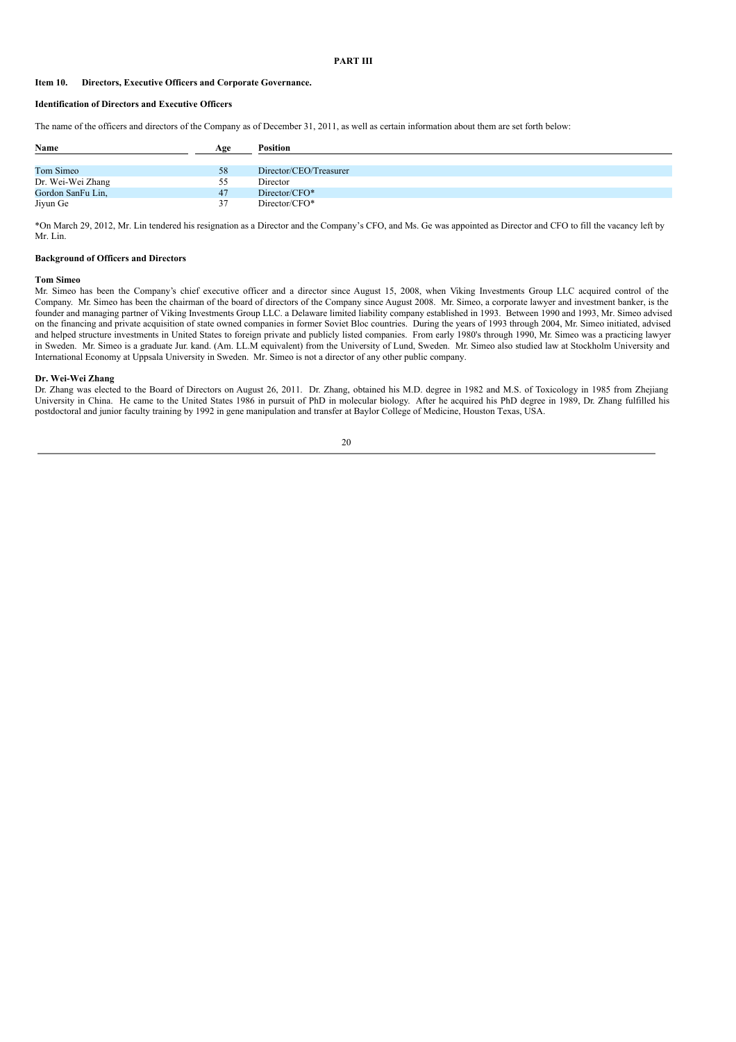**PART III**

**Item 10. Directors, Executive Officers and Corporate Governance.**

**Identification of Directors and Executive Officers**

The name of the officers and directors of the Company as of December 31, 2011, as well as certain information about them are set forth below:

| Name | Age | Position |
| --- | --- | --- |
| Tom Simeo | 58 | Director/CEO/Treasurer |
| Dr. Wei-Wei Zhang | 55 | Director |
| Gordon SanFu Lin, | 47 | Director/CFO* |
| Jiyun Ge | 37 | Director/CFO* |

*On March 29, 2012, Mr. Lin tendered his resignation as a Director and the Company's CFO, and Ms. Ge was appointed as Director and CFO to fill the vacancy left by Mr. Lin.

**Background of Officers and Directors**

**Tom Simeo**

Mr. Simeo has been the Company's chief executive officer and a director since August 15, 2008, when Viking Investments Group LLC acquired control of the Company. Mr. Simeo has been the chairman of the board of directors of the Company since August 2008. Mr. Simeo, a corporate lawyer and investment banker, is the founder and managing partner of Viking Investments Group LLC. a Delaware limited liability company established in 1993. Between 1990 and 1993, Mr. Simeo advised on the financing and private acquisition of state owned companies in former Soviet Bloc countries. During the years of 1993 through 2004, Mr. Simeo initiated, advised and helped structure investments in United States to foreign private and publicly listed companies. From early 1980's through 1990, Mr. Simeo was a practicing lawyer in Sweden. Mr. Simeo is a graduate Jur. kand. (Am. LL.M equivalent) from the University of Lund, Sweden. Mr. Simeo also studied law at Stockholm University and International Economy at Uppsala University in Sweden. Mr. Simeo is not a director of any other public company.

**Dr. Wei-Wei Zhang**

Dr. Zhang was elected to the Board of Directors on August 26, 2011. Dr. Zhang, obtained his M.D. degree in 1982 and M.S. of Toxicology in 1985 from Zhejiang University in China. He came to the United States 1986 in pursuit of PhD in molecular biology. After he acquired his PhD degree in 1989, Dr. Zhang fulfilled his postdoctoral and junior faculty training by 1992 in gene manipulation and transfer at Baylor College of Medicine, Houston Texas, USA.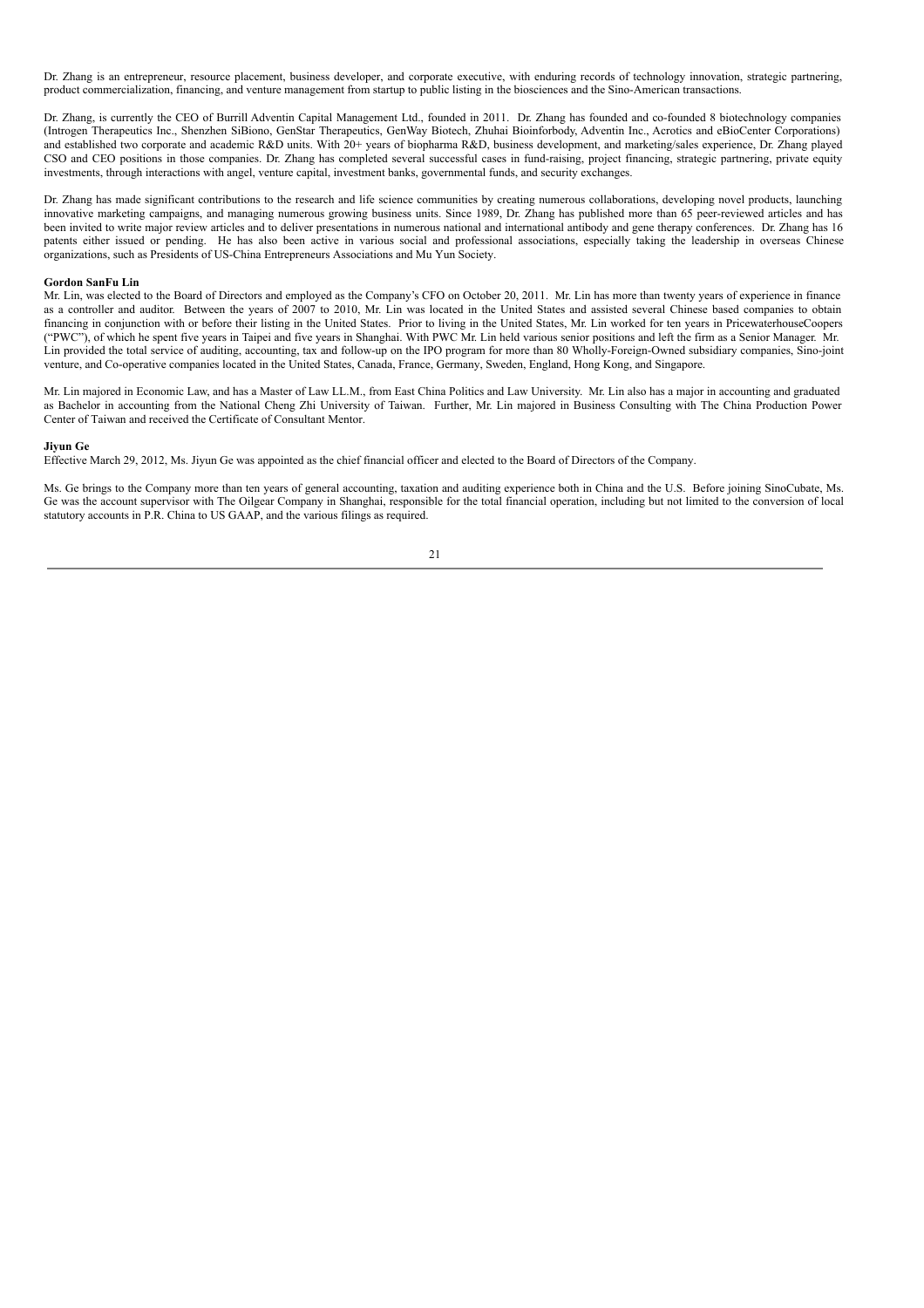Dr. Zhang is an entrepreneur, resource placement, business developer, and corporate executive, with enduring records of technology innovation, strategic partnering, product commercialization, financing, and venture management from startup to public listing in the biosciences and the Sino-American transactions.

Dr. Zhang, is currently the CEO of Burrill Adventin Capital Management Ltd., founded in 2011. Dr. Zhang has founded and co-founded 8 biotechnology companies (Introgen Therapeutics Inc., Shenzhen SiBiono, GenStar Therapeutics, GenWay Biotech, Zhuhai Bioinforbody, Adventin Inc., Acrotics and eBioCenter Corporations) and established two corporate and academic R&D units. With 20+ years of biopharma R&D, business development, and marketing/sales experience, Dr. Zhang played CSO and CEO positions in those companies. Dr. Zhang has completed several successful cases in fund-raising, project financing, strategic partnering, private equity investments, through interactions with angel, venture capital, investment banks, governmental funds, and security exchanges.

Dr. Zhang has made significant contributions to the research and life science communities by creating numerous collaborations, developing novel products, launching innovative marketing campaigns, and managing numerous growing business units. Since 1989, Dr. Zhang has published more than 65 peer-reviewed articles and has been invited to write major review articles and to deliver presentations in numerous national and international antibody and gene therapy conferences. Dr. Zhang has 16 patents either issued or pending. He has also been active in various social and professional associations, especially taking the leadership in overseas Chinese organizations, such as Presidents of US-China Entrepreneurs Associations and Mu Yun Society.

**Gordon SanFu Lin**

Mr. Lin, was elected to the Board of Directors and employed as the Company's CFO on October 20, 2011. Mr. Lin has more than twenty years of experience in finance as a controller and auditor. Between the years of 2007 to 2010, Mr. Lin was located in the United States and assisted several Chinese based companies to obtain financing in conjunction with or before their listing in the United States. Prior to living in the United States, Mr. Lin worked for ten years in PricewaterhouseCoopers ("PWC"), of which he spent five years in Taipei and five years in Shanghai. With PWC Mr. Lin held various senior positions and left the firm as a Senior Manager. Mr. Lin provided the total service of auditing, accounting, tax and follow-up on the IPO program for more than 80 Wholly-Foreign-Owned subsidiary companies, Sino-joint venture, and Co-operative companies located in the United States, Canada, France, Germany, Sweden, England, Hong Kong, and Singapore.

Mr. Lin majored in Economic Law, and has a Master of Law LL.M., from East China Politics and Law University. Mr. Lin also has a major in accounting and graduated as Bachelor in accounting from the National Cheng Zhi University of Taiwan. Further, Mr. Lin majored in Business Consulting with The China Production Power Center of Taiwan and received the Certificate of Consultant Mentor.

**Jiyun Ge**

Effective March 29, 2012, Ms. Jiyun Ge was appointed as the chief financial officer and elected to the Board of Directors of the Company.

Ms. Ge brings to the Company more than ten years of general accounting, taxation and auditing experience both in China and the U.S. Before joining SinoCubate, Ms. Ge was the account supervisor with The Oilgear Company in Shanghai, responsible for the total financial operation, including but not limited to the conversion of local statutory accounts in P.R. China to US GAAP, and the various filings as required.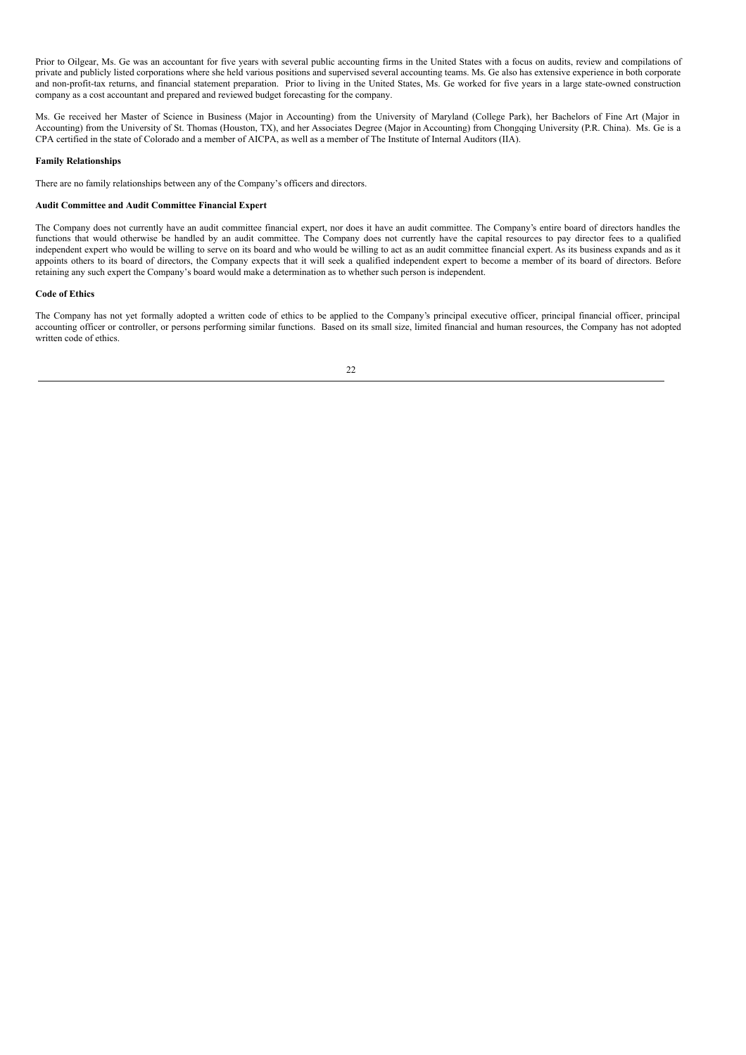Prior to Oilgear, Ms. Ge was an accountant for five years with several public accounting firms in the United States with a focus on audits, review and compilations of private and publicly listed corporations where she held various positions and supervised several accounting teams. Ms. Ge also has extensive experience in both corporate and non-profit-tax returns, and financial statement preparation. Prior to living in the United States, Ms. Ge worked for five years in a large state-owned construction company as a cost accountant and prepared and reviewed budget forecasting for the company.

Ms. Ge received her Master of Science in Business (Major in Accounting) from the University of Maryland (College Park), her Bachelors of Fine Art (Major in Accounting) from the University of St. Thomas (Houston, TX), and her Associates Degree (Major in Accounting) from Chongqing University (P.R. China). Ms. Ge is a CPA certified in the state of Colorado and a member of AICPA, as well as a member of The Institute of Internal Auditors (IIA).

**Family Relationships**

There are no family relationships between any of the Company's officers and directors.

**Audit Committee and Audit Committee Financial Expert**

The Company does not currently have an audit committee financial expert, nor does it have an audit committee. The Company's entire board of directors handles the functions that would otherwise be handled by an audit committee. The Company does not currently have the capital resources to pay director fees to a qualified independent expert who would be willing to serve on its board and who would be willing to act as an audit committee financial expert. As its business expands and as it appoints others to its board of directors, the Company expects that it will seek a qualified independent expert to become a member of its board of directors. Before retaining any such expert the Company's board would make a determination as to whether such person is independent.

**Code of Ethics**

The Company has not yet formally adopted a written code of ethics to be applied to the Company's principal executive officer, principal financial officer, principal accounting officer or controller, or persons performing similar functions. Based on its small size, limited financial and human resources, the Company has not adopted written code of ethics.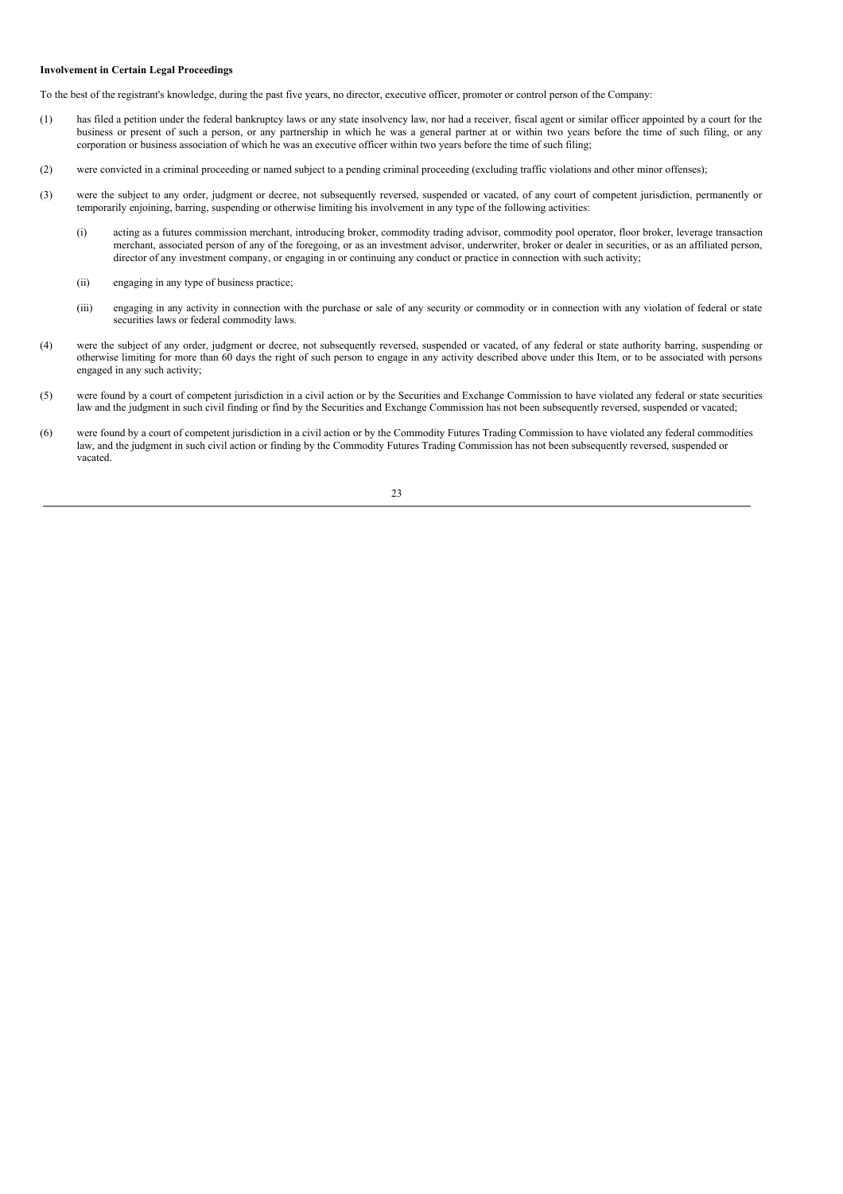**Involvement in Certain Legal Proceedings**

To the best of the registrant's knowledge, during the past five years, no director, executive officer, promoter or control person of the Company:

(1) has filed a petition under the federal bankruptcy laws or any state insolvency law, nor had a receiver, fiscal agent or similar officer appointed by a court for the business or present of such a person, or any partnership in which he was a general partner at or within two years before the time of such filing, or any corporation or business association of which he was an executive officer within two years before the time of such filing;

(2) were convicted in a criminal proceeding or named subject to a pending criminal proceeding (excluding traffic violations and other minor offenses);

(3) were the subject to any order, judgment or decree, not subsequently reversed, suspended or vacated, of any court of competent jurisdiction, permanently or temporarily enjoining, barring, suspending or otherwise limiting his involvement in any type of the following activities:

   (i) acting as a futures commission merchant, introducing broker, commodity trading advisor, commodity pool operator, floor broker, leverage transaction merchant, associated person of any of the foregoing, or as an investment advisor, underwriter, broker or dealer in securities, or as an affiliated person, director of any investment company, or engaging in or continuing any conduct or practice in connection with such activity;

   (ii) engaging in any type of business practice;

   (iii) engaging in any activity in connection with the purchase or sale of any security or commodity or in connection with any violation of federal or state securities laws or federal commodity laws.

(4) were the subject of any order, judgment or decree, not subsequently reversed, suspended or vacated, of any federal or state authority barring, suspending or otherwise limiting for more than 60 days the right of such person to engage in any activity described above under this Item, or to be associated with persons engaged in any such activity;

(5) were found by a court of competent jurisdiction in a civil action or by the Securities and Exchange Commission to have violated any federal or state securities law and the judgment in such civil finding or find by the Securities and Exchange Commission has not been subsequently reversed, suspended or vacated;

(6) were found by a court of competent jurisdiction in a civil action or by the Commodity Futures Trading Commission to have violated any federal commodities law, and the judgment in such civil action or finding by the Commodity Futures Trading Commission has not been subsequently reversed, suspended or vacated.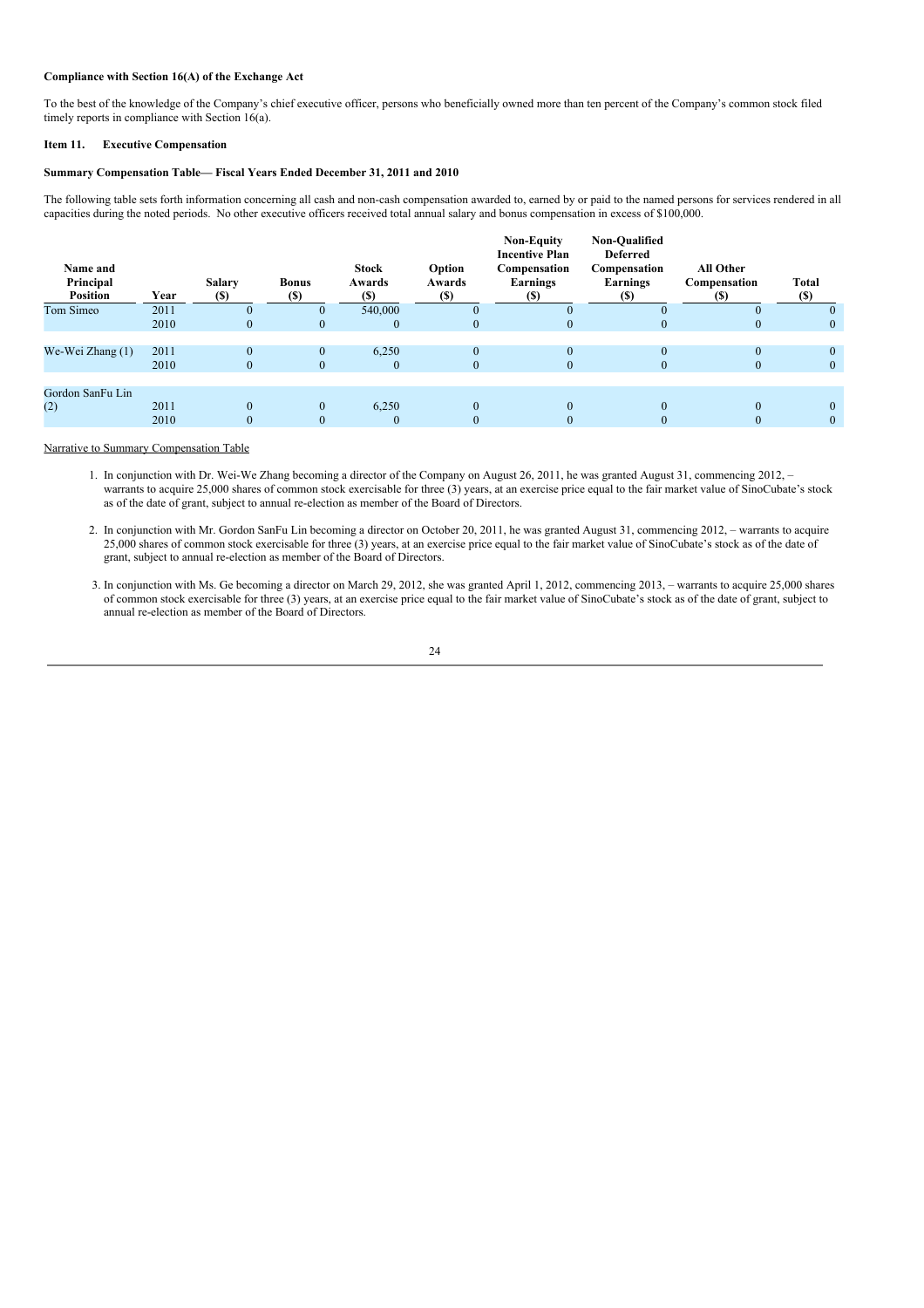**Compliance with Section 16(A) of the Exchange Act**

To the best of the knowledge of the Company's chief executive officer, persons who beneficially owned more than ten percent of the Company's common stock filed timely reports in compliance with Section 16(a).

**Item 11. Executive Compensation**

**Summary Compensation Table— Fiscal Years Ended December 31, 2011 and 2010**

The following table sets forth information concerning all cash and non-cash compensation awarded to, earned by or paid to the named persons for services rendered in all capacities during the noted periods. No other executive officers received total annual salary and bonus compensation in excess of $100,000.

| Name and Principal Position | Year | Salary ($) | Bonus ($) | Stock Awards ($) | Option Awards ($) | Non-Equity Incentive Plan Compensation Earnings ($) | Non-Qualified Deferred Compensation Earnings ($) | All Other Compensation ($) | Total ($) |
|---|---|---|---|---|---|---|---|---|---|
| Tom Simeo | 2011 | 0 | 0 | 540,000 | 0 | 0 | 0 | 0 | 0 |
| | 2010 | 0 | 0 | 0 | 0 | 0 | 0 | 0 | 0 |
| We-Wei Zhang (1) | 2011 | 0 | 0 | 6,250 | 0 | 0 | 0 | 0 | 0 |
| | 2010 | 0 | 0 | 0 | 0 | 0 | 0 | 0 | 0 |
| Gordon SanFu Lin (2) | 2011 | 0 | 0 | 6,250 | 0 | 0 | 0 | 0 | 0 |
| | 2010 | 0 | 0 | 0 | 0 | 0 | 0 | 0 | 0 |

Narrative to Summary Compensation Table

1. In conjunction with Dr. Wei-We Zhang becoming a director of the Company on August 26, 2011, he was granted August 31, commencing 2012, – warrants to acquire 25,000 shares of common stock exercisable for three (3) years, at an exercise price equal to the fair market value of SinoCubate's stock as of the date of grant, subject to annual re-election as member of the Board of Directors.

2. In conjunction with Mr. Gordon SanFu Lin becoming a director on October 20, 2011, he was granted August 31, commencing 2012, – warrants to acquire 25,000 shares of common stock exercisable for three (3) years, at an exercise price equal to the fair market value of SinoCubate's stock as of the date of grant, subject to annual re-election as member of the Board of Directors.

3. In conjunction with Ms. Ge becoming a director on March 29, 2012, she was granted April 1, 2012, commencing 2013, – warrants to acquire 25,000 shares of common stock exercisable for three (3) years, at an exercise price equal to the fair market value of SinoCubate's stock as of the date of grant, subject to annual re-election as member of the Board of Directors.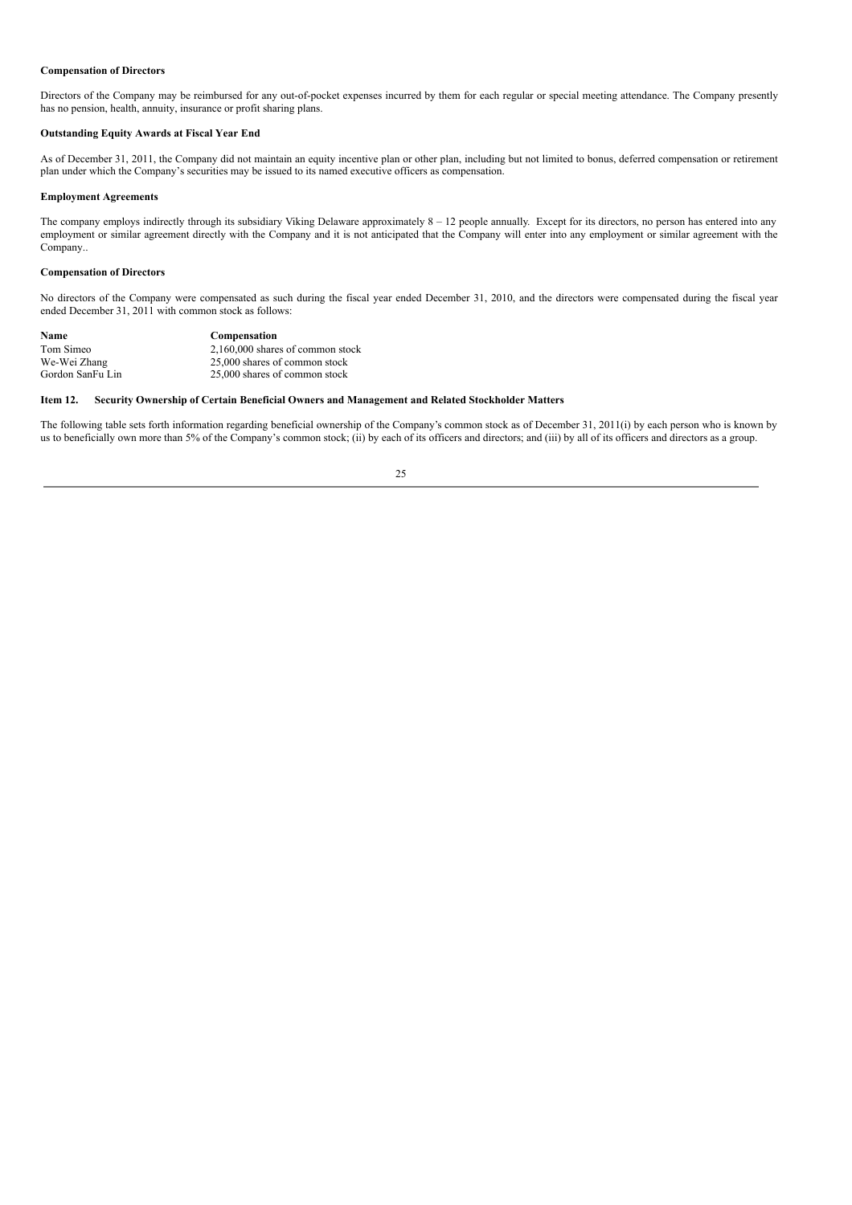**Compensation of Directors**

Directors of the Company may be reimbursed for any out-of-pocket expenses incurred by them for each regular or special meeting attendance. The Company presently has no pension, health, annuity, insurance or profit sharing plans.

**Outstanding Equity Awards at Fiscal Year End**

As of December 31, 2011, the Company did not maintain an equity incentive plan or other plan, including but not limited to bonus, deferred compensation or retirement plan under which the Company's securities may be issued to its named executive officers as compensation.

**Employment Agreements**

The company employs indirectly through its subsidiary Viking Delaware approximately 8 – 12 people annually. Except for its directors, no person has entered into any employment or similar agreement directly with the Company and it is not anticipated that the Company will enter into any employment or similar agreement with the Company..

**Compensation of Directors**

No directors of the Company were compensated as such during the fiscal year ended December 31, 2010, and the directors were compensated during the fiscal year ended December 31, 2011 with common stock as follows:

| Name | Compensation |
| --- | --- |
| Tom Simeo | 2,160,000 shares of common stock |
| We-Wei Zhang | 25,000 shares of common stock |
| Gordon SanFu Lin | 25,000 shares of common stock |

**Item 12. Security Ownership of Certain Beneficial Owners and Management and Related Stockholder Matters**

The following table sets forth information regarding beneficial ownership of the Company's common stock as of December 31, 2011(i) by each person who is known by us to beneficially own more than 5% of the Company's common stock; (ii) by each of its officers and directors; and (iii) by all of its officers and directors as a group.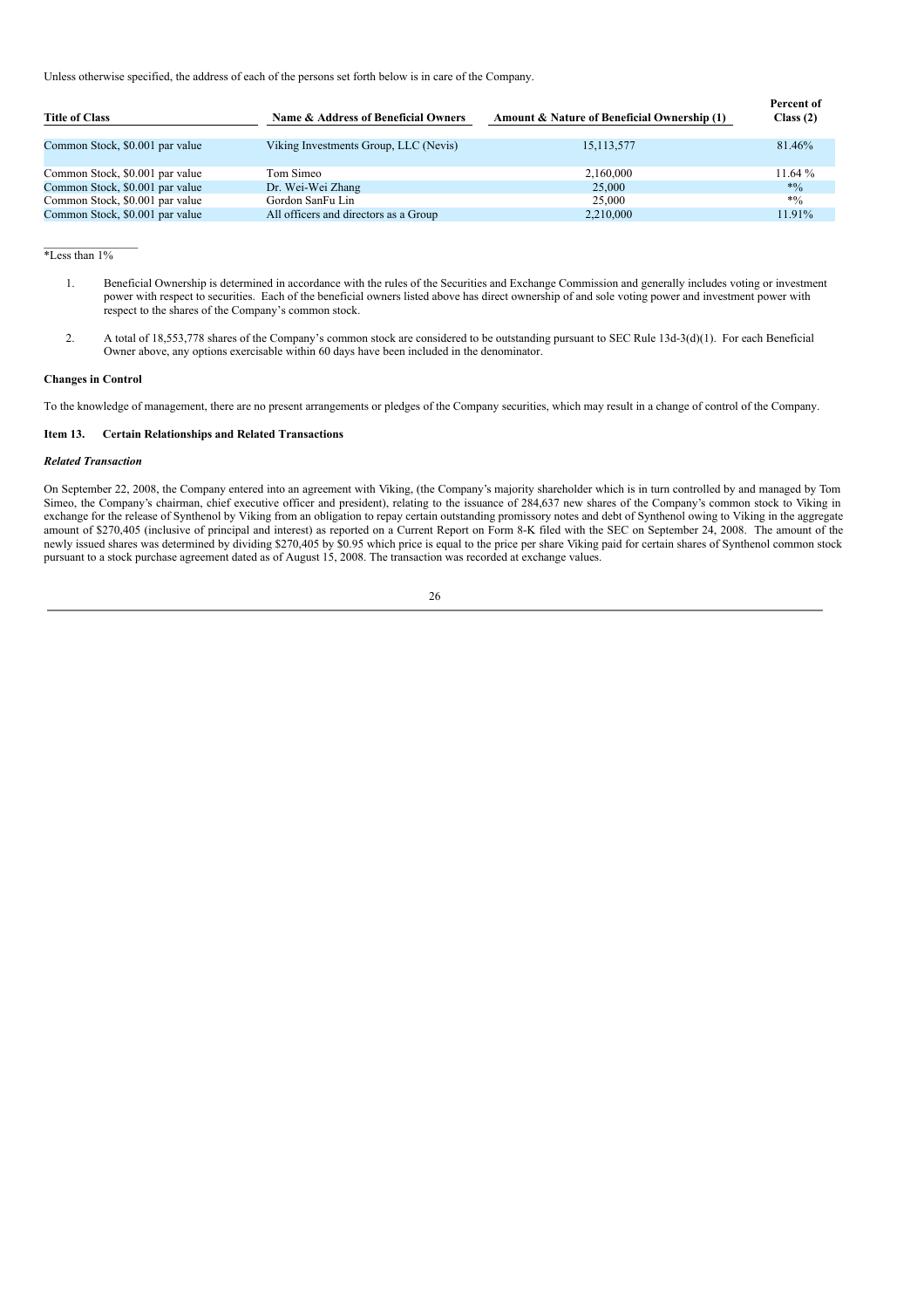Unless otherwise specified, the address of each of the persons set forth below is in care of the Company.

| Title of Class | Name & Address of Beneficial Owners | Amount & Nature of Beneficial Ownership (1) | Percent of Class (2) |
|---|---|---|---|
| Common Stock, $0.001 par value | Viking Investments Group, LLC (Nevis) | 15,113,577 | 81.46% |
| Common Stock, $0.001 par value | Tom Simeo | 2,160,000 | 11.64 % |
| Common Stock, $0.001 par value | Dr. Wei-Wei Zhang | 25,000 | *% |
| Common Stock, $0.001 par value | Gordon SanFu Lin | 25,000 | *% |
| Common Stock, $0.001 par value | All officers and directors as a Group | 2,210,000 | 11.91% |

*Less than 1%

1. Beneficial Ownership is determined in accordance with the rules of the Securities and Exchange Commission and generally includes voting or investment power with respect to securities. Each of the beneficial owners listed above has direct ownership of and sole voting power and investment power with respect to the shares of the Company's common stock.

2. A total of 18,553,778 shares of the Company's common stock are considered to be outstanding pursuant to SEC Rule 13d-3(d)(1). For each Beneficial Owner above, any options exercisable within 60 days have been included in the denominator.

**Changes in Control**

To the knowledge of management, there are no present arrangements or pledges of the Company securities, which may result in a change of control of the Company.

**Item 13. Certain Relationships and Related Transactions**

***Related Transaction***

On September 22, 2008, the Company entered into an agreement with Viking, (the Company's majority shareholder which is in turn controlled by and managed by Tom Simeo, the Company's chairman, chief executive officer and president), relating to the issuance of 284,637 new shares of the Company's common stock to Viking in exchange for the release of Synthenol by Viking from an obligation to repay certain outstanding promissory notes and debt of Synthenol owing to Viking in the aggregate amount of $270,405 (inclusive of principal and interest) as reported on a Current Report on Form 8-K filed with the SEC on September 24, 2008. The amount of the newly issued shares was determined by dividing $270,405 by $0.95 which price is equal to the price per share Viking paid for certain shares of Synthenol common stock pursuant to a stock purchase agreement dated as of August 15, 2008. The transaction was recorded at exchange values.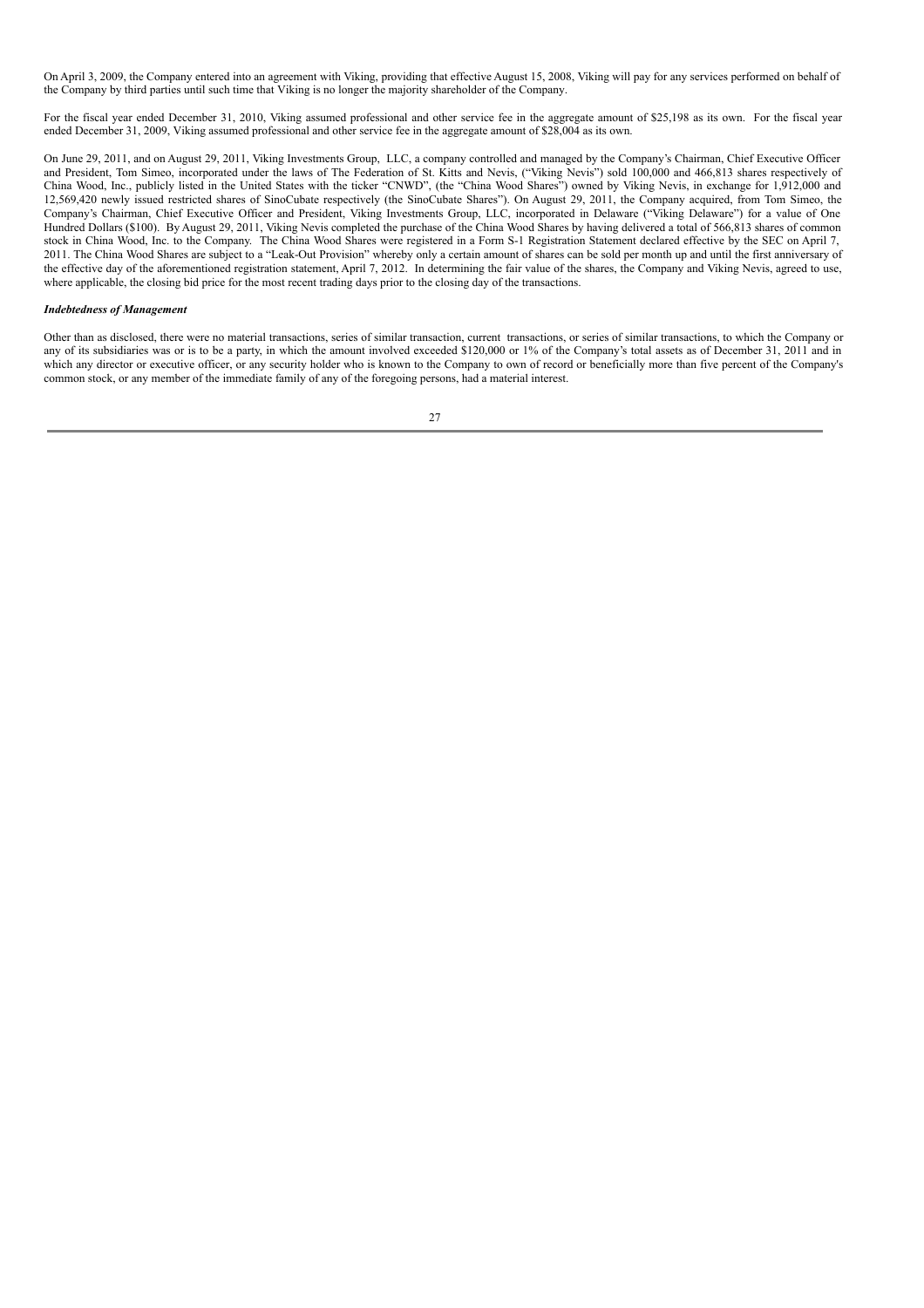On April 3, 2009, the Company entered into an agreement with Viking, providing that effective August 15, 2008, Viking will pay for any services performed on behalf of the Company by third parties until such time that Viking is no longer the majority shareholder of the Company.

For the fiscal year ended December 31, 2010, Viking assumed professional and other service fee in the aggregate amount of $25,198 as its own. For the fiscal year ended December 31, 2009, Viking assumed professional and other service fee in the aggregate amount of $28,004 as its own.

On June 29, 2011, and on August 29, 2011, Viking Investments Group, LLC, a company controlled and managed by the Company's Chairman, Chief Executive Officer and President, Tom Simeo, incorporated under the laws of The Federation of St. Kitts and Nevis, ("Viking Nevis") sold 100,000 and 466,813 shares respectively of China Wood, Inc., publicly listed in the United States with the ticker "CNWD", (the "China Wood Shares") owned by Viking Nevis, in exchange for 1,912,000 and 12,569,420 newly issued restricted shares of SinoCubate respectively (the SinoCubate Shares"). On August 29, 2011, the Company acquired, from Tom Simeo, the Company's Chairman, Chief Executive Officer and President, Viking Investments Group, LLC, incorporated in Delaware ("Viking Delaware") for a value of One Hundred Dollars ($100). By August 29, 2011, Viking Nevis completed the purchase of the China Wood Shares by having delivered a total of 566,813 shares of common stock in China Wood, Inc. to the Company. The China Wood Shares were registered in a Form S-1 Registration Statement declared effective by the SEC on April 7, 2011. The China Wood Shares are subject to a "Leak-Out Provision" whereby only a certain amount of shares can be sold per month up and until the first anniversary of the effective day of the aforementioned registration statement, April 7, 2012. In determining the fair value of the shares, the Company and Viking Nevis, agreed to use, where applicable, the closing bid price for the most recent trading days prior to the closing day of the transactions.

***Indebtedness of Management***

Other than as disclosed, there were no material transactions, series of similar transaction, current transactions, or series of similar transactions, to which the Company or any of its subsidiaries was or is to be a party, in which the amount involved exceeded $120,000 or 1% of the Company's total assets as of December 31, 2011 and in which any director or executive officer, or any security holder who is known to the Company to own of record or beneficially more than five percent of the Company's common stock, or any member of the immediate family of any of the foregoing persons, had a material interest.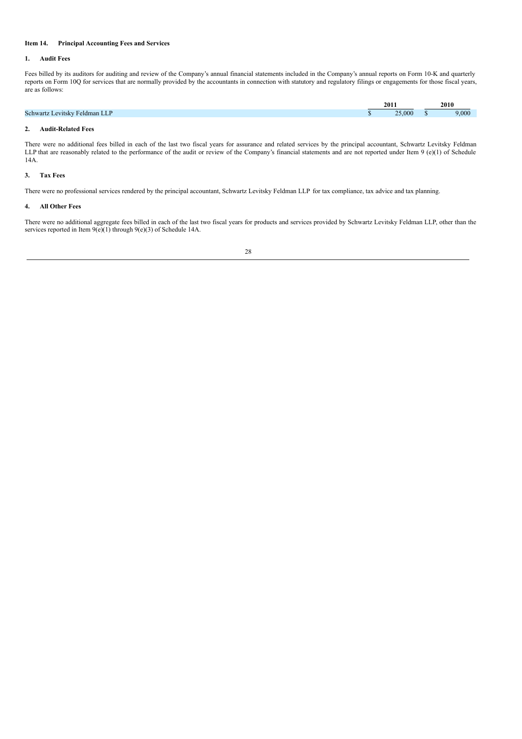**Item 14. Principal Accounting Fees and Services**

**1. Audit Fees**

Fees billed by its auditors for auditing and review of the Company's annual financial statements included in the Company's annual reports on Form 10-K and quarterly reports on Form 10Q for services that are normally provided by the accountants in connection with statutory and regulatory filings or engagements for those fiscal years, are as follows:

| | 2011 | 2010 |
|---|---|---|
| Schwartz Levitsky Feldman LLP | $ 25,000 | $ 9,000 |

**2. Audit-Related Fees**

There were no additional fees billed in each of the last two fiscal years for assurance and related services by the principal accountant, Schwartz Levitsky Feldman LLP that are reasonably related to the performance of the audit or review of the Company's financial statements and are not reported under Item 9 (e)(1) of Schedule 14A.

**3. Tax Fees**

There were no professional services rendered by the principal accountant, Schwartz Levitsky Feldman LLP for tax compliance, tax advice and tax planning.

**4. All Other Fees**

There were no additional aggregate fees billed in each of the last two fiscal years for products and services provided by Schwartz Levitsky Feldman LLP, other than the services reported in Item 9(e)(1) through 9(e)(3) of Schedule 14A.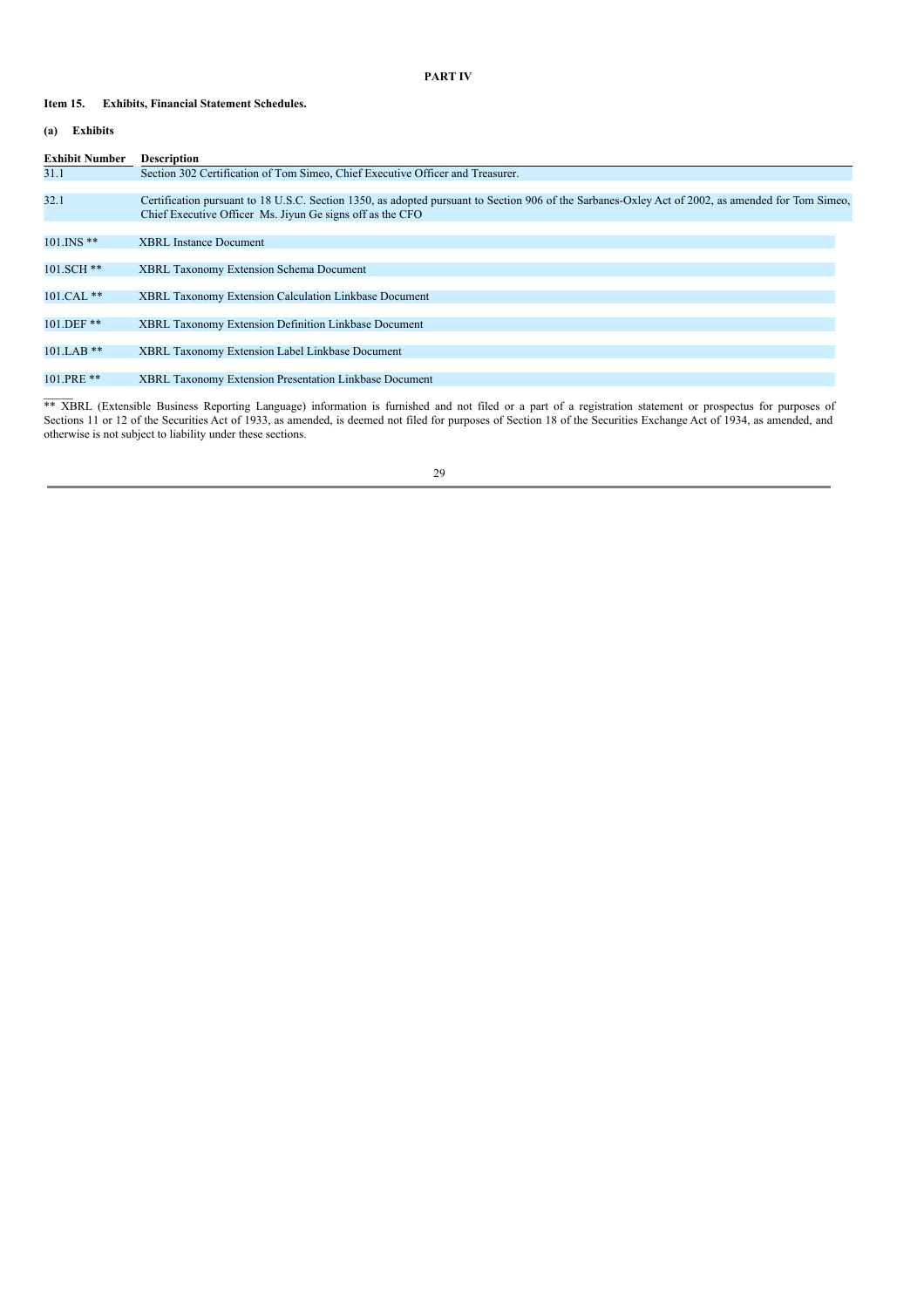# PART IV

## Item 15. Exhibits, Financial Statement Schedules.

### (a) Exhibits

| Exhibit Number | Description |
|---|---|
| 31.1 | Section 302 Certification of Tom Simeo, Chief Executive Officer and Treasurer. |
| 32.1 | Certification pursuant to 18 U.S.C. Section 1350, as adopted pursuant to Section 906 of the Sarbanes-Oxley Act of 2002, as amended for Tom Simeo, Chief Executive Officer Ms. Jiyun Ge signs off as the CFO |
| 101.INS ** | XBRL Instance Document |
| 101.SCH ** | XBRL Taxonomy Extension Schema Document |
| 101.CAL ** | XBRL Taxonomy Extension Calculation Linkbase Document |
| 101.DEF ** | XBRL Taxonomy Extension Definition Linkbase Document |
| 101.LAB ** | XBRL Taxonomy Extension Label Linkbase Document |
| 101.PRE ** | XBRL Taxonomy Extension Presentation Linkbase Document |

** XBRL (Extensible Business Reporting Language) information is furnished and not filed or a part of a registration statement or prospectus for purposes of Sections 11 or 12 of the Securities Act of 1933, as amended, is deemed not filed for purposes of Section 18 of the Securities Exchange Act of 1934, as amended, and otherwise is not subject to liability under these sections.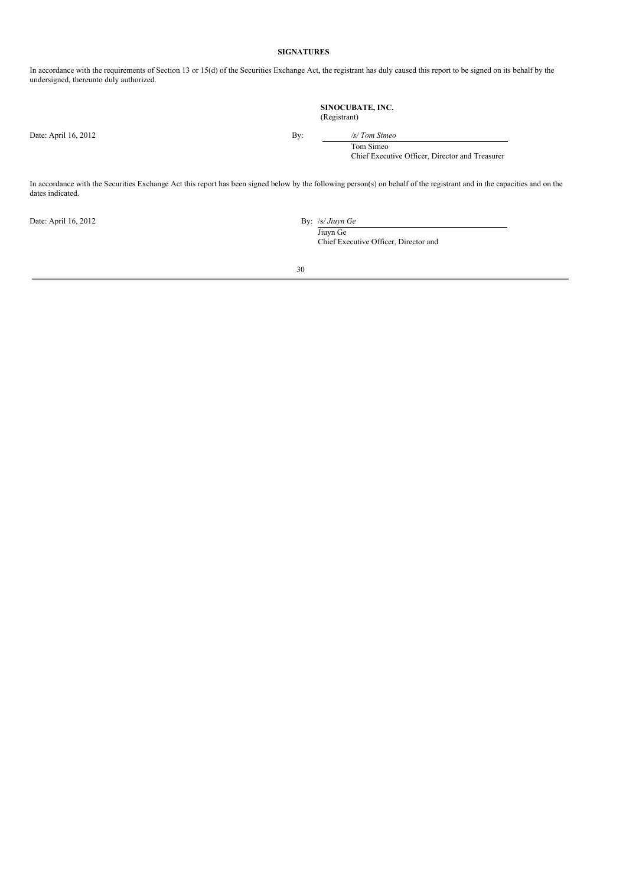**SIGNATURES**

In accordance with the requirements of Section 13 or 15(d) of the Securities Exchange Act, the registrant has duly caused this report to be signed on its behalf by the undersigned, thereunto duly authorized.

**SINOCUBATE, INC.**
(Registrant)

Date: April 16, 2012

By: */s/ Tom Simeo*
Tom Simeo
Chief Executive Officer, Director and Treasurer

In accordance with the Securities Exchange Act this report has been signed below by the following person(s) on behalf of the registrant and in the capacities and on the dates indicated.

Date: April 16, 2012

By: /s/ *Jiuyn Ge*
Jiuyn Ge
Chief Executive Officer, Director and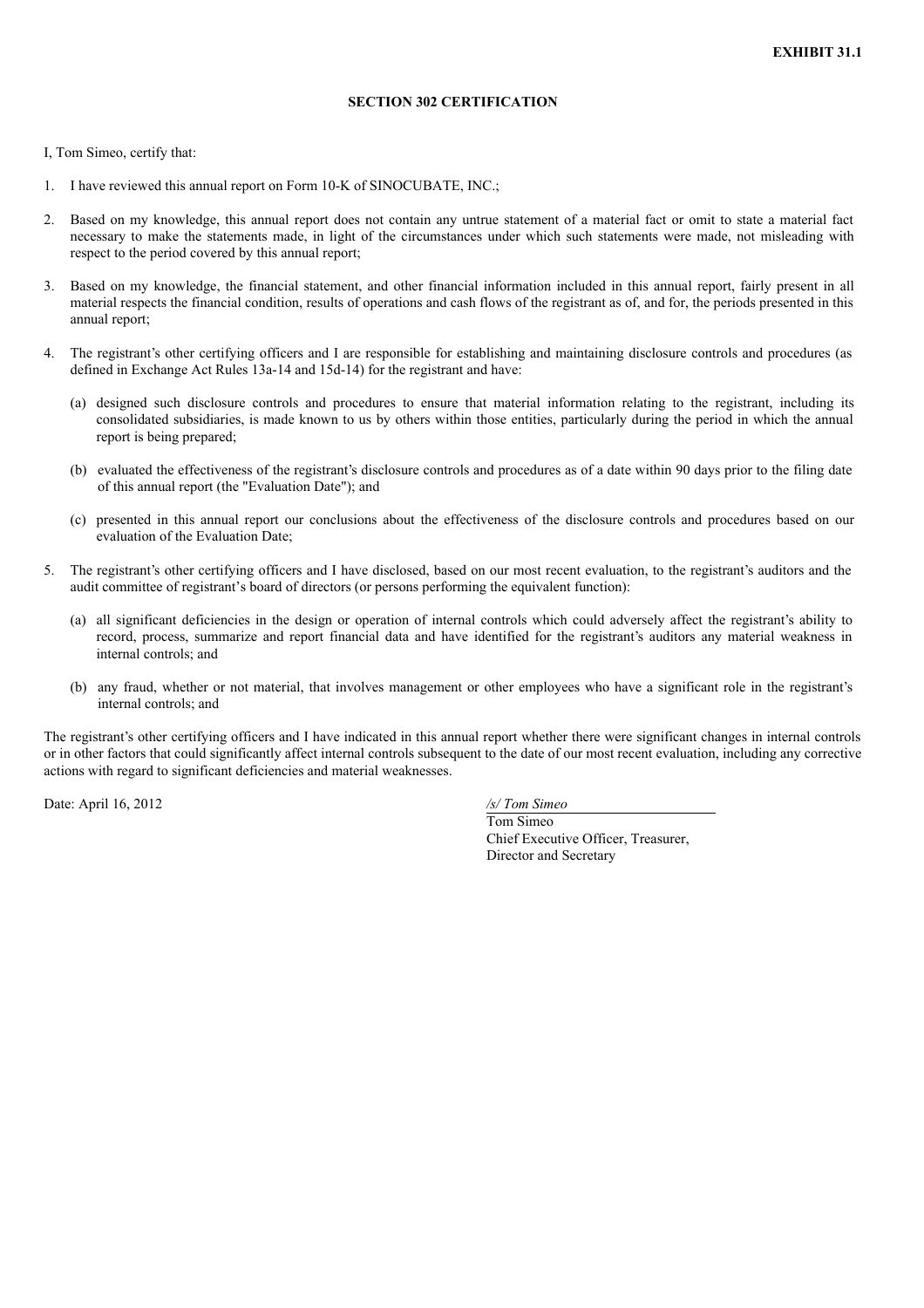**EXHIBIT 31.1**

**SECTION 302 CERTIFICATION**

I, Tom Simeo, certify that:

1. I have reviewed this annual report on Form 10-K of SINOCUBATE, INC.;

2. Based on my knowledge, this annual report does not contain any untrue statement of a material fact or omit to state a material fact necessary to make the statements made, in light of the circumstances under which such statements were made, not misleading with respect to the period covered by this annual report;

3. Based on my knowledge, the financial statement, and other financial information included in this annual report, fairly present in all material respects the financial condition, results of operations and cash flows of the registrant as of, and for, the periods presented in this annual report;

4. The registrant's other certifying officers and I are responsible for establishing and maintaining disclosure controls and procedures (as defined in Exchange Act Rules 13a-14 and 15d-14) for the registrant and have:

   (a) designed such disclosure controls and procedures to ensure that material information relating to the registrant, including its consolidated subsidiaries, is made known to us by others within those entities, particularly during the period in which the annual report is being prepared;

   (b) evaluated the effectiveness of the registrant's disclosure controls and procedures as of a date within 90 days prior to the filing date of this annual report (the "Evaluation Date"); and

   (c) presented in this annual report our conclusions about the effectiveness of the disclosure controls and procedures based on our evaluation of the Evaluation Date;

5. The registrant's other certifying officers and I have disclosed, based on our most recent evaluation, to the registrant's auditors and the audit committee of registrant's board of directors (or persons performing the equivalent function):

   (a) all significant deficiencies in the design or operation of internal controls which could adversely affect the registrant's ability to record, process, summarize and report financial data and have identified for the registrant's auditors any material weakness in internal controls; and

   (b) any fraud, whether or not material, that involves management or other employees who have a significant role in the registrant's internal controls; and

The registrant's other certifying officers and I have indicated in this annual report whether there were significant changes in internal controls or in other factors that could significantly affect internal controls subsequent to the date of our most recent evaluation, including any corrective actions with regard to significant deficiencies and material weaknesses.

Date: April 16, 2012

*/s/ Tom Simeo*
Tom Simeo
Chief Executive Officer, Treasurer,
Director and Secretary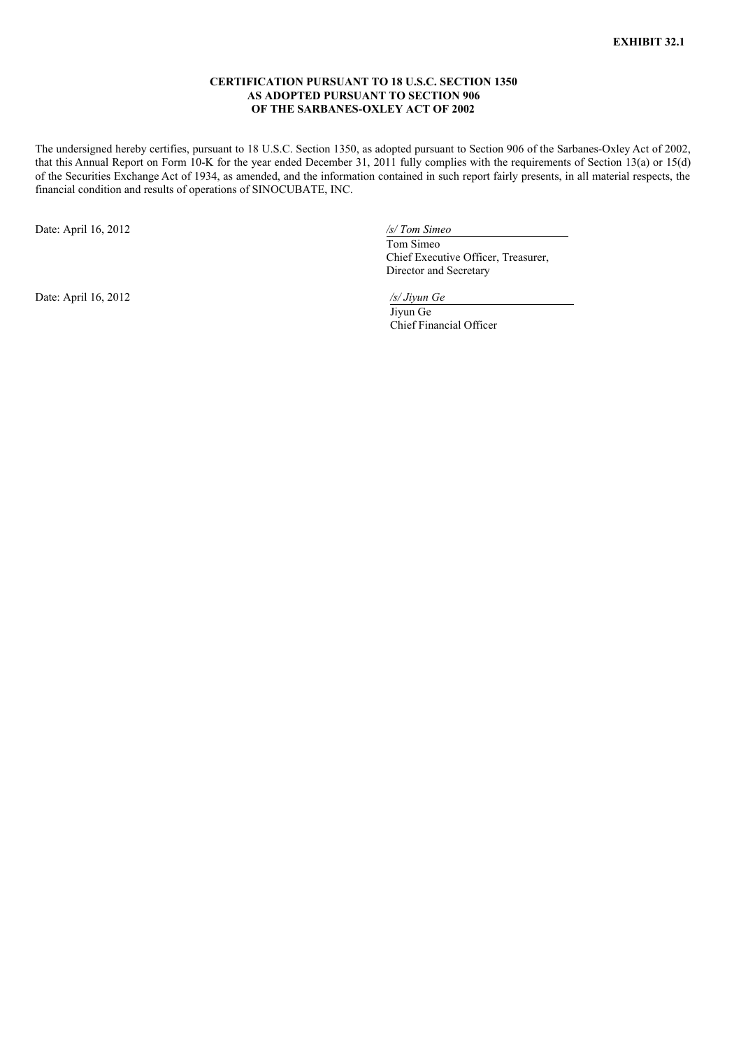**EXHIBIT 32.1**

**CERTIFICATION PURSUANT TO 18 U.S.C. SECTION 1350**
**AS ADOPTED PURSUANT TO SECTION 906**
**OF THE SARBANES-OXLEY ACT OF 2002**

The undersigned hereby certifies, pursuant to 18 U.S.C. Section 1350, as adopted pursuant to Section 906 of the Sarbanes-Oxley Act of 2002, that this Annual Report on Form 10-K for the year ended December 31, 2011 fully complies with the requirements of Section 13(a) or 15(d) of the Securities Exchange Act of 1934, as amended, and the information contained in such report fairly presents, in all material respects, the financial condition and results of operations of SINOCUBATE, INC.

Date: April 16, 2012

*/s/ Tom Simeo*
Tom Simeo
Chief Executive Officer, Treasurer,
Director and Secretary

Date: April 16, 2012

*/s/ Jiyun Ge*
Jiyun Ge
Chief Financial Officer